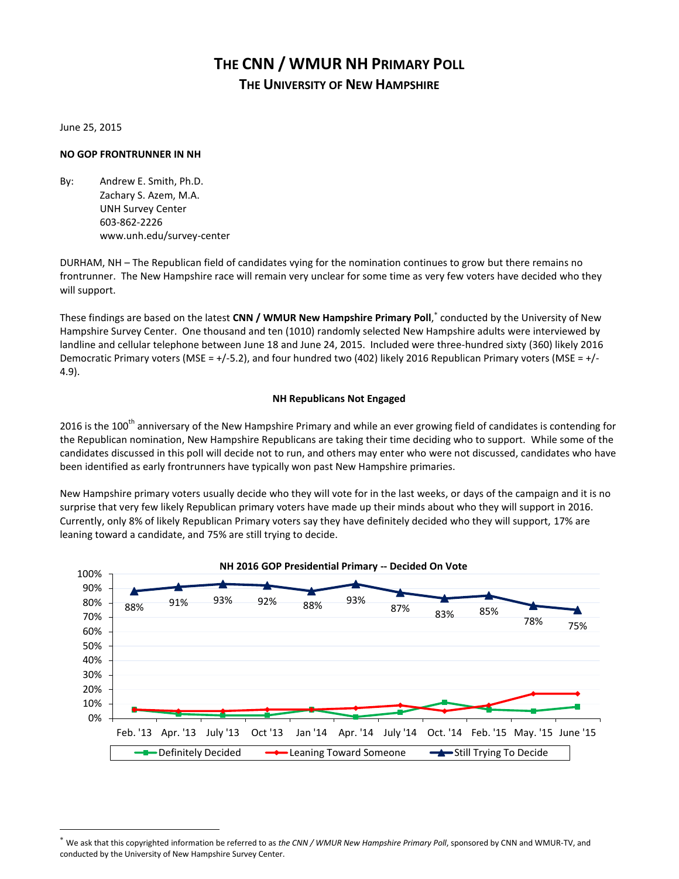# THE CNN / WMUR NH PRIMARY POLL

## THE UNIVERSITY OF NEW HAMPSHIRE

June 25, 2015

**NO GOP FRONTRUNNER IN NH**

By: Andrew E. Smith, Ph.D.
Zachary S. Azem, M.A.
UNH Survey Center
603-862-2226
www.unh.edu/survey-center

DURHAM, NH – The Republican field of candidates vying for the nomination continues to grow but there remains no frontrunner. The New Hampshire race will remain very unclear for some time as very few voters have decided who they will support.

These findings are based on the latest **CNN / WMUR New Hampshire Primary Poll**,* conducted by the University of New Hampshire Survey Center. One thousand and ten (1010) randomly selected New Hampshire adults were interviewed by landline and cellular telephone between June 18 and June 24, 2015. Included were three-hundred sixty (360) likely 2016 Democratic Primary voters (MSE = +/-5.2), and four hundred two (402) likely 2016 Republican Primary voters (MSE = +/-4.9).

### NH Republicans Not Engaged

2016 is the 100th anniversary of the New Hampshire Primary and while an ever growing field of candidates is contending for the Republican nomination, New Hampshire Republicans are taking their time deciding who to support. While some of the candidates discussed in this poll will decide not to run, and others may enter who were not discussed, candidates who have been identified as early frontrunners have typically won past New Hampshire primaries.

New Hampshire primary voters usually decide who they will vote for in the last weeks, or days of the campaign and it is no surprise that very few likely Republican primary voters have made up their minds about who they will support in 2016. Currently, only 8% of likely Republican Primary voters say they have definitely decided who they will support, 17% are leaning toward a candidate, and 75% are still trying to decide.

**NH 2016 GOP Presidential Primary -- Decided On Vote**

| | Feb. '13 | Apr. '13 | July '13 | Oct '13 | Jan '14 | Apr. '14 | July '14 | Oct. '14 | Feb. '15 | May. '15 | June '15 |
|---|---|---|---|---|---|---|---|---|---|---|---|
| Still Trying To Decide | 88% | 91% | 93% | 92% | 88% | 93% | 87% | 83% | 85% | 78% | 75% |

Legend: Definitely Decided, Leaning Toward Someone, Still Trying To Decide

* We ask that this copyrighted information be referred to as *the CNN / WMUR New Hampshire Primary Poll*, sponsored by CNN and WMUR-TV, and conducted by the University of New Hampshire Survey Center.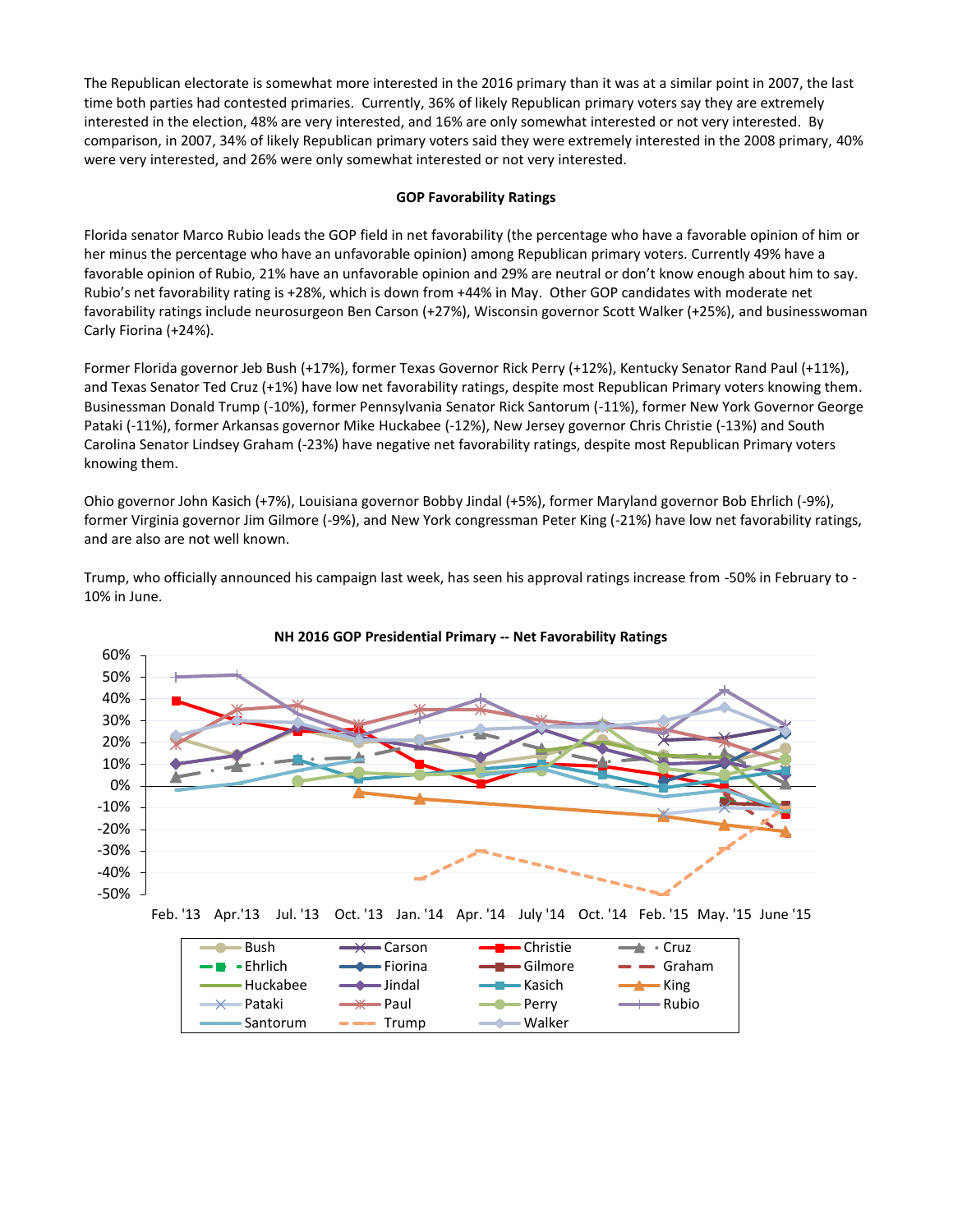The Republican electorate is somewhat more interested in the 2016 primary than it was at a similar point in 2007, the last time both parties had contested primaries. Currently, 36% of likely Republican primary voters say they are extremely interested in the election, 48% are very interested, and 16% are only somewhat interested or not very interested. By comparison, in 2007, 34% of likely Republican primary voters said they were extremely interested in the 2008 primary, 40% were very interested, and 26% were only somewhat interested or not very interested.

**GOP Favorability Ratings**

Florida senator Marco Rubio leads the GOP field in net favorability (the percentage who have a favorable opinion of him or her minus the percentage who have an unfavorable opinion) among Republican primary voters. Currently 49% have a favorable opinion of Rubio, 21% have an unfavorable opinion and 29% are neutral or don't know enough about him to say. Rubio's net favorability rating is +28%, which is down from +44% in May. Other GOP candidates with moderate net favorability ratings include neurosurgeon Ben Carson (+27%), Wisconsin governor Scott Walker (+25%), and businesswoman Carly Fiorina (+24%).

Former Florida governor Jeb Bush (+17%), former Texas Governor Rick Perry (+12%), Kentucky Senator Rand Paul (+11%), and Texas Senator Ted Cruz (+1%) have low net favorability ratings, despite most Republican Primary voters knowing them. Businessman Donald Trump (-10%), former Pennsylvania Senator Rick Santorum (-11%), former New York Governor George Pataki (-11%), former Arkansas governor Mike Huckabee (-12%), New Jersey governor Chris Christie (-13%) and South Carolina Senator Lindsey Graham (-23%) have negative net favorability ratings, despite most Republican Primary voters knowing them.

Ohio governor John Kasich (+7%), Louisiana governor Bobby Jindal (+5%), former Maryland governor Bob Ehrlich (-9%), former Virginia governor Jim Gilmore (-9%), and New York congressman Peter King (-21%) have low net favorability ratings, and are also are not well known.

Trump, who officially announced his campaign last week, has seen his approval ratings increase from -50% in February to -10% in June.

**NH 2016 GOP Presidential Primary -- Net Favorability Ratings**

[Line chart: y-axis -50% to 60%; x-axis Feb. '13, Apr.'13, Jul. '13, Oct. '13, Jan. '14, Apr. '14, July '14, Oct. '14, Feb. '15, May. '15, June '15. Legend: Bush, Carson, Christie, Cruz, Ehrlich, Fiorina, Gilmore, Graham, Huckabee, Jindal, Kasich, King, Pataki, Paul, Perry, Rubio, Santorum, Trump, Walker]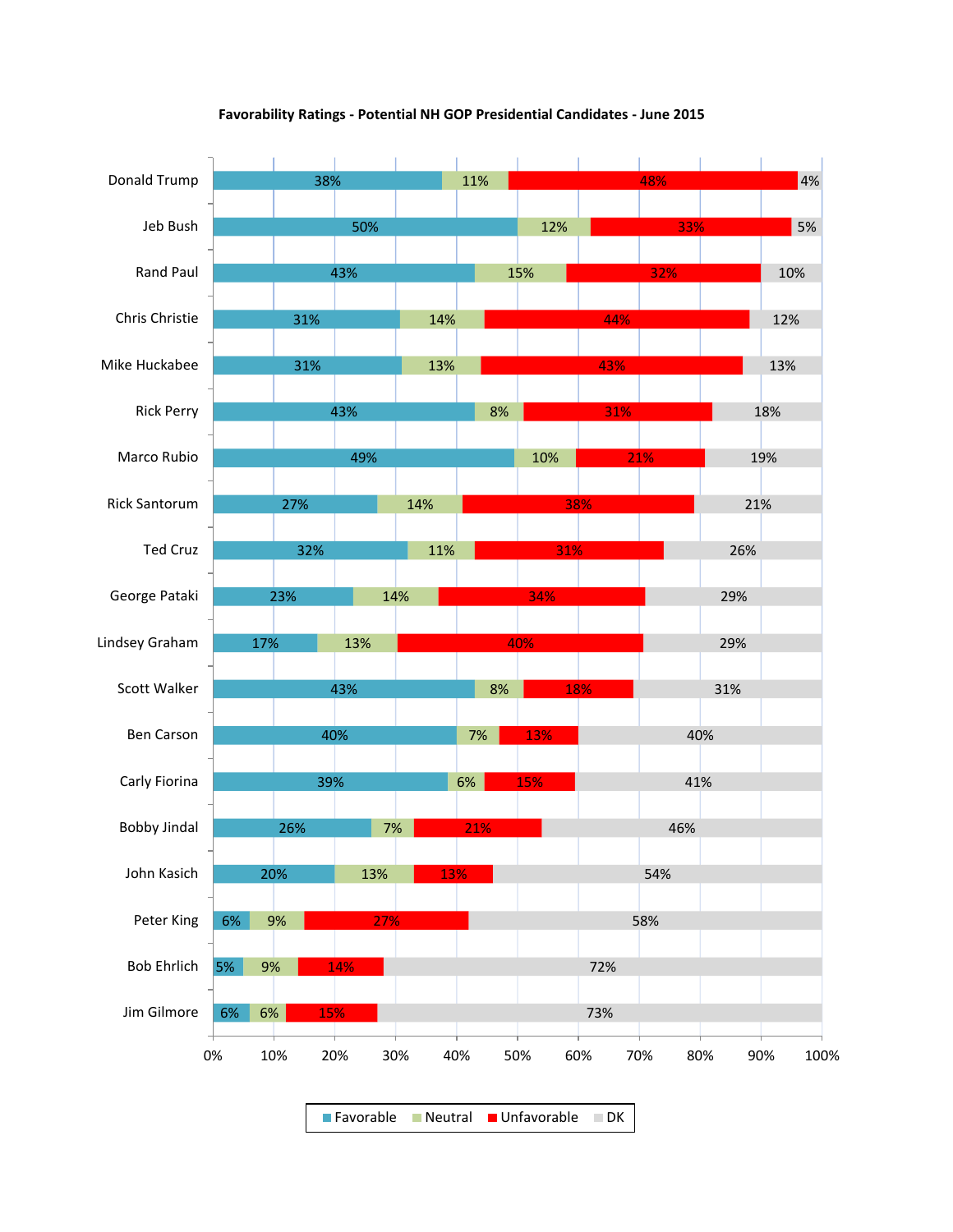**Favorability Ratings - Potential NH GOP Presidential Candidates - June 2015**

| Candidate | Favorable | Neutral | Unfavorable | DK |
|---|---|---|---|---|
| Donald Trump | 38% | 11% | 48% | 4% |
| Jeb Bush | 50% | 12% | 33% | 5% |
| Rand Paul | 43% | 15% | 32% | 10% |
| Chris Christie | 31% | 14% | 44% | 12% |
| Mike Huckabee | 31% | 13% | 43% | 13% |
| Rick Perry | 43% | 8% | 31% | 18% |
| Marco Rubio | 49% | 10% | 21% | 19% |
| Rick Santorum | 27% | 14% | 38% | 21% |
| Ted Cruz | 32% | 11% | 31% | 26% |
| George Pataki | 23% | 14% | 34% | 29% |
| Lindsey Graham | 17% | 13% | 40% | 29% |
| Scott Walker | 43% | 8% | 18% | 31% |
| Ben Carson | 40% | 7% | 13% | 40% |
| Carly Fiorina | 39% | 6% | 15% | 41% |
| Bobby Jindal | 26% | 7% | 21% | 46% |
| John Kasich | 20% | 13% | 13% | 54% |
| Peter King | 6% | 9% | 27% | 58% |
| Bob Ehrlich | 5% | 9% | 14% | 72% |
| Jim Gilmore | 6% | 6% | 15% | 73% |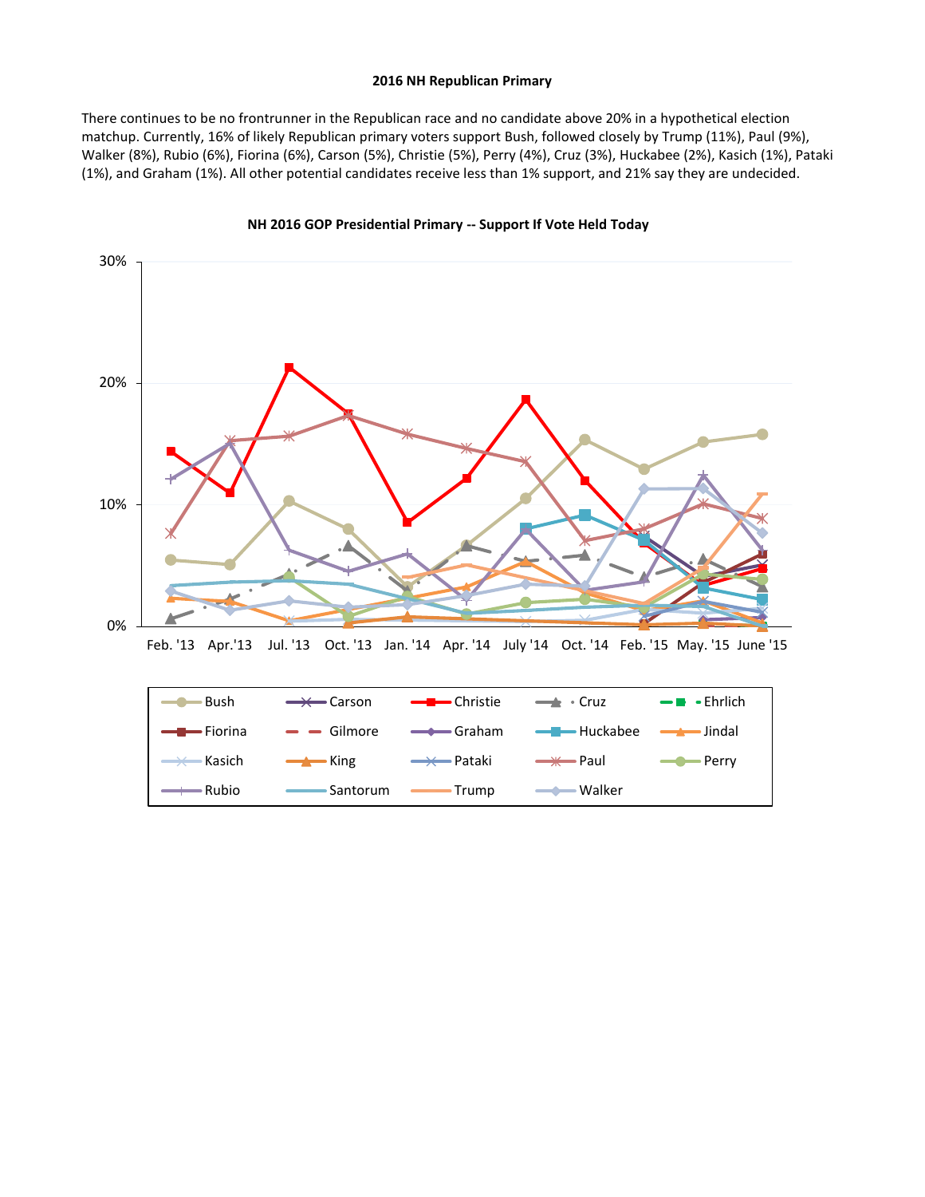## 2016 NH Republican Primary

There continues to be no frontrunner in the Republican race and no candidate above 20% in a hypothetical election matchup. Currently, 16% of likely Republican primary voters support Bush, followed closely by Trump (11%), Paul (9%), Walker (8%), Rubio (6%), Fiorina (6%), Carson (5%), Christie (5%), Perry (4%), Cruz (3%), Huckabee (2%), Kasich (1%), Pataki (1%), and Graham (1%). All other potential candidates receive less than 1% support, and 21% say they are undecided.

**NH 2016 GOP Presidential Primary -- Support If Vote Held Today**

30%

20%

10%

0%

Feb. '13 | Apr.'13 | Jul. '13 | Oct. '13 | Jan. '14 | Apr. '14 | July '14 | Oct. '14 | Feb. '15 | May. '15 | June '15

Bush, Carson, Christie, Cruz, Ehrlich, Fiorina, Gilmore, Graham, Huckabee, Jindal, Kasich, King, Pataki, Paul, Perry, Rubio, Santorum, Trump, Walker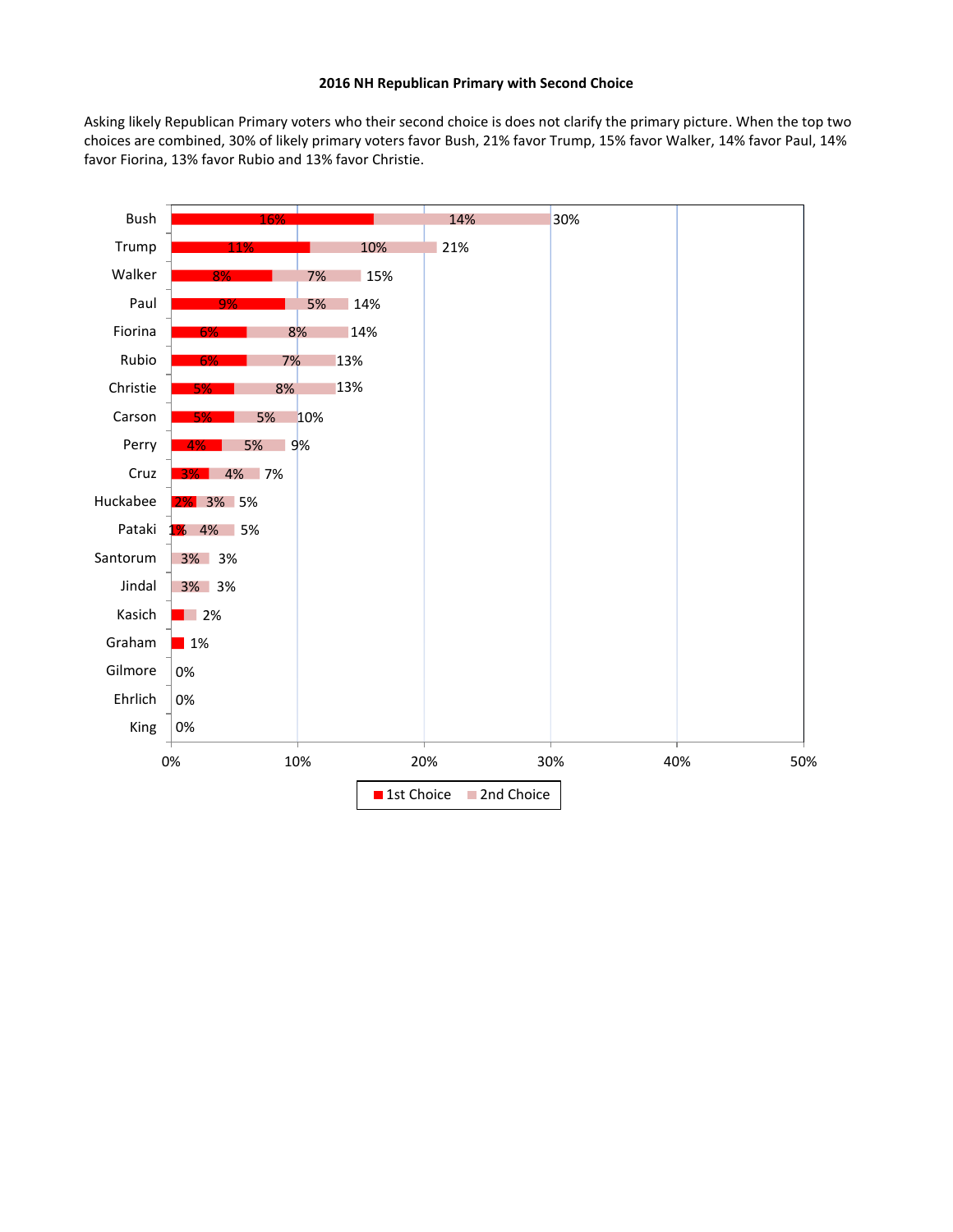## 2016 NH Republican Primary with Second Choice

Asking likely Republican Primary voters who their second choice is does not clarify the primary picture. When the top two choices are combined, 30% of likely primary voters favor Bush, 21% favor Trump, 15% favor Walker, 14% favor Paul, 14% favor Fiorina, 13% favor Rubio and 13% favor Christie.

| Candidate | 1st Choice | 2nd Choice | Total |
|---|---|---|---|
| Bush | 16% | 14% | 30% |
| Trump | 11% | 10% | 21% |
| Walker | 8% | 7% | 15% |
| Paul | 9% | 5% | 14% |
| Fiorina | 6% | 8% | 14% |
| Rubio | 6% | 7% | 13% |
| Christie | 5% | 8% | 13% |
| Carson | 5% | 5% | 10% |
| Perry | 4% | 5% | 9% |
| Cruz | 3% | 4% | 7% |
| Huckabee | 2% | 3% | 5% |
| Pataki | 1% | 4% | 5% |
| Santorum | | 3% | 3% |
| Jindal | | 3% | 3% |
| Kasich | | | 2% |
| Graham | | | 1% |
| Gilmore | | | 0% |
| Ehrlich | | | 0% |
| King | | | 0% |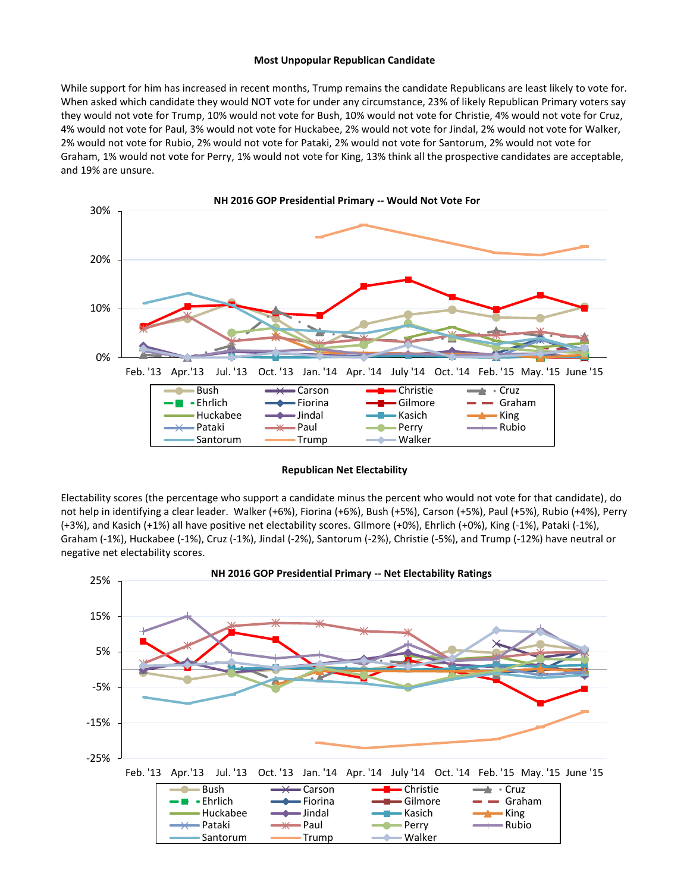**Most Unpopular Republican Candidate**

While support for him has increased in recent months, Trump remains the candidate Republicans are least likely to vote for. When asked which candidate they would NOT vote for under any circumstance, 23% of likely Republican Primary voters say they would not vote for Trump, 10% would not vote for Bush, 10% would not vote for Christie, 4% would not vote for Cruz, 4% would not vote for Paul, 3% would not vote for Huckabee, 2% would not vote for Jindal, 2% would not vote for Walker, 2% would not vote for Rubio, 2% would not vote for Pataki, 2% would not vote for Santorum, 2% would not vote for Graham, 1% would not vote for Perry, 1% would not vote for King, 13% think all the prospective candidates are acceptable, and 19% are unsure.

**NH 2016 GOP Presidential Primary -- Would Not Vote For**

**Republican Net Electability**

Electability scores (the percentage who support a candidate minus the percent who would not vote for that candidate), do not help in identifying a clear leader. Walker (+6%), Fiorina (+6%), Bush (+5%), Carson (+5%), Paul (+5%), Rubio (+4%), Perry (+3%), and Kasich (+1%) all have positive net electability scores. GIlmore (+0%), Ehrlich (+0%), King (-1%), Pataki (-1%), Graham (-1%), Huckabee (-1%), Cruz (-1%), Jindal (-2%), Santorum (-2%), Christie (-5%), and Trump (-12%) have neutral or negative net electability scores.

**NH 2016 GOP Presidential Primary -- Net Electability Ratings**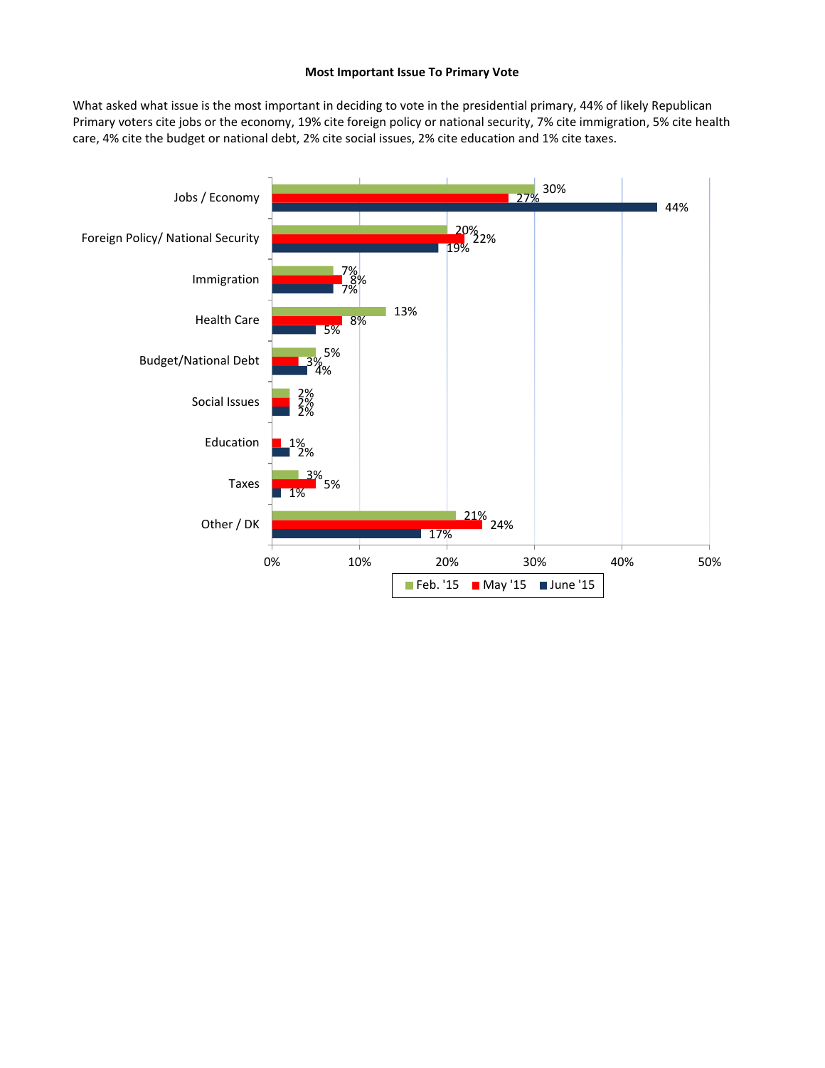**Most Important Issue To Primary Vote**

What asked what issue is the most important in deciding to vote in the presidential primary, 44% of likely Republican Primary voters cite jobs or the economy, 19% cite foreign policy or national security, 7% cite immigration, 5% cite health care, 4% cite the budget or national debt, 2% cite social issues, 2% cite education and 1% cite taxes.

| Issue | Feb. '15 | May '15 | June '15 |
|---|---|---|---|
| Jobs / Economy | 30% | 27% | 44% |
| Foreign Policy/ National Security | 20% | 22% | 19% |
| Immigration | 7% | 8% | 7% |
| Health Care | 13% | 8% | 5% |
| Budget/National Debt | 5% | 3% | 4% |
| Social Issues | 2% | 2% | 2% |
| Education | | 1% | 2% |
| Taxes | 3% | 5% | 1% |
| Other / DK | 21% | 24% | 17% |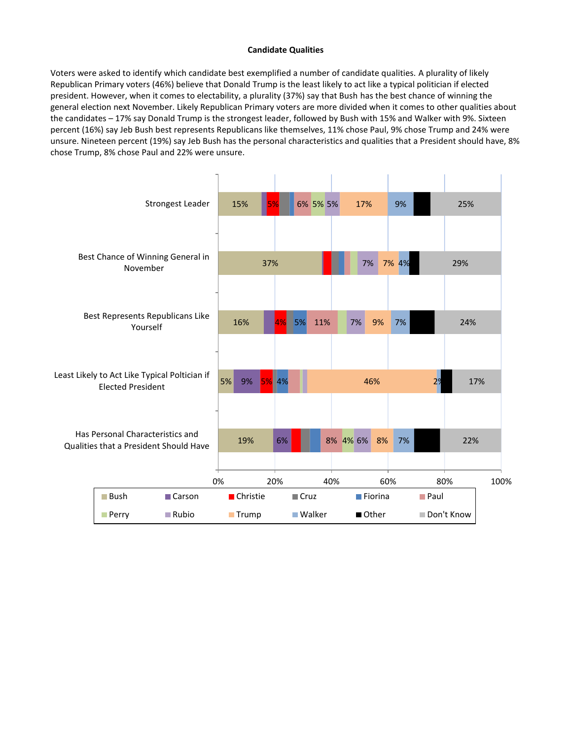**Candidate Qualities**

Voters were asked to identify which candidate best exemplified a number of candidate qualities. A plurality of likely Republican Primary voters (46%) believe that Donald Trump is the least likely to act like a typical politician if elected president. However, when it comes to electability, a plurality (37%) say that Bush has the best chance of winning the general election next November. Likely Republican Primary voters are more divided when it comes to other qualities about the candidates – 17% say Donald Trump is the strongest leader, followed by Bush with 15% and Walker with 9%. Sixteen percent (16%) say Jeb Bush best represents Republicans like themselves, 11% chose Paul, 9% chose Trump and 24% were unsure. Nineteen percent (19%) say Jeb Bush has the personal characteristics and qualities that a President should have, 8% chose Trump, 8% chose Paul and 22% were unsure.

| | Bush | Carson | Christie | Cruz | Fiorina | Paul | Perry | Rubio | Trump | Walker | Other | Don't Know |
|---|---|---|---|---|---|---|---|---|---|---|---|---|
| Strongest Leader | 15% | | 5% | | | 6% | 5% | 5% | 17% | 9% | | 25% |
| Best Chance of Winning General in November | 37% | | | | | | | 7% | 7% | 4% | | 29% |
| Best Represents Republicans Like Yourself | 16% | | 4% | | 5% | 11% | | 7% | 9% | 7% | | 24% |
| Least Likely to Act Like Typical Poltician if Elected President | 5% | 9% | 5% | | 4% | | | | 46% | 2% | | 17% |
| Has Personal Characteristics and Qualities that a President Should Have | 19% | 6% | | | | 8% | 4% | 6% | 8% | 7% | | 22% |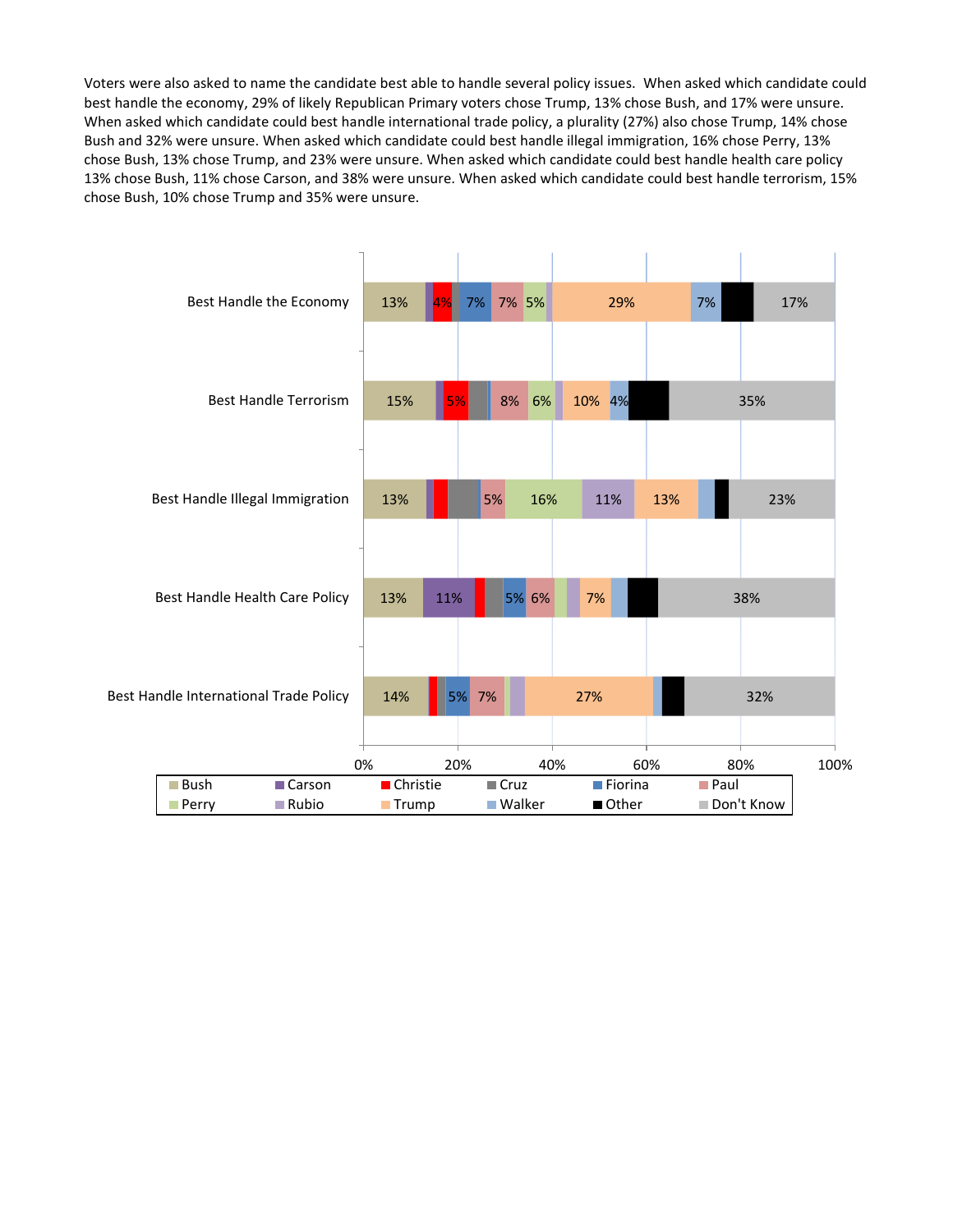Voters were also asked to name the candidate best able to handle several policy issues. When asked which candidate could best handle the economy, 29% of likely Republican Primary voters chose Trump, 13% chose Bush, and 17% were unsure. When asked which candidate could best handle international trade policy, a plurality (27%) also chose Trump, 14% chose Bush and 32% were unsure. When asked which candidate could best handle illegal immigration, 16% chose Perry, 13% chose Bush, 13% chose Trump, and 23% were unsure. When asked which candidate could best handle health care policy 13% chose Bush, 11% chose Carson, and 38% were unsure. When asked which candidate could best handle terrorism, 15% chose Bush, 10% chose Trump and 35% were unsure.

| | Bush | Carson | Christie | Cruz | Fiorina | Paul | Perry | Rubio | Trump | Walker | Other | Don't Know |
|---|---|---|---|---|---|---|---|---|---|---|---|---|
| Best Handle the Economy | 13% | | 4% | | 7% | 7% | 5% | | 29% | 7% | | 17% |
| Best Handle Terrorism | 15% | | 5% | | | 8% | 6% | | 10% | 4% | | 35% |
| Best Handle Illegal Immigration | 13% | | | | | 5% | 16% | 11% | 13% | | | 23% |
| Best Handle Health Care Policy | 13% | 11% | | | 5% | 6% | | | 7% | | | 38% |
| Best Handle International Trade Policy | 14% | | | | 5% | 7% | | | 27% | | | 32% |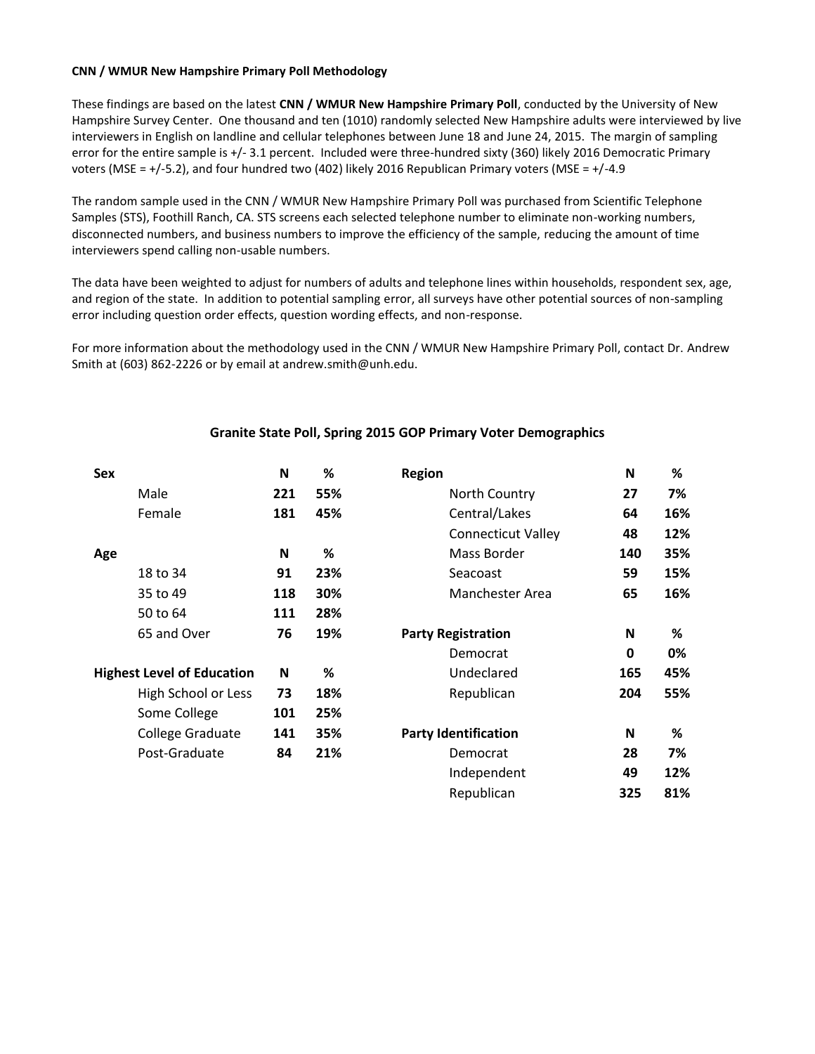**CNN / WMUR New Hampshire Primary Poll Methodology**

These findings are based on the latest **CNN / WMUR New Hampshire Primary Poll**, conducted by the University of New Hampshire Survey Center. One thousand and ten (1010) randomly selected New Hampshire adults were interviewed by live interviewers in English on landline and cellular telephones between June 18 and June 24, 2015. The margin of sampling error for the entire sample is +/- 3.1 percent. Included were three-hundred sixty (360) likely 2016 Democratic Primary voters (MSE = +/-5.2), and four hundred two (402) likely 2016 Republican Primary voters (MSE = +/-4.9

The random sample used in the CNN / WMUR New Hampshire Primary Poll was purchased from Scientific Telephone Samples (STS), Foothill Ranch, CA. STS screens each selected telephone number to eliminate non-working numbers, disconnected numbers, and business numbers to improve the efficiency of the sample, reducing the amount of time interviewers spend calling non-usable numbers.

The data have been weighted to adjust for numbers of adults and telephone lines within households, respondent sex, age, and region of the state. In addition to potential sampling error, all surveys have other potential sources of non-sampling error including question order effects, question wording effects, and non-response.

For more information about the methodology used in the CNN / WMUR New Hampshire Primary Poll, contact Dr. Andrew Smith at (603) 862-2226 or by email at andrew.smith@unh.edu.

**Granite State Poll, Spring 2015 GOP Primary Voter Demographics**

| **Sex** | **N** | **%** |
|---|---|---|
| Male | **221** | **55%** |
| Female | **181** | **45%** |

| **Age** | **N** | **%** |
|---|---|---|
| 18 to 34 | **91** | **23%** |
| 35 to 49 | **118** | **30%** |
| 50 to 64 | **111** | **28%** |
| 65 and Over | **76** | **19%** |

| **Highest Level of Education** | **N** | **%** |
|---|---|---|
| High School or Less | **73** | **18%** |
| Some College | **101** | **25%** |
| College Graduate | **141** | **35%** |
| Post-Graduate | **84** | **21%** |

| **Region** | **N** | **%** |
|---|---|---|
| North Country | **27** | **7%** |
| Central/Lakes | **64** | **16%** |
| Connecticut Valley | **48** | **12%** |
| Mass Border | **140** | **35%** |
| Seacoast | **59** | **15%** |
| Manchester Area | **65** | **16%** |

| **Party Registration** | **N** | **%** |
|---|---|---|
| Democrat | **0** | **0%** |
| Undeclared | **165** | **45%** |
| Republican | **204** | **55%** |

| **Party Identification** | **N** | **%** |
|---|---|---|
| Democrat | **28** | **7%** |
| Independent | **49** | **12%** |
| Republican | **325** | **81%** |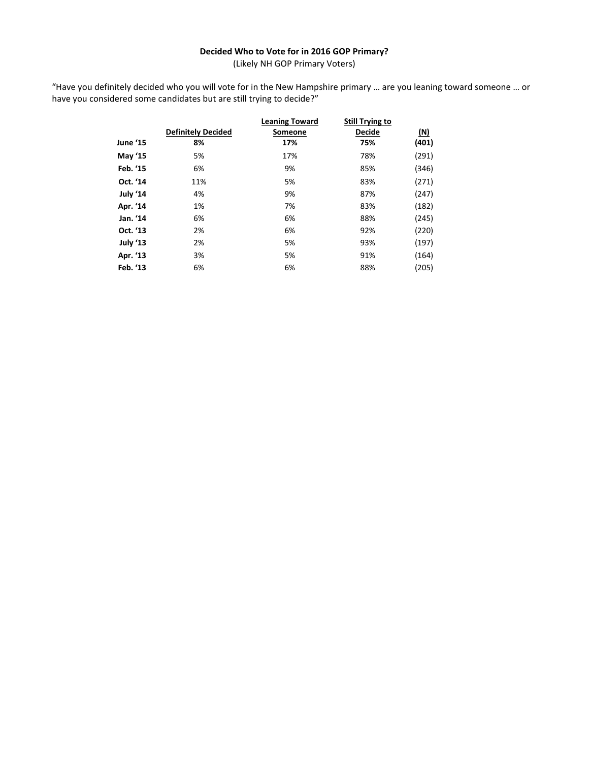**Decided Who to Vote for in 2016 GOP Primary?**

(Likely NH GOP Primary Voters)

"Have you definitely decided who you will vote for in the New Hampshire primary … are you leaning toward someone … or have you considered some candidates but are still trying to decide?"

| | Definitely Decided | Leaning Toward Someone | Still Trying to Decide | (N) |
|---|---|---|---|---|
| **June '15** | **8%** | **17%** | **75%** | **(401)** |
| **May '15** | 5% | 17% | 78% | (291) |
| **Feb. '15** | 6% | 9% | 85% | (346) |
| **Oct. '14** | 11% | 5% | 83% | (271) |
| **July '14** | 4% | 9% | 87% | (247) |
| **Apr. '14** | 1% | 7% | 83% | (182) |
| **Jan. '14** | 6% | 6% | 88% | (245) |
| **Oct. '13** | 2% | 6% | 92% | (220) |
| **July '13** | 2% | 5% | 93% | (197) |
| **Apr. '13** | 3% | 5% | 91% | (164) |
| **Feb. '13** | 6% | 6% | 88% | (205) |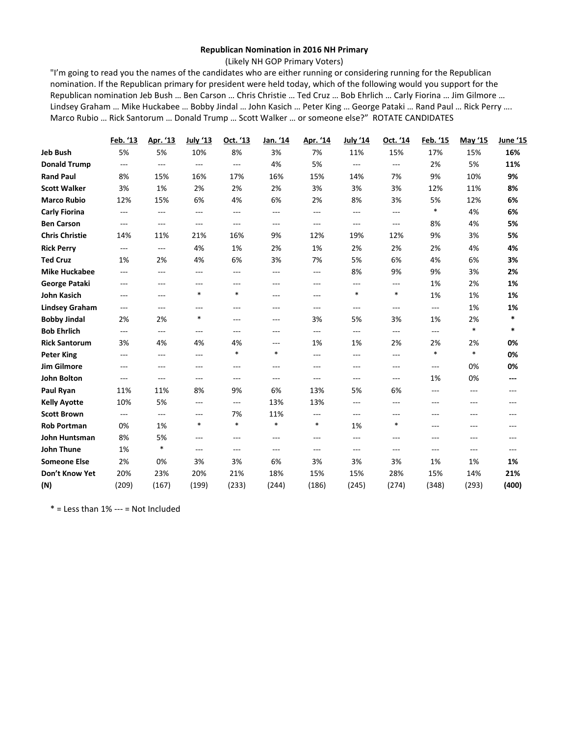**Republican Nomination in 2016 NH Primary**

(Likely NH GOP Primary Voters)

"I'm going to read you the names of the candidates who are either running or considering running for the Republican nomination. If the Republican primary for president were held today, which of the following would you support for the Republican nomination Jeb Bush … Ben Carson … Chris Christie … Ted Cruz … Bob Ehrlich … Carly Fiorina … Jim Gilmore … Lindsey Graham … Mike Huckabee … Bobby Jindal … John Kasich … Peter King … George Pataki … Rand Paul … Rick Perry …. Marco Rubio … Rick Santorum … Donald Trump … Scott Walker … or someone else?" ROTATE CANDIDATES

| | Feb. '13 | Apr. '13 | July '13 | Oct. '13 | Jan. '14 | Apr. '14 | July '14 | Oct. '14 | Feb. '15 | May '15 | June '15 |
|---|---|---|---|---|---|---|---|---|---|---|---|
| **Jeb Bush** | 5% | 5% | 10% | 8% | 3% | 7% | 11% | 15% | 17% | 15% | **16%** |
| **Donald Trump** | --- | --- | --- | --- | 4% | 5% | --- | --- | 2% | 5% | **11%** |
| **Rand Paul** | 8% | 15% | 16% | 17% | 16% | 15% | 14% | 7% | 9% | 10% | **9%** |
| **Scott Walker** | 3% | 1% | 2% | 2% | 2% | 3% | 3% | 3% | 12% | 11% | **8%** |
| **Marco Rubio** | 12% | 15% | 6% | 4% | 6% | 2% | 8% | 3% | 5% | 12% | **6%** |
| **Carly Fiorina** | --- | --- | --- | --- | --- | --- | --- | --- | * | 4% | **6%** |
| **Ben Carson** | --- | --- | --- | --- | --- | --- | --- | --- | 8% | 4% | **5%** |
| **Chris Christie** | 14% | 11% | 21% | 16% | 9% | 12% | 19% | 12% | 9% | 3% | **5%** |
| **Rick Perry** | --- | --- | 4% | 1% | 2% | 1% | 2% | 2% | 2% | 4% | **4%** |
| **Ted Cruz** | 1% | 2% | 4% | 6% | 3% | 7% | 5% | 6% | 4% | 6% | **3%** |
| **Mike Huckabee** | --- | --- | --- | --- | --- | --- | 8% | 9% | 9% | 3% | **2%** |
| **George Pataki** | --- | --- | --- | --- | --- | --- | --- | --- | 1% | 2% | **1%** |
| **John Kasich** | --- | --- | * | * | --- | --- | * | * | 1% | 1% | **1%** |
| **Lindsey Graham** | --- | --- | --- | --- | --- | --- | --- | --- | --- | 1% | **1%** |
| **Bobby Jindal** | 2% | 2% | * | --- | --- | 3% | 5% | 3% | 1% | 2% | ***** |
| **Bob Ehrlich** | --- | --- | --- | --- | --- | --- | --- | --- | --- | * | ***** |
| **Rick Santorum** | 3% | 4% | 4% | 4% | --- | 1% | 1% | 2% | 2% | 2% | **0%** |
| **Peter King** | --- | --- | --- | * | * | --- | --- | --- | * | * | **0%** |
| **Jim Gilmore** | --- | --- | --- | --- | --- | --- | --- | --- | --- | 0% | **0%** |
| **John Bolton** | --- | --- | --- | --- | --- | --- | --- | --- | 1% | 0% | **---** |
| **Paul Ryan** | 11% | 11% | 8% | 9% | 6% | 13% | 5% | 6% | --- | --- | --- |
| **Kelly Ayotte** | 10% | 5% | --- | --- | 13% | 13% | --- | --- | --- | --- | --- |
| **Scott Brown** | --- | --- | --- | 7% | 11% | --- | --- | --- | --- | --- | --- |
| **Rob Portman** | 0% | 1% | * | * | * | * | 1% | * | --- | --- | --- |
| **John Huntsman** | 8% | 5% | --- | --- | --- | --- | --- | --- | --- | --- | --- |
| **John Thune** | 1% | * | --- | --- | --- | --- | --- | --- | --- | --- | --- |
| **Someone Else** | 2% | 0% | 3% | 3% | 6% | 3% | 3% | 3% | 1% | 1% | **1%** |
| **Don't Know Yet** | 20% | 23% | 20% | 21% | 18% | 15% | 15% | 28% | 15% | 14% | **21%** |
| **(N)** | (209) | (167) | (199) | (233) | (244) | (186) | (245) | (274) | (348) | (293) | **(400)** |

* = Less than 1% --- = Not Included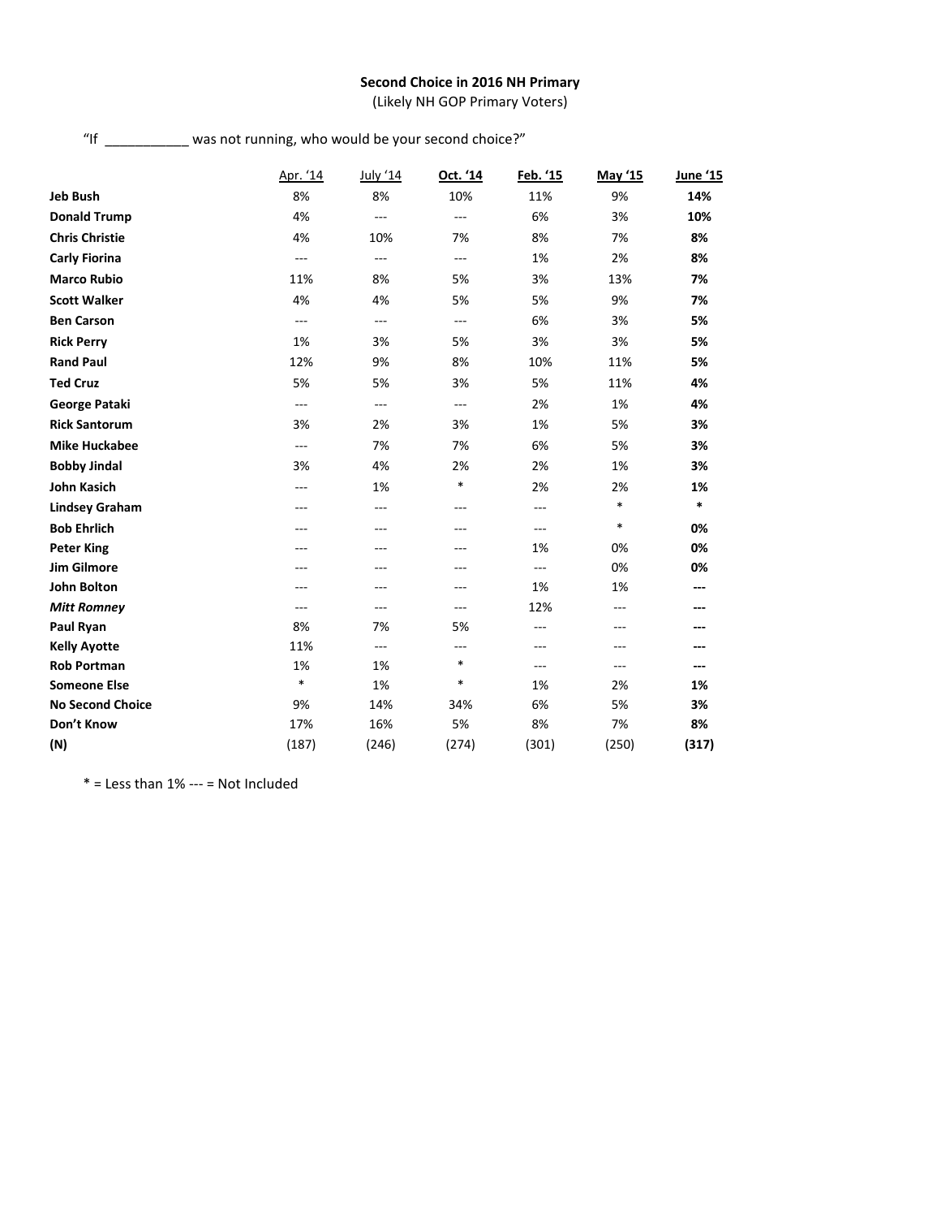**Second Choice in 2016 NH Primary**
(Likely NH GOP Primary Voters)

"If ___________ was not running, who would be your second choice?"

| | Apr. '14 | July '14 | Oct. '14 | Feb. '15 | May '15 | June '15 |
|---|---|---|---|---|---|---|
| **Jeb Bush** | 8% | 8% | 10% | 11% | 9% | **14%** |
| **Donald Trump** | 4% | --- | --- | 6% | 3% | **10%** |
| **Chris Christie** | 4% | 10% | 7% | 8% | 7% | **8%** |
| **Carly Fiorina** | --- | --- | --- | 1% | 2% | **8%** |
| **Marco Rubio** | 11% | 8% | 5% | 3% | 13% | **7%** |
| **Scott Walker** | 4% | 4% | 5% | 5% | 9% | **7%** |
| **Ben Carson** | --- | --- | --- | 6% | 3% | **5%** |
| **Rick Perry** | 1% | 3% | 5% | 3% | 3% | **5%** |
| **Rand Paul** | 12% | 9% | 8% | 10% | 11% | **5%** |
| **Ted Cruz** | 5% | 5% | 3% | 5% | 11% | **4%** |
| **George Pataki** | --- | --- | --- | 2% | 1% | **4%** |
| **Rick Santorum** | 3% | 2% | 3% | 1% | 5% | **3%** |
| **Mike Huckabee** | --- | 7% | 7% | 6% | 5% | **3%** |
| **Bobby Jindal** | 3% | 4% | 2% | 2% | 1% | **3%** |
| **John Kasich** | --- | 1% | * | 2% | 2% | **1%** |
| **Lindsey Graham** | --- | --- | --- | --- | * | ***** |
| **Bob Ehrlich** | --- | --- | --- | --- | * | **0%** |
| **Peter King** | --- | --- | --- | 1% | 0% | **0%** |
| **Jim Gilmore** | --- | --- | --- | --- | 0% | **0%** |
| **John Bolton** | --- | --- | --- | 1% | 1% | **---** |
| ***Mitt Romney*** | --- | --- | --- | 12% | --- | **---** |
| **Paul Ryan** | 8% | 7% | 5% | --- | --- | **---** |
| **Kelly Ayotte** | 11% | --- | --- | --- | --- | **---** |
| **Rob Portman** | 1% | 1% | * | --- | --- | **---** |
| **Someone Else** | * | 1% | * | 1% | 2% | **1%** |
| **No Second Choice** | 9% | 14% | 34% | 6% | 5% | **3%** |
| **Don't Know** | 17% | 16% | 5% | 8% | 7% | **8%** |
| **(N)** | (187) | (246) | (274) | (301) | (250) | **(317)** |

* = Less than 1% --- = Not Included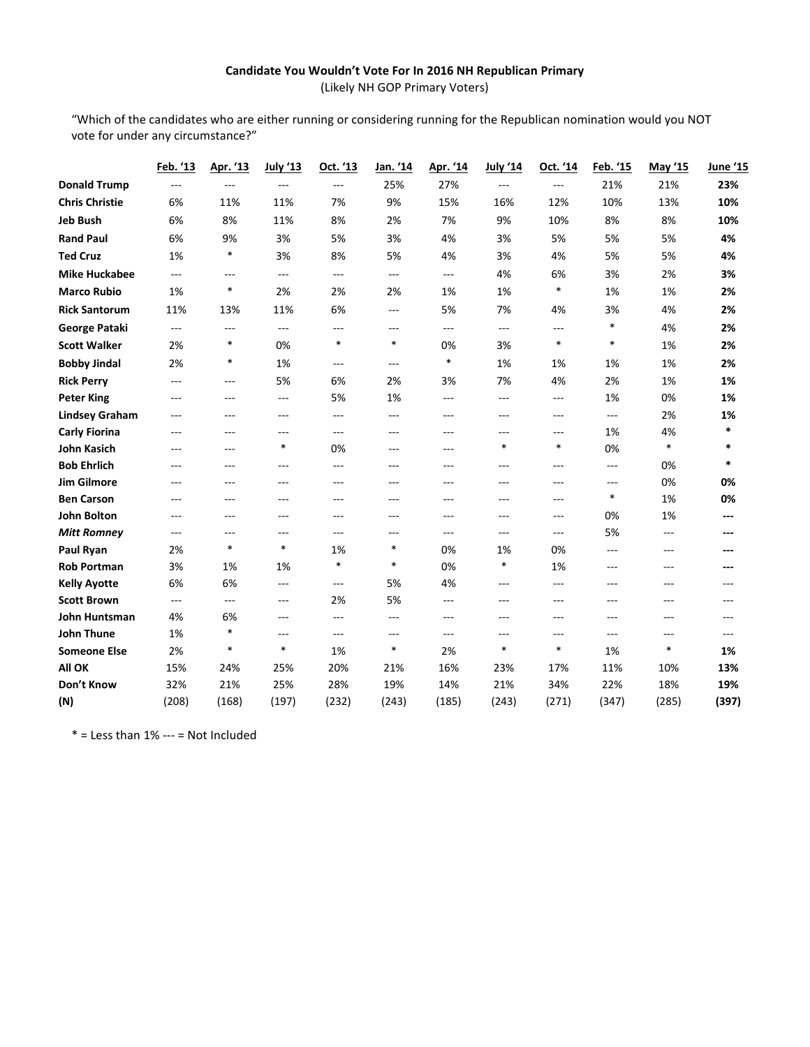**Candidate You Wouldn't Vote For In 2016 NH Republican Primary**
(Likely NH GOP Primary Voters)

"Which of the candidates who are either running or considering running for the Republican nomination would you NOT vote for under any circumstance?"

| | Feb. '13 | Apr. '13 | July '13 | Oct. '13 | Jan. '14 | Apr. '14 | July '14 | Oct. '14 | Feb. '15 | May '15 | June '15 |
|---|---|---|---|---|---|---|---|---|---|---|---|
| **Donald Trump** | --- | --- | --- | --- | 25% | 27% | --- | --- | 21% | 21% | **23%** |
| **Chris Christie** | 6% | 11% | 11% | 7% | 9% | 15% | 16% | 12% | 10% | 13% | **10%** |
| **Jeb Bush** | 6% | 8% | 11% | 8% | 2% | 7% | 9% | 10% | 8% | 8% | **10%** |
| **Rand Paul** | 6% | 9% | 3% | 5% | 3% | 4% | 3% | 5% | 5% | 5% | **4%** |
| **Ted Cruz** | 1% | * | 3% | 8% | 5% | 4% | 3% | 4% | 5% | 5% | **4%** |
| **Mike Huckabee** | --- | --- | --- | --- | --- | --- | 4% | 6% | 3% | 2% | **3%** |
| **Marco Rubio** | 1% | * | 2% | 2% | 2% | 1% | 1% | * | 1% | 1% | **2%** |
| **Rick Santorum** | 11% | 13% | 11% | 6% | --- | 5% | 7% | 4% | 3% | 4% | **2%** |
| **George Pataki** | --- | --- | --- | --- | --- | --- | --- | --- | * | 4% | **2%** |
| **Scott Walker** | 2% | * | 0% | * | * | 0% | 3% | * | * | 1% | **2%** |
| **Bobby Jindal** | 2% | * | 1% | --- | --- | * | 1% | 1% | 1% | 1% | **2%** |
| **Rick Perry** | --- | --- | 5% | 6% | 2% | 3% | 7% | 4% | 2% | 1% | **1%** |
| **Peter King** | --- | --- | --- | 5% | 1% | --- | --- | --- | 1% | 0% | **1%** |
| **Lindsey Graham** | --- | --- | --- | --- | --- | --- | --- | --- | --- | 2% | **1%** |
| **Carly Fiorina** | --- | --- | --- | --- | --- | --- | --- | --- | 1% | 4% | ***** |
| **John Kasich** | --- | --- | * | 0% | --- | --- | * | * | 0% | * | ***** |
| **Bob Ehrlich** | --- | --- | --- | --- | --- | --- | --- | --- | --- | 0% | ***** |
| **Jim Gilmore** | --- | --- | --- | --- | --- | --- | --- | --- | --- | 0% | **0%** |
| **Ben Carson** | --- | --- | --- | --- | --- | --- | --- | --- | * | 1% | **0%** |
| **John Bolton** | --- | --- | --- | --- | --- | --- | --- | --- | 0% | 1% | **---** |
| ***Mitt Romney*** | --- | --- | --- | --- | --- | --- | --- | --- | 5% | --- | **---** |
| **Paul Ryan** | 2% | * | * | 1% | * | 0% | 1% | 0% | --- | --- | **---** |
| **Rob Portman** | 3% | 1% | 1% | * | * | 0% | * | 1% | --- | --- | **---** |
| **Kelly Ayotte** | 6% | 6% | --- | --- | 5% | 4% | --- | --- | --- | --- | --- |
| **Scott Brown** | --- | --- | --- | 2% | 5% | --- | --- | --- | --- | --- | --- |
| **John Huntsman** | 4% | 6% | --- | --- | --- | --- | --- | --- | --- | --- | --- |
| **John Thune** | 1% | * | --- | --- | --- | --- | --- | --- | --- | --- | --- |
| **Someone Else** | 2% | * | * | 1% | * | 2% | * | * | 1% | * | **1%** |
| **All OK** | 15% | 24% | 25% | 20% | 21% | 16% | 23% | 17% | 11% | 10% | **13%** |
| **Don't Know** | 32% | 21% | 25% | 28% | 19% | 14% | 21% | 34% | 22% | 18% | **19%** |
| **(N)** | (208) | (168) | (197) | (232) | (243) | (185) | (243) | (271) | (347) | (285) | **(397)** |

* = Less than 1% --- = Not Included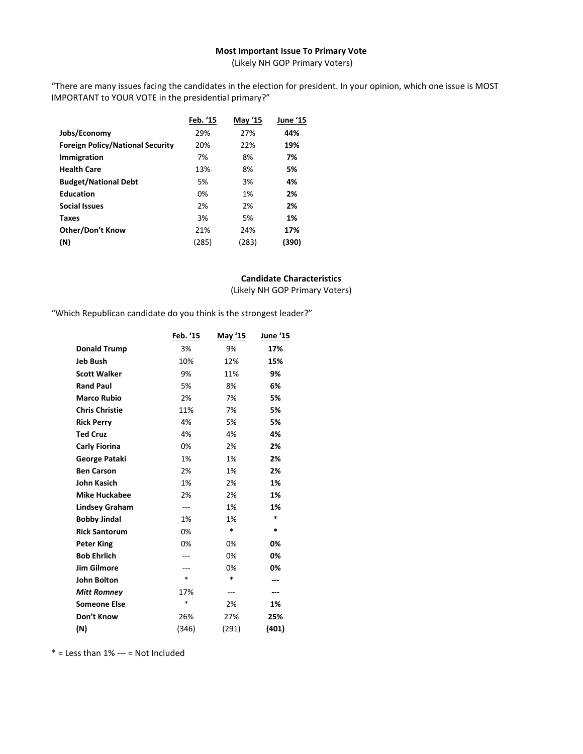**Most Important Issue To Primary Vote**

(Likely NH GOP Primary Voters)

"There are many issues facing the candidates in the election for president. In your opinion, which one issue is MOST IMPORTANT to YOUR VOTE in the presidential primary?"

| | Feb. '15 | May '15 | June '15 |
|---|---|---|---|
| **Jobs/Economy** | 29% | 27% | **44%** |
| **Foreign Policy/National Security** | 20% | 22% | **19%** |
| **Immigration** | 7% | 8% | **7%** |
| **Health Care** | 13% | 8% | **5%** |
| **Budget/National Debt** | 5% | 3% | **4%** |
| **Education** | 0% | 1% | **2%** |
| **Social Issues** | 2% | 2% | **2%** |
| **Taxes** | 3% | 5% | **1%** |
| **Other/Don't Know** | 21% | 24% | **17%** |
| **(N)** | (285) | (283) | **(390)** |

**Candidate Characteristics**

(Likely NH GOP Primary Voters)

"Which Republican candidate do you think is the strongest leader?"

| | Feb. '15 | May '15 | June '15 |
|---|---|---|---|
| **Donald Trump** | 3% | 9% | **17%** |
| **Jeb Bush** | 10% | 12% | **15%** |
| **Scott Walker** | 9% | 11% | **9%** |
| **Rand Paul** | 5% | 8% | **6%** |
| **Marco Rubio** | 2% | 7% | **5%** |
| **Chris Christie** | 11% | 7% | **5%** |
| **Rick Perry** | 4% | 5% | **5%** |
| **Ted Cruz** | 4% | 4% | **4%** |
| **Carly Fiorina** | 0% | 2% | **2%** |
| **George Pataki** | 1% | 1% | **2%** |
| **Ben Carson** | 2% | 1% | **2%** |
| **John Kasich** | 1% | 2% | **1%** |
| **Mike Huckabee** | 2% | 2% | **1%** |
| **Lindsey Graham** | --- | 1% | **1%** |
| **Bobby Jindal** | 1% | 1% | ***** |
| **Rick Santorum** | 0% | * | ***** |
| **Peter King** | 0% | 0% | **0%** |
| **Bob Ehrlich** | --- | 0% | **0%** |
| **Jim Gilmore** | --- | 0% | **0%** |
| **John Bolton** | * | * | **---** |
| ***Mitt Romney*** | 17% | --- | **---** |
| **Someone Else** | * | 2% | **1%** |
| **Don't Know** | 26% | 27% | **25%** |
| **(N)** | (346) | (291) | **(401)** |

* = Less than 1% --- = Not Included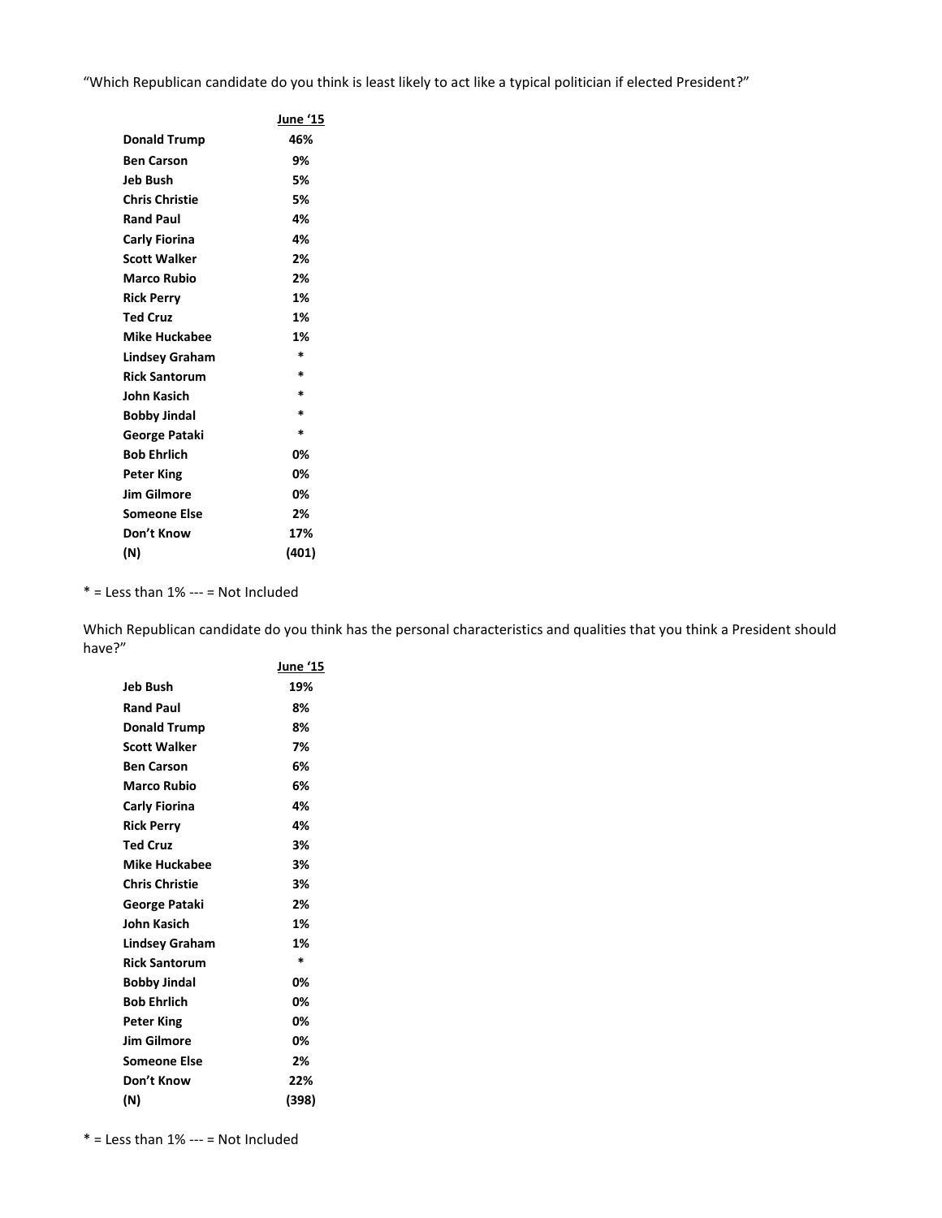"Which Republican candidate do you think is least likely to act like a typical politician if elected President?"

| | June '15 |
|---|---|
| **Donald Trump** | **46%** |
| **Ben Carson** | **9%** |
| **Jeb Bush** | **5%** |
| **Chris Christie** | **5%** |
| **Rand Paul** | **4%** |
| **Carly Fiorina** | **4%** |
| **Scott Walker** | **2%** |
| **Marco Rubio** | **2%** |
| **Rick Perry** | **1%** |
| **Ted Cruz** | **1%** |
| **Mike Huckabee** | **1%** |
| **Lindsey Graham** | * |
| **Rick Santorum** | * |
| **John Kasich** | * |
| **Bobby Jindal** | * |
| **George Pataki** | * |
| **Bob Ehrlich** | **0%** |
| **Peter King** | **0%** |
| **Jim Gilmore** | **0%** |
| **Someone Else** | **2%** |
| **Don't Know** | **17%** |
| **(N)** | **(401)** |

* = Less than 1% --- = Not Included

Which Republican candidate do you think has the personal characteristics and qualities that you think a President should have?"

| | June '15 |
|---|---|
| **Jeb Bush** | **19%** |
| **Rand Paul** | **8%** |
| **Donald Trump** | **8%** |
| **Scott Walker** | **7%** |
| **Ben Carson** | **6%** |
| **Marco Rubio** | **6%** |
| **Carly Fiorina** | **4%** |
| **Rick Perry** | **4%** |
| **Ted Cruz** | **3%** |
| **Mike Huckabee** | **3%** |
| **Chris Christie** | **3%** |
| **George Pataki** | **2%** |
| **John Kasich** | **1%** |
| **Lindsey Graham** | **1%** |
| **Rick Santorum** | * |
| **Bobby Jindal** | **0%** |
| **Bob Ehrlich** | **0%** |
| **Peter King** | **0%** |
| **Jim Gilmore** | **0%** |
| **Someone Else** | **2%** |
| **Don't Know** | **22%** |
| **(N)** | **(398)** |

* = Less than 1% --- = Not Included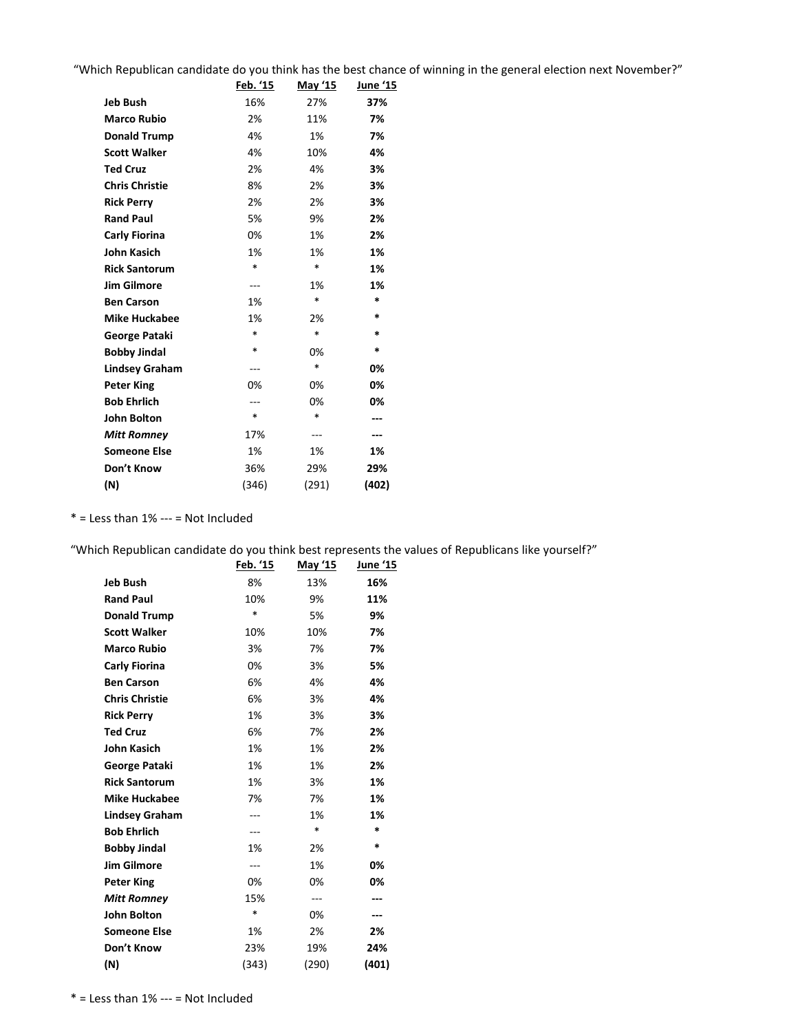"Which Republican candidate do you think has the best chance of winning in the general election next November?"

| | Feb. '15 | May '15 | June '15 |
|---|---|---|---|
| **Jeb Bush** | 16% | 27% | **37%** |
| **Marco Rubio** | 2% | 11% | **7%** |
| **Donald Trump** | 4% | 1% | **7%** |
| **Scott Walker** | 4% | 10% | **4%** |
| **Ted Cruz** | 2% | 4% | **3%** |
| **Chris Christie** | 8% | 2% | **3%** |
| **Rick Perry** | 2% | 2% | **3%** |
| **Rand Paul** | 5% | 9% | **2%** |
| **Carly Fiorina** | 0% | 1% | **2%** |
| **John Kasich** | 1% | 1% | **1%** |
| **Rick Santorum** | * | * | **1%** |
| **Jim Gilmore** | --- | 1% | **1%** |
| **Ben Carson** | 1% | * | ***** |
| **Mike Huckabee** | 1% | 2% | ***** |
| **George Pataki** | * | * | ***** |
| **Bobby Jindal** | * | 0% | ***** |
| **Lindsey Graham** | --- | * | **0%** |
| **Peter King** | 0% | 0% | **0%** |
| **Bob Ehrlich** | --- | 0% | **0%** |
| **John Bolton** | * | * | **---** |
| ***Mitt Romney*** | 17% | --- | **---** |
| **Someone Else** | 1% | 1% | **1%** |
| **Don't Know** | 36% | 29% | **29%** |
| **(N)** | (346) | (291) | **(402)** |

* = Less than 1% --- = Not Included

"Which Republican candidate do you think best represents the values of Republicans like yourself?"

| | Feb. '15 | May '15 | June '15 |
|---|---|---|---|
| **Jeb Bush** | 8% | 13% | **16%** |
| **Rand Paul** | 10% | 9% | **11%** |
| **Donald Trump** | * | 5% | **9%** |
| **Scott Walker** | 10% | 10% | **7%** |
| **Marco Rubio** | 3% | 7% | **7%** |
| **Carly Fiorina** | 0% | 3% | **5%** |
| **Ben Carson** | 6% | 4% | **4%** |
| **Chris Christie** | 6% | 3% | **4%** |
| **Rick Perry** | 1% | 3% | **3%** |
| **Ted Cruz** | 6% | 7% | **2%** |
| **John Kasich** | 1% | 1% | **2%** |
| **George Pataki** | 1% | 1% | **2%** |
| **Rick Santorum** | 1% | 3% | **1%** |
| **Mike Huckabee** | 7% | 7% | **1%** |
| **Lindsey Graham** | --- | 1% | **1%** |
| **Bob Ehrlich** | --- | * | ***** |
| **Bobby Jindal** | 1% | 2% | ***** |
| **Jim Gilmore** | --- | 1% | **0%** |
| **Peter King** | 0% | 0% | **0%** |
| ***Mitt Romney*** | 15% | --- | **---** |
| **John Bolton** | * | 0% | **---** |
| **Someone Else** | 1% | 2% | **2%** |
| **Don't Know** | 23% | 19% | **24%** |
| **(N)** | (343) | (290) | **(401)** |

* = Less than 1% --- = Not Included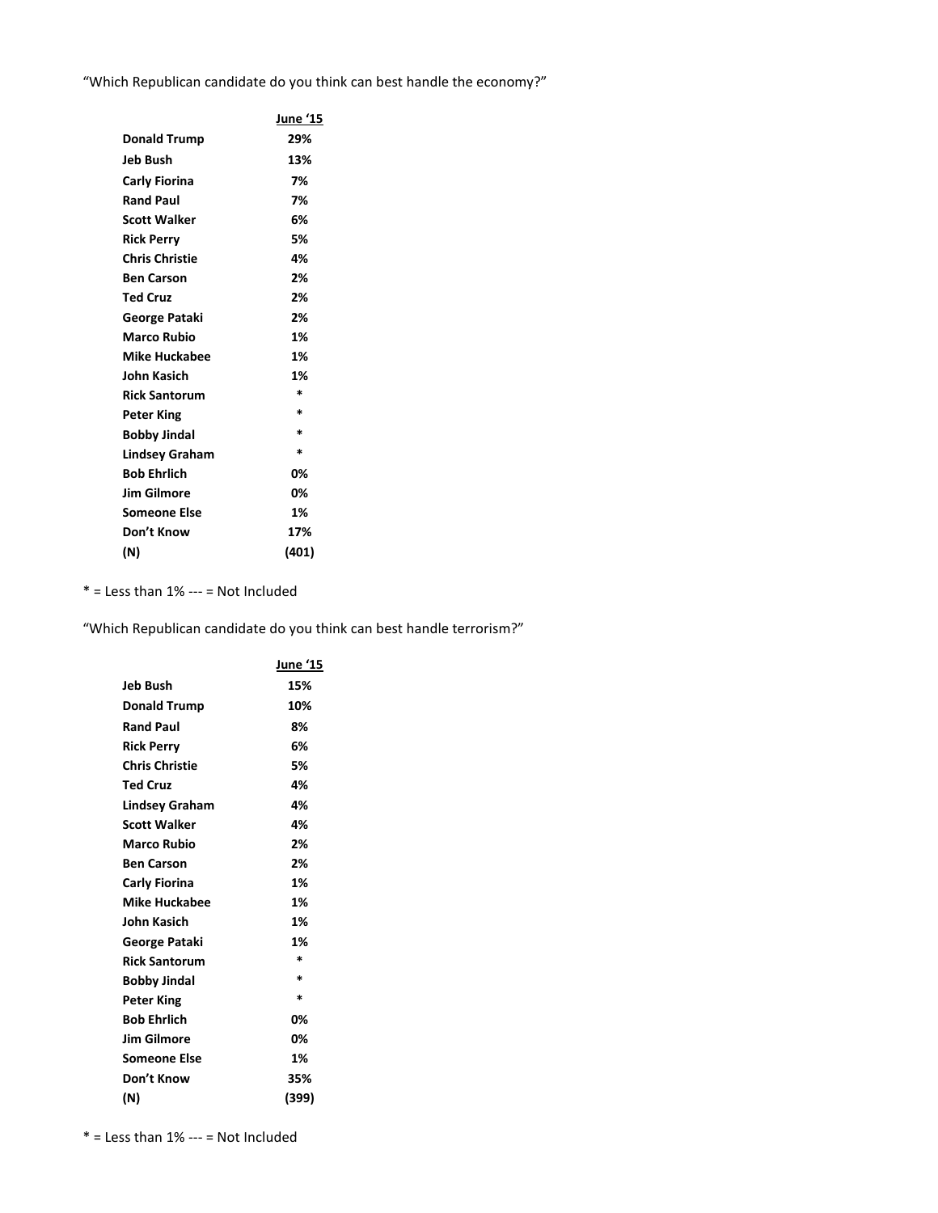"Which Republican candidate do you think can best handle the economy?"

| | June '15 |
|---|---|
| **Donald Trump** | **29%** |
| **Jeb Bush** | **13%** |
| **Carly Fiorina** | **7%** |
| **Rand Paul** | **7%** |
| **Scott Walker** | **6%** |
| **Rick Perry** | **5%** |
| **Chris Christie** | **4%** |
| **Ben Carson** | **2%** |
| **Ted Cruz** | **2%** |
| **George Pataki** | **2%** |
| **Marco Rubio** | **1%** |
| **Mike Huckabee** | **1%** |
| **John Kasich** | **1%** |
| **Rick Santorum** | * |
| **Peter King** | * |
| **Bobby Jindal** | * |
| **Lindsey Graham** | * |
| **Bob Ehrlich** | **0%** |
| **Jim Gilmore** | **0%** |
| **Someone Else** | **1%** |
| **Don't Know** | **17%** |
| **(N)** | **(401)** |

* = Less than 1% --- = Not Included

"Which Republican candidate do you think can best handle terrorism?"

| | June '15 |
|---|---|
| **Jeb Bush** | **15%** |
| **Donald Trump** | **10%** |
| **Rand Paul** | **8%** |
| **Rick Perry** | **6%** |
| **Chris Christie** | **5%** |
| **Ted Cruz** | **4%** |
| **Lindsey Graham** | **4%** |
| **Scott Walker** | **4%** |
| **Marco Rubio** | **2%** |
| **Ben Carson** | **2%** |
| **Carly Fiorina** | **1%** |
| **Mike Huckabee** | **1%** |
| **John Kasich** | **1%** |
| **George Pataki** | **1%** |
| **Rick Santorum** | * |
| **Bobby Jindal** | * |
| **Peter King** | * |
| **Bob Ehrlich** | **0%** |
| **Jim Gilmore** | **0%** |
| **Someone Else** | **1%** |
| **Don't Know** | **35%** |
| **(N)** | **(399)** |

* = Less than 1% --- = Not Included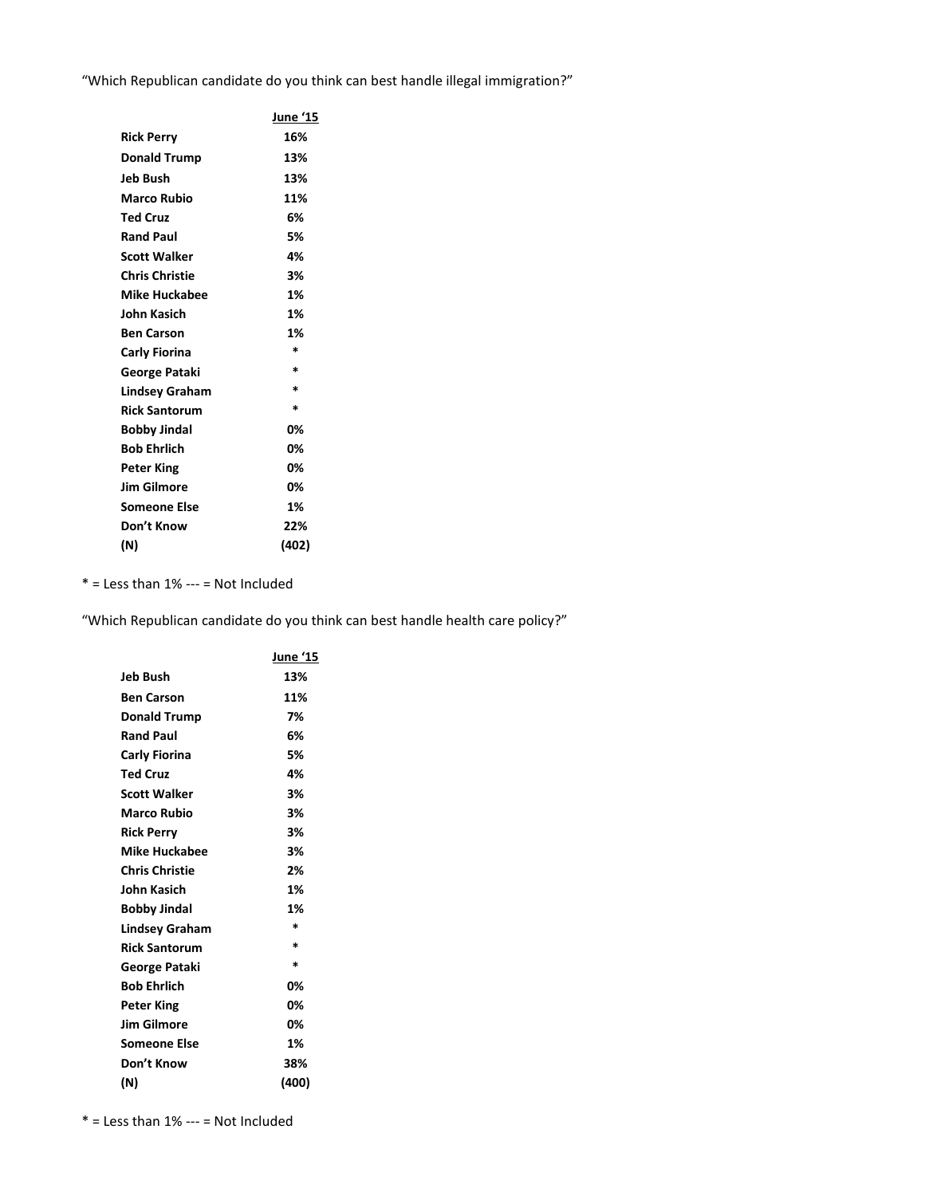"Which Republican candidate do you think can best handle illegal immigration?"

| | June '15 |
|---|---|
| **Rick Perry** | **16%** |
| **Donald Trump** | **13%** |
| **Jeb Bush** | **13%** |
| **Marco Rubio** | **11%** |
| **Ted Cruz** | **6%** |
| **Rand Paul** | **5%** |
| **Scott Walker** | **4%** |
| **Chris Christie** | **3%** |
| **Mike Huckabee** | **1%** |
| **John Kasich** | **1%** |
| **Ben Carson** | **1%** |
| **Carly Fiorina** | * |
| **George Pataki** | * |
| **Lindsey Graham** | * |
| **Rick Santorum** | * |
| **Bobby Jindal** | **0%** |
| **Bob Ehrlich** | **0%** |
| **Peter King** | **0%** |
| **Jim Gilmore** | **0%** |
| **Someone Else** | **1%** |
| **Don't Know** | **22%** |
| **(N)** | **(402)** |

* = Less than 1% --- = Not Included

"Which Republican candidate do you think can best handle health care policy?"

| | June '15 |
|---|---|
| **Jeb Bush** | **13%** |
| **Ben Carson** | **11%** |
| **Donald Trump** | **7%** |
| **Rand Paul** | **6%** |
| **Carly Fiorina** | **5%** |
| **Ted Cruz** | **4%** |
| **Scott Walker** | **3%** |
| **Marco Rubio** | **3%** |
| **Rick Perry** | **3%** |
| **Mike Huckabee** | **3%** |
| **Chris Christie** | **2%** |
| **John Kasich** | **1%** |
| **Bobby Jindal** | **1%** |
| **Lindsey Graham** | * |
| **Rick Santorum** | * |
| **George Pataki** | * |
| **Bob Ehrlich** | **0%** |
| **Peter King** | **0%** |
| **Jim Gilmore** | **0%** |
| **Someone Else** | **1%** |
| **Don't Know** | **38%** |
| **(N)** | **(400)** |

* = Less than 1% --- = Not Included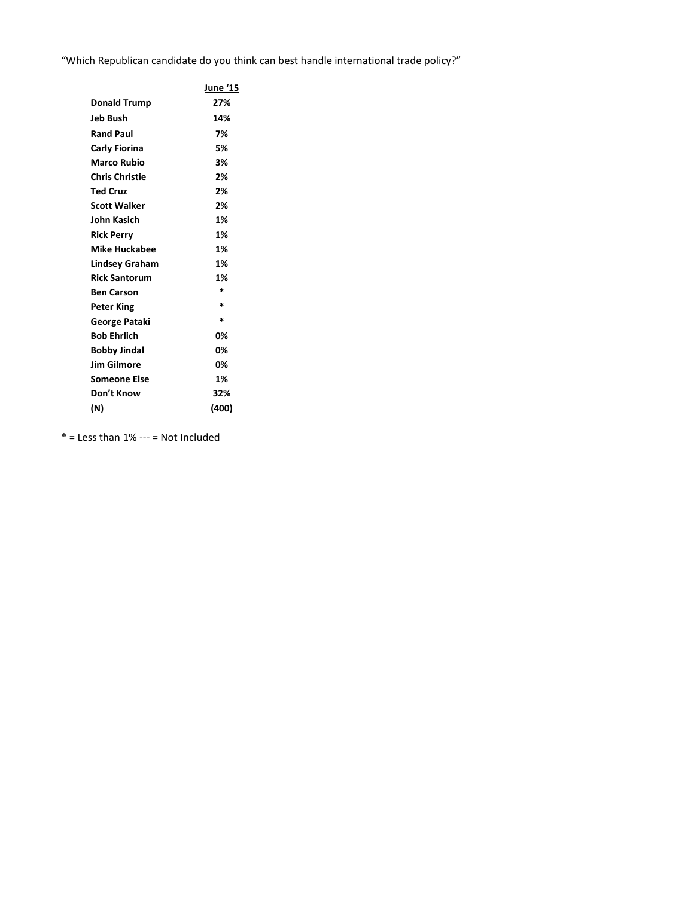"Which Republican candidate do you think can best handle international trade policy?"

| | June '15 |
|---|---|
| **Donald Trump** | **27%** |
| **Jeb Bush** | **14%** |
| **Rand Paul** | **7%** |
| **Carly Fiorina** | **5%** |
| **Marco Rubio** | **3%** |
| **Chris Christie** | **2%** |
| **Ted Cruz** | **2%** |
| **Scott Walker** | **2%** |
| **John Kasich** | **1%** |
| **Rick Perry** | **1%** |
| **Mike Huckabee** | **1%** |
| **Lindsey Graham** | **1%** |
| **Rick Santorum** | **1%** |
| **Ben Carson** | * |
| **Peter King** | * |
| **George Pataki** | * |
| **Bob Ehrlich** | **0%** |
| **Bobby Jindal** | **0%** |
| **Jim Gilmore** | **0%** |
| **Someone Else** | **1%** |
| **Don't Know** | **32%** |
| **(N)** | **(400)** |

* = Less than 1% --- = Not Included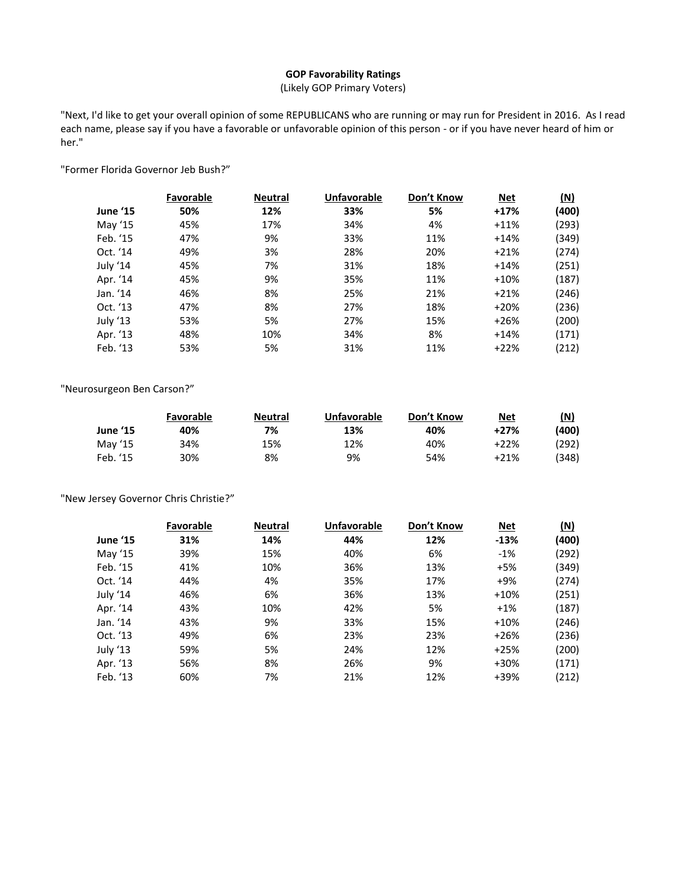**GOP Favorability Ratings**

(Likely GOP Primary Voters)

"Next, I'd like to get your overall opinion of some REPUBLICANS who are running or may run for President in 2016. As I read each name, please say if you have a favorable or unfavorable opinion of this person - or if you have never heard of him or her."

"Former Florida Governor Jeb Bush?"

| | Favorable | Neutral | Unfavorable | Don't Know | Net | (N) |
|---|---|---|---|---|---|---|
| **June '15** | **50%** | **12%** | **33%** | **5%** | **+17%** | **(400)** |
| May '15 | 45% | 17% | 34% | 4% | +11% | (293) |
| Feb. '15 | 47% | 9% | 33% | 11% | +14% | (349) |
| Oct. '14 | 49% | 3% | 28% | 20% | +21% | (274) |
| July '14 | 45% | 7% | 31% | 18% | +14% | (251) |
| Apr. '14 | 45% | 9% | 35% | 11% | +10% | (187) |
| Jan. '14 | 46% | 8% | 25% | 21% | +21% | (246) |
| Oct. '13 | 47% | 8% | 27% | 18% | +20% | (236) |
| July '13 | 53% | 5% | 27% | 15% | +26% | (200) |
| Apr. '13 | 48% | 10% | 34% | 8% | +14% | (171) |
| Feb. '13 | 53% | 5% | 31% | 11% | +22% | (212) |

"Neurosurgeon Ben Carson?"

| | Favorable | Neutral | Unfavorable | Don't Know | Net | (N) |
|---|---|---|---|---|---|---|
| **June '15** | **40%** | **7%** | **13%** | **40%** | **+27%** | **(400)** |
| May '15 | 34% | 15% | 12% | 40% | +22% | (292) |
| Feb. '15 | 30% | 8% | 9% | 54% | +21% | (348) |

"New Jersey Governor Chris Christie?"

| | Favorable | Neutral | Unfavorable | Don't Know | Net | (N) |
|---|---|---|---|---|---|---|
| **June '15** | **31%** | **14%** | **44%** | **12%** | **-13%** | **(400)** |
| May '15 | 39% | 15% | 40% | 6% | -1% | (292) |
| Feb. '15 | 41% | 10% | 36% | 13% | +5% | (349) |
| Oct. '14 | 44% | 4% | 35% | 17% | +9% | (274) |
| July '14 | 46% | 6% | 36% | 13% | +10% | (251) |
| Apr. '14 | 43% | 10% | 42% | 5% | +1% | (187) |
| Jan. '14 | 43% | 9% | 33% | 15% | +10% | (246) |
| Oct. '13 | 49% | 6% | 23% | 23% | +26% | (236) |
| July '13 | 59% | 5% | 24% | 12% | +25% | (200) |
| Apr. '13 | 56% | 8% | 26% | 9% | +30% | (171) |
| Feb. '13 | 60% | 7% | 21% | 12% | +39% | (212) |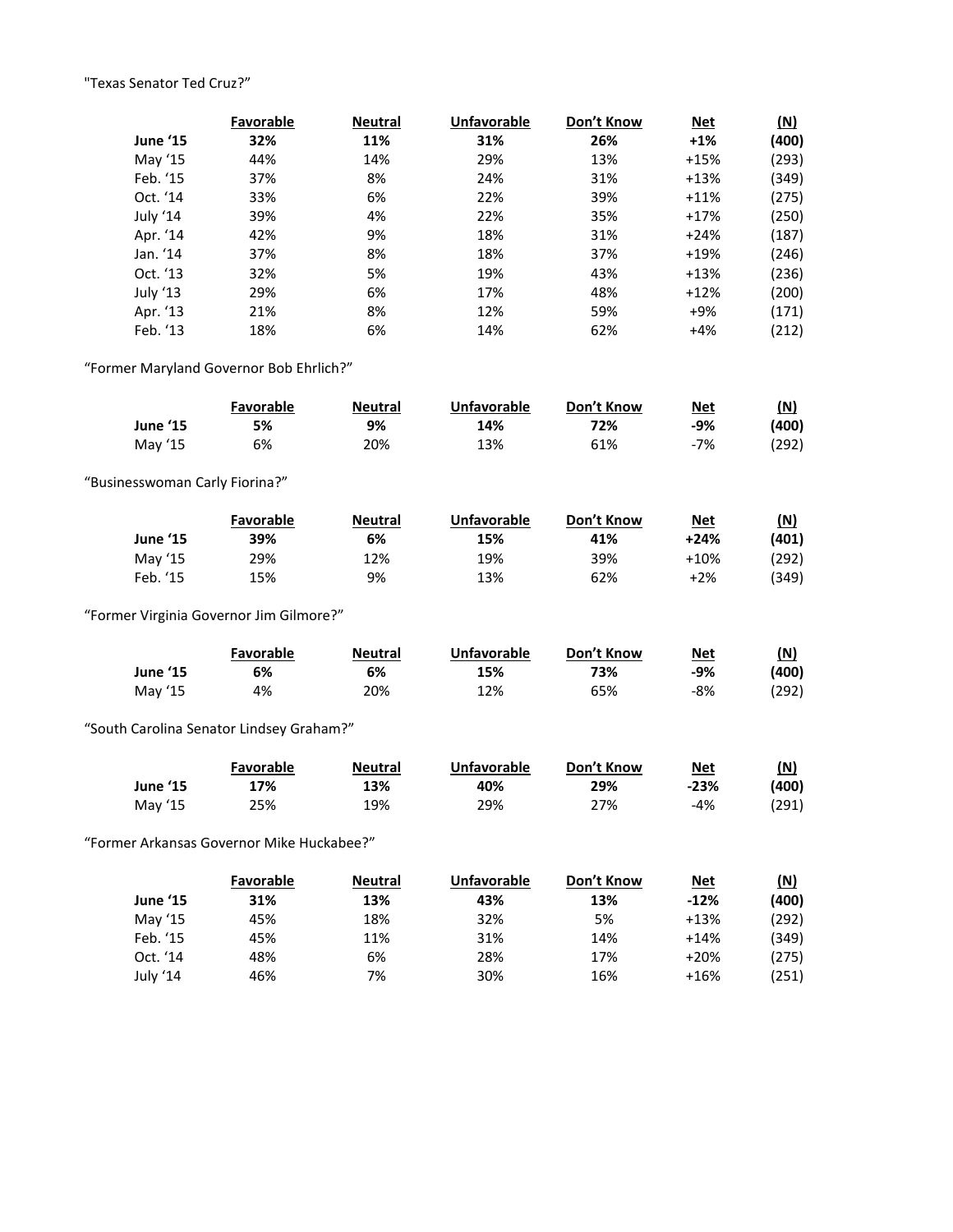"Texas Senator Ted Cruz?"

| | Favorable | Neutral | Unfavorable | Don't Know | Net | (N) |
|---|---|---|---|---|---|---|
| **June '15** | **32%** | **11%** | **31%** | **26%** | **+1%** | **(400)** |
| May '15 | 44% | 14% | 29% | 13% | +15% | (293) |
| Feb. '15 | 37% | 8% | 24% | 31% | +13% | (349) |
| Oct. '14 | 33% | 6% | 22% | 39% | +11% | (275) |
| July '14 | 39% | 4% | 22% | 35% | +17% | (250) |
| Apr. '14 | 42% | 9% | 18% | 31% | +24% | (187) |
| Jan. '14 | 37% | 8% | 18% | 37% | +19% | (246) |
| Oct. '13 | 32% | 5% | 19% | 43% | +13% | (236) |
| July '13 | 29% | 6% | 17% | 48% | +12% | (200) |
| Apr. '13 | 21% | 8% | 12% | 59% | +9% | (171) |
| Feb. '13 | 18% | 6% | 14% | 62% | +4% | (212) |

"Former Maryland Governor Bob Ehrlich?"

| | Favorable | Neutral | Unfavorable | Don't Know | Net | (N) |
|---|---|---|---|---|---|---|
| **June '15** | **5%** | **9%** | **14%** | **72%** | **-9%** | **(400)** |
| May '15 | 6% | 20% | 13% | 61% | -7% | (292) |

"Businesswoman Carly Fiorina?"

| | Favorable | Neutral | Unfavorable | Don't Know | Net | (N) |
|---|---|---|---|---|---|---|
| **June '15** | **39%** | **6%** | **15%** | **41%** | **+24%** | **(401)** |
| May '15 | 29% | 12% | 19% | 39% | +10% | (292) |
| Feb. '15 | 15% | 9% | 13% | 62% | +2% | (349) |

"Former Virginia Governor Jim Gilmore?"

| | Favorable | Neutral | Unfavorable | Don't Know | Net | (N) |
|---|---|---|---|---|---|---|
| **June '15** | **6%** | **6%** | **15%** | **73%** | **-9%** | **(400)** |
| May '15 | 4% | 20% | 12% | 65% | -8% | (292) |

"South Carolina Senator Lindsey Graham?"

| | Favorable | Neutral | Unfavorable | Don't Know | Net | (N) |
|---|---|---|---|---|---|---|
| **June '15** | **17%** | **13%** | **40%** | **29%** | **-23%** | **(400)** |
| May '15 | 25% | 19% | 29% | 27% | -4% | (291) |

"Former Arkansas Governor Mike Huckabee?"

| | Favorable | Neutral | Unfavorable | Don't Know | Net | (N) |
|---|---|---|---|---|---|---|
| **June '15** | **31%** | **13%** | **43%** | **13%** | **-12%** | **(400)** |
| May '15 | 45% | 18% | 32% | 5% | +13% | (292) |
| Feb. '15 | 45% | 11% | 31% | 14% | +14% | (349) |
| Oct. '14 | 48% | 6% | 28% | 17% | +20% | (275) |
| July '14 | 46% | 7% | 30% | 16% | +16% | (251) |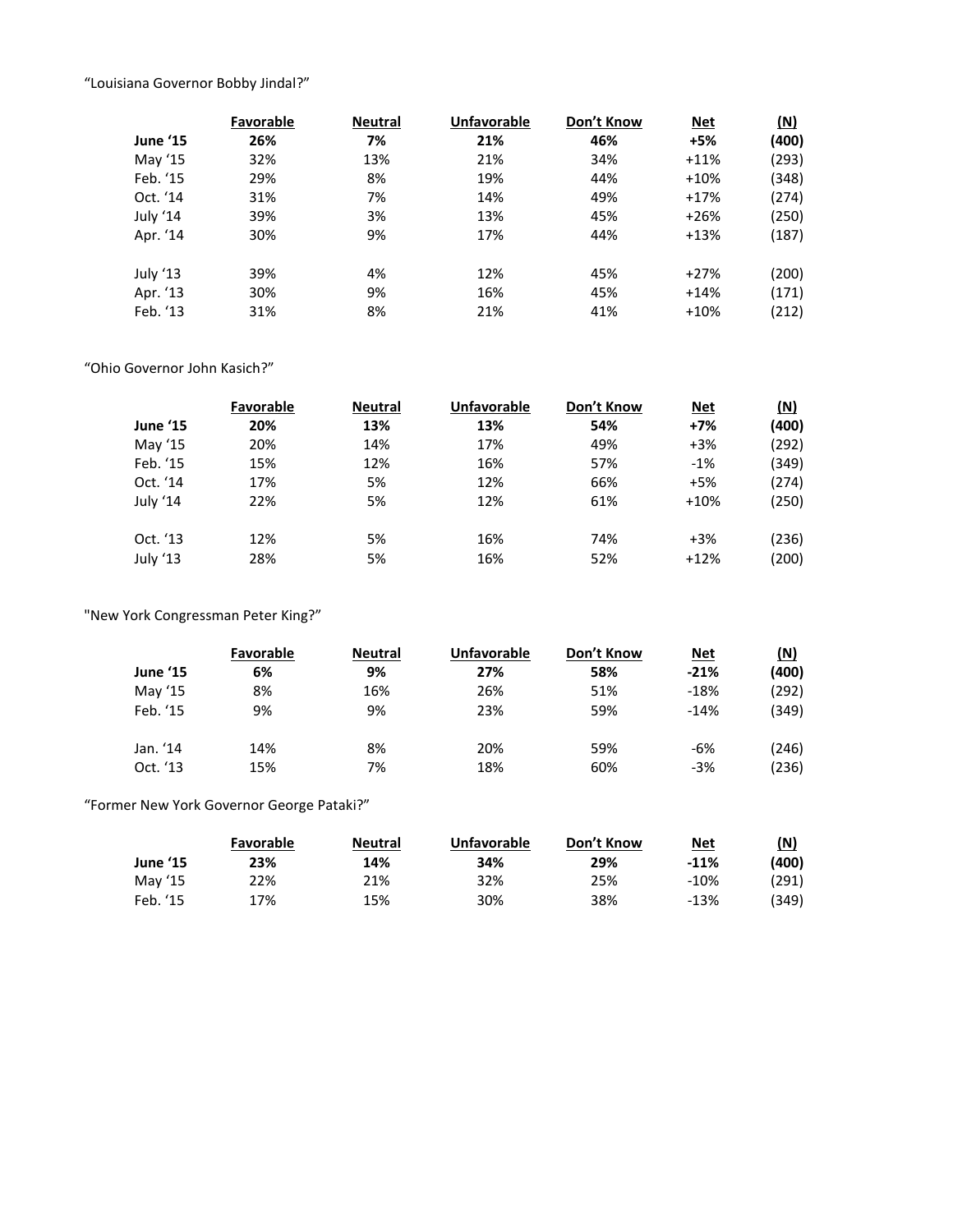"Louisiana Governor Bobby Jindal?"

| | Favorable | Neutral | Unfavorable | Don't Know | Net | (N) |
|---|---|---|---|---|---|---|
| **June '15** | **26%** | **7%** | **21%** | **46%** | **+5%** | **(400)** |
| May '15 | 32% | 13% | 21% | 34% | +11% | (293) |
| Feb. '15 | 29% | 8% | 19% | 44% | +10% | (348) |
| Oct. '14 | 31% | 7% | 14% | 49% | +17% | (274) |
| July '14 | 39% | 3% | 13% | 45% | +26% | (250) |
| Apr. '14 | 30% | 9% | 17% | 44% | +13% | (187) |
| | | | | | | |
| July '13 | 39% | 4% | 12% | 45% | +27% | (200) |
| Apr. '13 | 30% | 9% | 16% | 45% | +14% | (171) |
| Feb. '13 | 31% | 8% | 21% | 41% | +10% | (212) |

"Ohio Governor John Kasich?"

| | Favorable | Neutral | Unfavorable | Don't Know | Net | (N) |
|---|---|---|---|---|---|---|
| **June '15** | **20%** | **13%** | **13%** | **54%** | **+7%** | **(400)** |
| May '15 | 20% | 14% | 17% | 49% | +3% | (292) |
| Feb. '15 | 15% | 12% | 16% | 57% | -1% | (349) |
| Oct. '14 | 17% | 5% | 12% | 66% | +5% | (274) |
| July '14 | 22% | 5% | 12% | 61% | +10% | (250) |
| | | | | | | |
| Oct. '13 | 12% | 5% | 16% | 74% | +3% | (236) |
| July '13 | 28% | 5% | 16% | 52% | +12% | (200) |

"New York Congressman Peter King?"

| | Favorable | Neutral | Unfavorable | Don't Know | Net | (N) |
|---|---|---|---|---|---|---|
| **June '15** | **6%** | **9%** | **27%** | **58%** | **-21%** | **(400)** |
| May '15 | 8% | 16% | 26% | 51% | -18% | (292) |
| Feb. '15 | 9% | 9% | 23% | 59% | -14% | (349) |
| | | | | | | |
| Jan. '14 | 14% | 8% | 20% | 59% | -6% | (246) |
| Oct. '13 | 15% | 7% | 18% | 60% | -3% | (236) |

"Former New York Governor George Pataki?"

| | Favorable | Neutral | Unfavorable | Don't Know | Net | (N) |
|---|---|---|---|---|---|---|
| **June '15** | **23%** | **14%** | **34%** | **29%** | **-11%** | **(400)** |
| May '15 | 22% | 21% | 32% | 25% | -10% | (291) |
| Feb. '15 | 17% | 15% | 30% | 38% | -13% | (349) |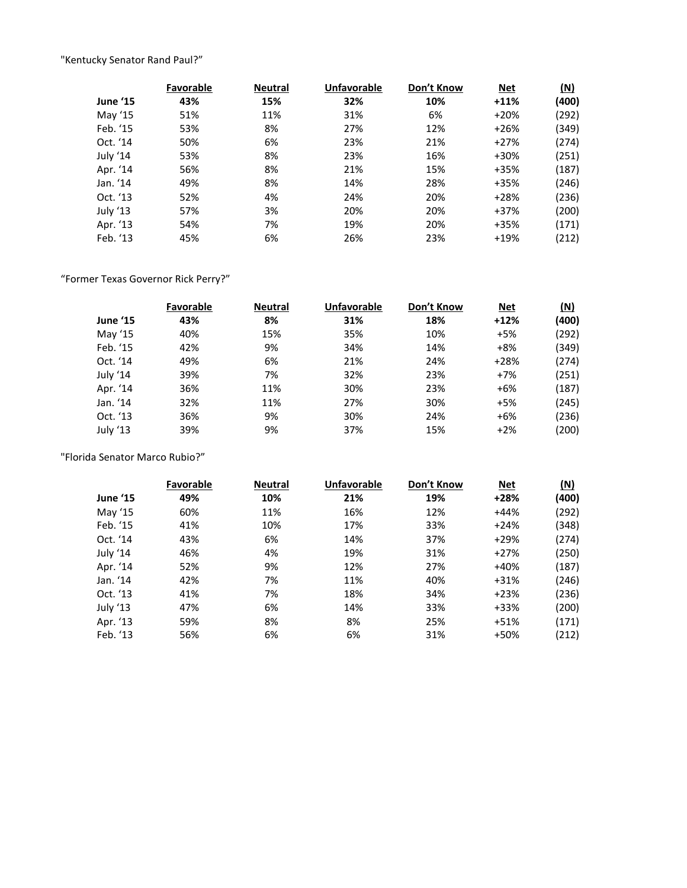"Kentucky Senator Rand Paul?"

| | Favorable | Neutral | Unfavorable | Don't Know | Net | (N) |
|---|---|---|---|---|---|---|
| **June '15** | **43%** | **15%** | **32%** | **10%** | **+11%** | **(400)** |
| May '15 | 51% | 11% | 31% | 6% | +20% | (292) |
| Feb. '15 | 53% | 8% | 27% | 12% | +26% | (349) |
| Oct. '14 | 50% | 6% | 23% | 21% | +27% | (274) |
| July '14 | 53% | 8% | 23% | 16% | +30% | (251) |
| Apr. '14 | 56% | 8% | 21% | 15% | +35% | (187) |
| Jan. '14 | 49% | 8% | 14% | 28% | +35% | (246) |
| Oct. '13 | 52% | 4% | 24% | 20% | +28% | (236) |
| July '13 | 57% | 3% | 20% | 20% | +37% | (200) |
| Apr. '13 | 54% | 7% | 19% | 20% | +35% | (171) |
| Feb. '13 | 45% | 6% | 26% | 23% | +19% | (212) |

"Former Texas Governor Rick Perry?"

| | Favorable | Neutral | Unfavorable | Don't Know | Net | (N) |
|---|---|---|---|---|---|---|
| **June '15** | **43%** | **8%** | **31%** | **18%** | **+12%** | **(400)** |
| May '15 | 40% | 15% | 35% | 10% | +5% | (292) |
| Feb. '15 | 42% | 9% | 34% | 14% | +8% | (349) |
| Oct. '14 | 49% | 6% | 21% | 24% | +28% | (274) |
| July '14 | 39% | 7% | 32% | 23% | +7% | (251) |
| Apr. '14 | 36% | 11% | 30% | 23% | +6% | (187) |
| Jan. '14 | 32% | 11% | 27% | 30% | +5% | (245) |
| Oct. '13 | 36% | 9% | 30% | 24% | +6% | (236) |
| July '13 | 39% | 9% | 37% | 15% | +2% | (200) |

"Florida Senator Marco Rubio?"

| | Favorable | Neutral | Unfavorable | Don't Know | Net | (N) |
|---|---|---|---|---|---|---|
| **June '15** | **49%** | **10%** | **21%** | **19%** | **+28%** | **(400)** |
| May '15 | 60% | 11% | 16% | 12% | +44% | (292) |
| Feb. '15 | 41% | 10% | 17% | 33% | +24% | (348) |
| Oct. '14 | 43% | 6% | 14% | 37% | +29% | (274) |
| July '14 | 46% | 4% | 19% | 31% | +27% | (250) |
| Apr. '14 | 52% | 9% | 12% | 27% | +40% | (187) |
| Jan. '14 | 42% | 7% | 11% | 40% | +31% | (246) |
| Oct. '13 | 41% | 7% | 18% | 34% | +23% | (236) |
| July '13 | 47% | 6% | 14% | 33% | +33% | (200) |
| Apr. '13 | 59% | 8% | 8% | 25% | +51% | (171) |
| Feb. '13 | 56% | 6% | 6% | 31% | +50% | (212) |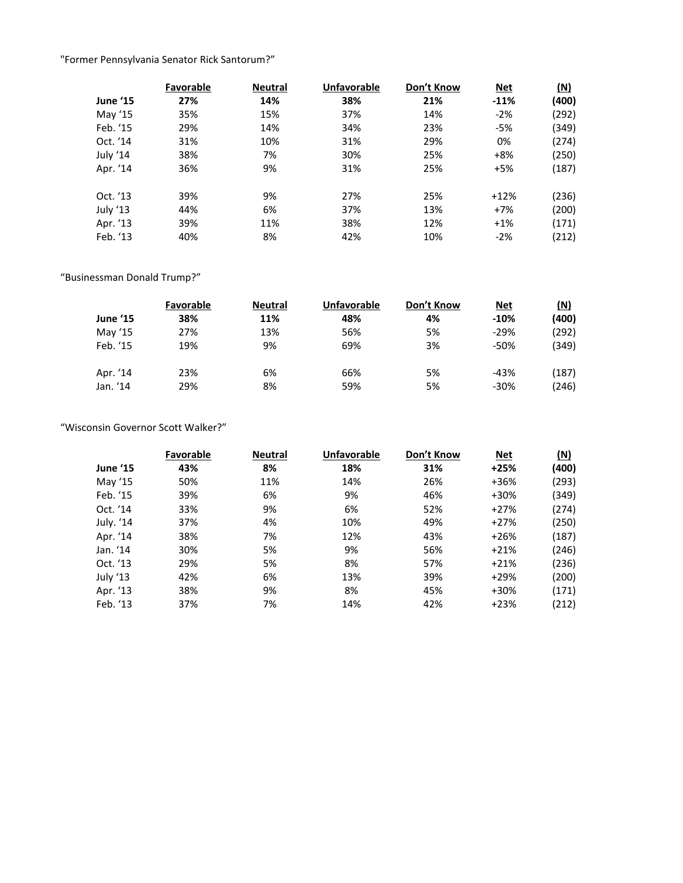"Former Pennsylvania Senator Rick Santorum?"

| | Favorable | Neutral | Unfavorable | Don't Know | Net | (N) |
|---|---|---|---|---|---|---|
| **June '15** | **27%** | **14%** | **38%** | **21%** | **-11%** | **(400)** |
| May '15 | 35% | 15% | 37% | 14% | -2% | (292) |
| Feb. '15 | 29% | 14% | 34% | 23% | -5% | (349) |
| Oct. '14 | 31% | 10% | 31% | 29% | 0% | (274) |
| July '14 | 38% | 7% | 30% | 25% | +8% | (250) |
| Apr. '14 | 36% | 9% | 31% | 25% | +5% | (187) |
| Oct. '13 | 39% | 9% | 27% | 25% | +12% | (236) |
| July '13 | 44% | 6% | 37% | 13% | +7% | (200) |
| Apr. '13 | 39% | 11% | 38% | 12% | +1% | (171) |
| Feb. '13 | 40% | 8% | 42% | 10% | -2% | (212) |

"Businessman Donald Trump?"

| | Favorable | Neutral | Unfavorable | Don't Know | Net | (N) |
|---|---|---|---|---|---|---|
| **June '15** | **38%** | **11%** | **48%** | **4%** | **-10%** | **(400)** |
| May '15 | 27% | 13% | 56% | 5% | -29% | (292) |
| Feb. '15 | 19% | 9% | 69% | 3% | -50% | (349) |
| Apr. '14 | 23% | 6% | 66% | 5% | -43% | (187) |
| Jan. '14 | 29% | 8% | 59% | 5% | -30% | (246) |

"Wisconsin Governor Scott Walker?"

| | Favorable | Neutral | Unfavorable | Don't Know | Net | (N) |
|---|---|---|---|---|---|---|
| **June '15** | **43%** | **8%** | **18%** | **31%** | **+25%** | **(400)** |
| May '15 | 50% | 11% | 14% | 26% | +36% | (293) |
| Feb. '15 | 39% | 6% | 9% | 46% | +30% | (349) |
| Oct. '14 | 33% | 9% | 6% | 52% | +27% | (274) |
| July. '14 | 37% | 4% | 10% | 49% | +27% | (250) |
| Apr. '14 | 38% | 7% | 12% | 43% | +26% | (187) |
| Jan. '14 | 30% | 5% | 9% | 56% | +21% | (246) |
| Oct. '13 | 29% | 5% | 8% | 57% | +21% | (236) |
| July '13 | 42% | 6% | 13% | 39% | +29% | (200) |
| Apr. '13 | 38% | 9% | 8% | 45% | +30% | (171) |
| Feb. '13 | 37% | 7% | 14% | 42% | +23% | (212) |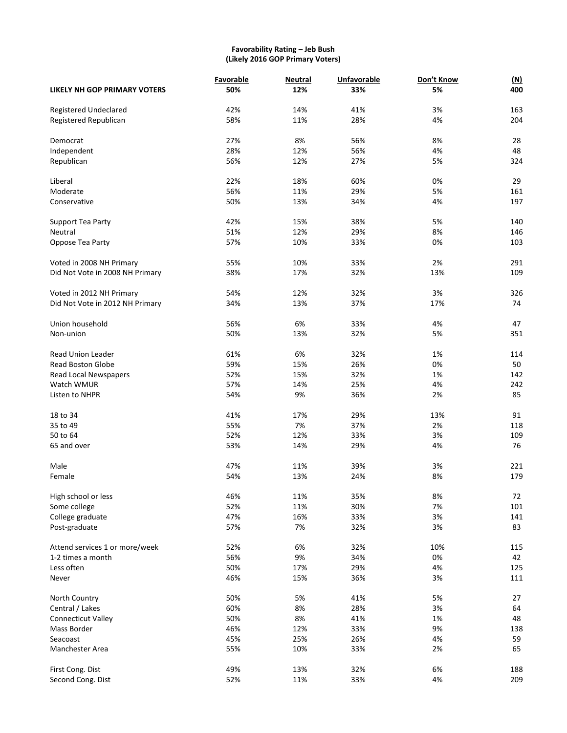**Favorability Rating – Jeb Bush**
**(Likely 2016 GOP Primary Voters)**

| | Favorable | Neutral | Unfavorable | Don't Know | (N) |
|---|---|---|---|---|---|
| **LIKELY NH GOP PRIMARY VOTERS** | **50%** | **12%** | **33%** | **5%** | **400** |
| Registered Undeclared | 42% | 14% | 41% | 3% | 163 |
| Registered Republican | 58% | 11% | 28% | 4% | 204 |
| Democrat | 27% | 8% | 56% | 8% | 28 |
| Independent | 28% | 12% | 56% | 4% | 48 |
| Republican | 56% | 12% | 27% | 5% | 324 |
| Liberal | 22% | 18% | 60% | 0% | 29 |
| Moderate | 56% | 11% | 29% | 5% | 161 |
| Conservative | 50% | 13% | 34% | 4% | 197 |
| Support Tea Party | 42% | 15% | 38% | 5% | 140 |
| Neutral | 51% | 12% | 29% | 8% | 146 |
| Oppose Tea Party | 57% | 10% | 33% | 0% | 103 |
| Voted in 2008 NH Primary | 55% | 10% | 33% | 2% | 291 |
| Did Not Vote in 2008 NH Primary | 38% | 17% | 32% | 13% | 109 |
| Voted in 2012 NH Primary | 54% | 12% | 32% | 3% | 326 |
| Did Not Vote in 2012 NH Primary | 34% | 13% | 37% | 17% | 74 |
| Union household | 56% | 6% | 33% | 4% | 47 |
| Non-union | 50% | 13% | 32% | 5% | 351 |
| Read Union Leader | 61% | 6% | 32% | 1% | 114 |
| Read Boston Globe | 59% | 15% | 26% | 0% | 50 |
| Read Local Newspapers | 52% | 15% | 32% | 1% | 142 |
| Watch WMUR | 57% | 14% | 25% | 4% | 242 |
| Listen to NHPR | 54% | 9% | 36% | 2% | 85 |
| 18 to 34 | 41% | 17% | 29% | 13% | 91 |
| 35 to 49 | 55% | 7% | 37% | 2% | 118 |
| 50 to 64 | 52% | 12% | 33% | 3% | 109 |
| 65 and over | 53% | 14% | 29% | 4% | 76 |
| Male | 47% | 11% | 39% | 3% | 221 |
| Female | 54% | 13% | 24% | 8% | 179 |
| High school or less | 46% | 11% | 35% | 8% | 72 |
| Some college | 52% | 11% | 30% | 7% | 101 |
| College graduate | 47% | 16% | 33% | 3% | 141 |
| Post-graduate | 57% | 7% | 32% | 3% | 83 |
| Attend services 1 or more/week | 52% | 6% | 32% | 10% | 115 |
| 1-2 times a month | 56% | 9% | 34% | 0% | 42 |
| Less often | 50% | 17% | 29% | 4% | 125 |
| Never | 46% | 15% | 36% | 3% | 111 |
| North Country | 50% | 5% | 41% | 5% | 27 |
| Central / Lakes | 60% | 8% | 28% | 3% | 64 |
| Connecticut Valley | 50% | 8% | 41% | 1% | 48 |
| Mass Border | 46% | 12% | 33% | 9% | 138 |
| Seacoast | 45% | 25% | 26% | 4% | 59 |
| Manchester Area | 55% | 10% | 33% | 2% | 65 |
| First Cong. Dist | 49% | 13% | 32% | 6% | 188 |
| Second Cong. Dist | 52% | 11% | 33% | 4% | 209 |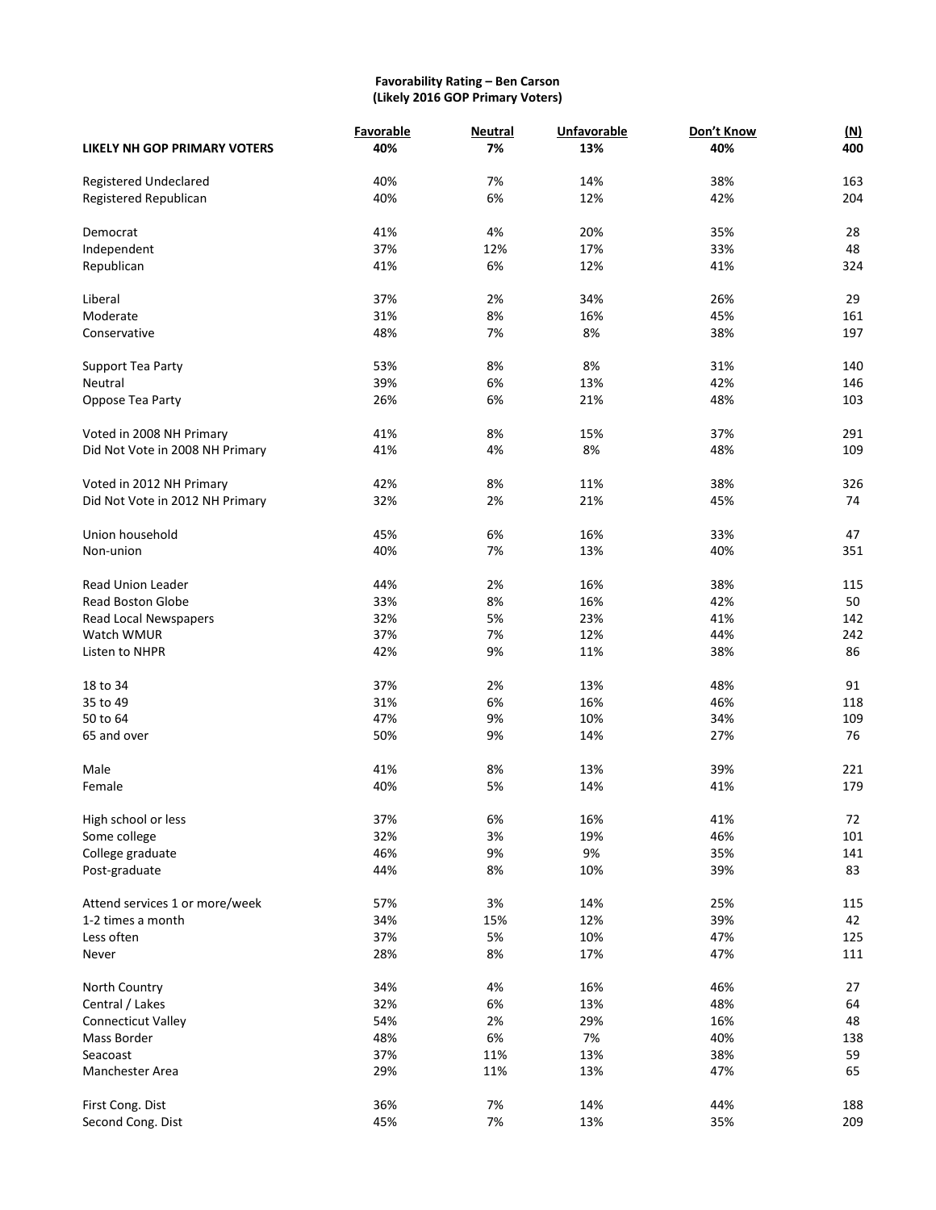**Favorability Rating – Ben Carson**
**(Likely 2016 GOP Primary Voters)**

| | Favorable | Neutral | Unfavorable | Don't Know | (N) |
|---|---|---|---|---|---|
| **LIKELY NH GOP PRIMARY VOTERS** | **40%** | **7%** | **13%** | **40%** | **400** |
| Registered Undeclared | 40% | 7% | 14% | 38% | 163 |
| Registered Republican | 40% | 6% | 12% | 42% | 204 |
| Democrat | 41% | 4% | 20% | 35% | 28 |
| Independent | 37% | 12% | 17% | 33% | 48 |
| Republican | 41% | 6% | 12% | 41% | 324 |
| Liberal | 37% | 2% | 34% | 26% | 29 |
| Moderate | 31% | 8% | 16% | 45% | 161 |
| Conservative | 48% | 7% | 8% | 38% | 197 |
| Support Tea Party | 53% | 8% | 8% | 31% | 140 |
| Neutral | 39% | 6% | 13% | 42% | 146 |
| Oppose Tea Party | 26% | 6% | 21% | 48% | 103 |
| Voted in 2008 NH Primary | 41% | 8% | 15% | 37% | 291 |
| Did Not Vote in 2008 NH Primary | 41% | 4% | 8% | 48% | 109 |
| Voted in 2012 NH Primary | 42% | 8% | 11% | 38% | 326 |
| Did Not Vote in 2012 NH Primary | 32% | 2% | 21% | 45% | 74 |
| Union household | 45% | 6% | 16% | 33% | 47 |
| Non-union | 40% | 7% | 13% | 40% | 351 |
| Read Union Leader | 44% | 2% | 16% | 38% | 115 |
| Read Boston Globe | 33% | 8% | 16% | 42% | 50 |
| Read Local Newspapers | 32% | 5% | 23% | 41% | 142 |
| Watch WMUR | 37% | 7% | 12% | 44% | 242 |
| Listen to NHPR | 42% | 9% | 11% | 38% | 86 |
| 18 to 34 | 37% | 2% | 13% | 48% | 91 |
| 35 to 49 | 31% | 6% | 16% | 46% | 118 |
| 50 to 64 | 47% | 9% | 10% | 34% | 109 |
| 65 and over | 50% | 9% | 14% | 27% | 76 |
| Male | 41% | 8% | 13% | 39% | 221 |
| Female | 40% | 5% | 14% | 41% | 179 |
| High school or less | 37% | 6% | 16% | 41% | 72 |
| Some college | 32% | 3% | 19% | 46% | 101 |
| College graduate | 46% | 9% | 9% | 35% | 141 |
| Post-graduate | 44% | 8% | 10% | 39% | 83 |
| Attend services 1 or more/week | 57% | 3% | 14% | 25% | 115 |
| 1-2 times a month | 34% | 15% | 12% | 39% | 42 |
| Less often | 37% | 5% | 10% | 47% | 125 |
| Never | 28% | 8% | 17% | 47% | 111 |
| North Country | 34% | 4% | 16% | 46% | 27 |
| Central / Lakes | 32% | 6% | 13% | 48% | 64 |
| Connecticut Valley | 54% | 2% | 29% | 16% | 48 |
| Mass Border | 48% | 6% | 7% | 40% | 138 |
| Seacoast | 37% | 11% | 13% | 38% | 59 |
| Manchester Area | 29% | 11% | 13% | 47% | 65 |
| First Cong. Dist | 36% | 7% | 14% | 44% | 188 |
| Second Cong. Dist | 45% | 7% | 13% | 35% | 209 |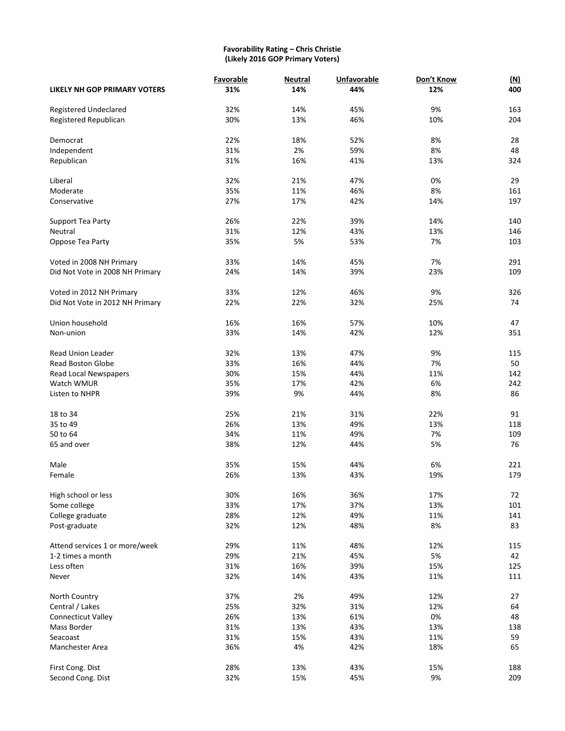**Favorability Rating – Chris Christie**
**(Likely 2016 GOP Primary Voters)**

| | Favorable | Neutral | Unfavorable | Don't Know | (N) |
|---|---|---|---|---|---|
| **LIKELY NH GOP PRIMARY VOTERS** | **31%** | **14%** | **44%** | **12%** | **400** |
| Registered Undeclared | 32% | 14% | 45% | 9% | 163 |
| Registered Republican | 30% | 13% | 46% | 10% | 204 |
| Democrat | 22% | 18% | 52% | 8% | 28 |
| Independent | 31% | 2% | 59% | 8% | 48 |
| Republican | 31% | 16% | 41% | 13% | 324 |
| Liberal | 32% | 21% | 47% | 0% | 29 |
| Moderate | 35% | 11% | 46% | 8% | 161 |
| Conservative | 27% | 17% | 42% | 14% | 197 |
| Support Tea Party | 26% | 22% | 39% | 14% | 140 |
| Neutral | 31% | 12% | 43% | 13% | 146 |
| Oppose Tea Party | 35% | 5% | 53% | 7% | 103 |
| Voted in 2008 NH Primary | 33% | 14% | 45% | 7% | 291 |
| Did Not Vote in 2008 NH Primary | 24% | 14% | 39% | 23% | 109 |
| Voted in 2012 NH Primary | 33% | 12% | 46% | 9% | 326 |
| Did Not Vote in 2012 NH Primary | 22% | 22% | 32% | 25% | 74 |
| Union household | 16% | 16% | 57% | 10% | 47 |
| Non-union | 33% | 14% | 42% | 12% | 351 |
| Read Union Leader | 32% | 13% | 47% | 9% | 115 |
| Read Boston Globe | 33% | 16% | 44% | 7% | 50 |
| Read Local Newspapers | 30% | 15% | 44% | 11% | 142 |
| Watch WMUR | 35% | 17% | 42% | 6% | 242 |
| Listen to NHPR | 39% | 9% | 44% | 8% | 86 |
| 18 to 34 | 25% | 21% | 31% | 22% | 91 |
| 35 to 49 | 26% | 13% | 49% | 13% | 118 |
| 50 to 64 | 34% | 11% | 49% | 7% | 109 |
| 65 and over | 38% | 12% | 44% | 5% | 76 |
| Male | 35% | 15% | 44% | 6% | 221 |
| Female | 26% | 13% | 43% | 19% | 179 |
| High school or less | 30% | 16% | 36% | 17% | 72 |
| Some college | 33% | 17% | 37% | 13% | 101 |
| College graduate | 28% | 12% | 49% | 11% | 141 |
| Post-graduate | 32% | 12% | 48% | 8% | 83 |
| Attend services 1 or more/week | 29% | 11% | 48% | 12% | 115 |
| 1-2 times a month | 29% | 21% | 45% | 5% | 42 |
| Less often | 31% | 16% | 39% | 15% | 125 |
| Never | 32% | 14% | 43% | 11% | 111 |
| North Country | 37% | 2% | 49% | 12% | 27 |
| Central / Lakes | 25% | 32% | 31% | 12% | 64 |
| Connecticut Valley | 26% | 13% | 61% | 0% | 48 |
| Mass Border | 31% | 13% | 43% | 13% | 138 |
| Seacoast | 31% | 15% | 43% | 11% | 59 |
| Manchester Area | 36% | 4% | 42% | 18% | 65 |
| First Cong. Dist | 28% | 13% | 43% | 15% | 188 |
| Second Cong. Dist | 32% | 15% | 45% | 9% | 209 |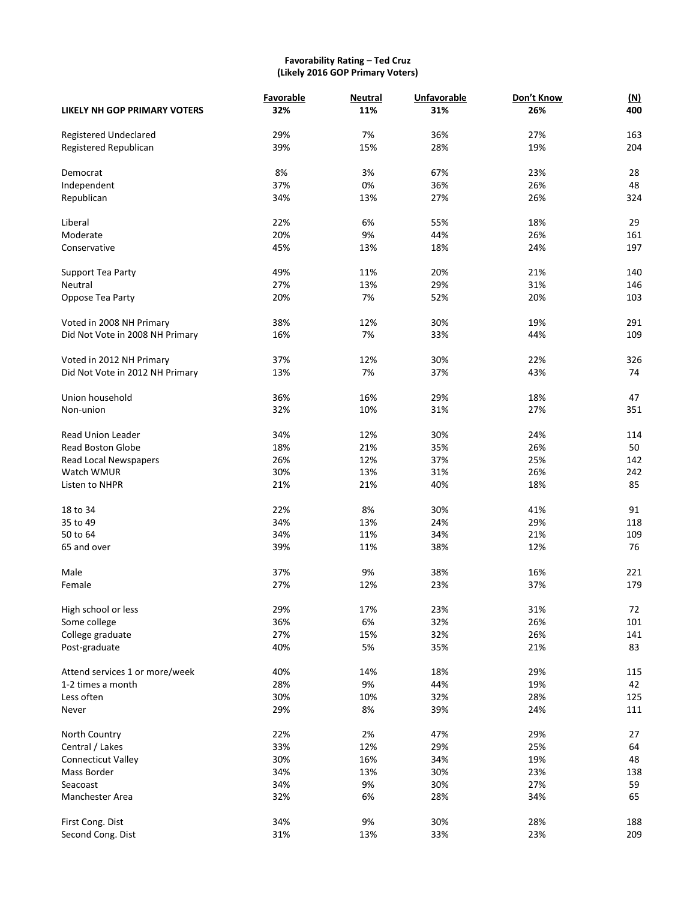**Favorability Rating – Ted Cruz**
**(Likely 2016 GOP Primary Voters)**

| | Favorable | Neutral | Unfavorable | Don't Know | (N) |
|---|---|---|---|---|---|
| **LIKELY NH GOP PRIMARY VOTERS** | **32%** | **11%** | **31%** | **26%** | **400** |
| Registered Undeclared | 29% | 7% | 36% | 27% | 163 |
| Registered Republican | 39% | 15% | 28% | 19% | 204 |
| Democrat | 8% | 3% | 67% | 23% | 28 |
| Independent | 37% | 0% | 36% | 26% | 48 |
| Republican | 34% | 13% | 27% | 26% | 324 |
| Liberal | 22% | 6% | 55% | 18% | 29 |
| Moderate | 20% | 9% | 44% | 26% | 161 |
| Conservative | 45% | 13% | 18% | 24% | 197 |
| Support Tea Party | 49% | 11% | 20% | 21% | 140 |
| Neutral | 27% | 13% | 29% | 31% | 146 |
| Oppose Tea Party | 20% | 7% | 52% | 20% | 103 |
| Voted in 2008 NH Primary | 38% | 12% | 30% | 19% | 291 |
| Did Not Vote in 2008 NH Primary | 16% | 7% | 33% | 44% | 109 |
| Voted in 2012 NH Primary | 37% | 12% | 30% | 22% | 326 |
| Did Not Vote in 2012 NH Primary | 13% | 7% | 37% | 43% | 74 |
| Union household | 36% | 16% | 29% | 18% | 47 |
| Non-union | 32% | 10% | 31% | 27% | 351 |
| Read Union Leader | 34% | 12% | 30% | 24% | 114 |
| Read Boston Globe | 18% | 21% | 35% | 26% | 50 |
| Read Local Newspapers | 26% | 12% | 37% | 25% | 142 |
| Watch WMUR | 30% | 13% | 31% | 26% | 242 |
| Listen to NHPR | 21% | 21% | 40% | 18% | 85 |
| 18 to 34 | 22% | 8% | 30% | 41% | 91 |
| 35 to 49 | 34% | 13% | 24% | 29% | 118 |
| 50 to 64 | 34% | 11% | 34% | 21% | 109 |
| 65 and over | 39% | 11% | 38% | 12% | 76 |
| Male | 37% | 9% | 38% | 16% | 221 |
| Female | 27% | 12% | 23% | 37% | 179 |
| High school or less | 29% | 17% | 23% | 31% | 72 |
| Some college | 36% | 6% | 32% | 26% | 101 |
| College graduate | 27% | 15% | 32% | 26% | 141 |
| Post-graduate | 40% | 5% | 35% | 21% | 83 |
| Attend services 1 or more/week | 40% | 14% | 18% | 29% | 115 |
| 1-2 times a month | 28% | 9% | 44% | 19% | 42 |
| Less often | 30% | 10% | 32% | 28% | 125 |
| Never | 29% | 8% | 39% | 24% | 111 |
| North Country | 22% | 2% | 47% | 29% | 27 |
| Central / Lakes | 33% | 12% | 29% | 25% | 64 |
| Connecticut Valley | 30% | 16% | 34% | 19% | 48 |
| Mass Border | 34% | 13% | 30% | 23% | 138 |
| Seacoast | 34% | 9% | 30% | 27% | 59 |
| Manchester Area | 32% | 6% | 28% | 34% | 65 |
| First Cong. Dist | 34% | 9% | 30% | 28% | 188 |
| Second Cong. Dist | 31% | 13% | 33% | 23% | 209 |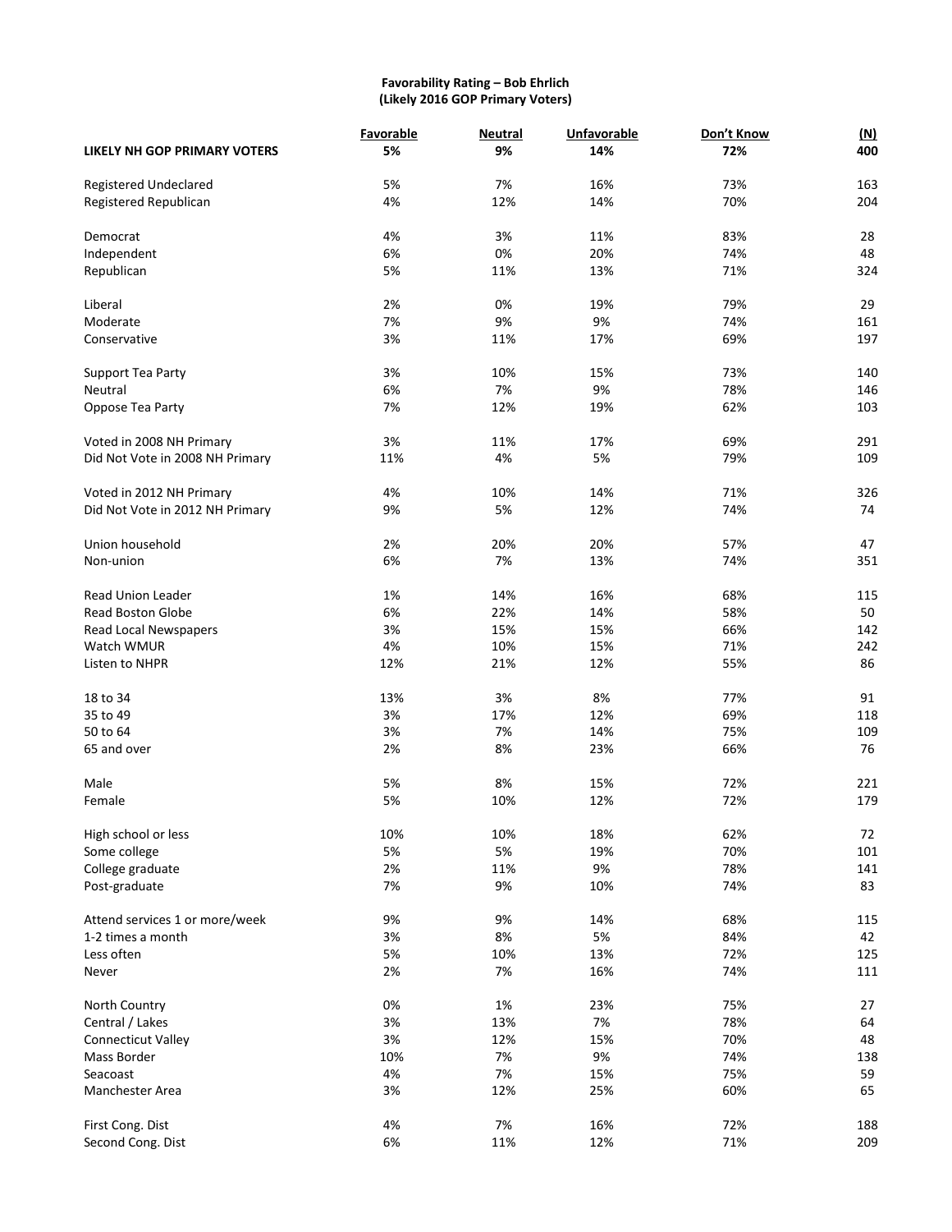**Favorability Rating – Bob Ehrlich**
**(Likely 2016 GOP Primary Voters)**

| | Favorable | Neutral | Unfavorable | Don't Know | (N) |
|---|---|---|---|---|---|
| **LIKELY NH GOP PRIMARY VOTERS** | **5%** | **9%** | **14%** | **72%** | **400** |
| Registered Undeclared | 5% | 7% | 16% | 73% | 163 |
| Registered Republican | 4% | 12% | 14% | 70% | 204 |
| Democrat | 4% | 3% | 11% | 83% | 28 |
| Independent | 6% | 0% | 20% | 74% | 48 |
| Republican | 5% | 11% | 13% | 71% | 324 |
| Liberal | 2% | 0% | 19% | 79% | 29 |
| Moderate | 7% | 9% | 9% | 74% | 161 |
| Conservative | 3% | 11% | 17% | 69% | 197 |
| Support Tea Party | 3% | 10% | 15% | 73% | 140 |
| Neutral | 6% | 7% | 9% | 78% | 146 |
| Oppose Tea Party | 7% | 12% | 19% | 62% | 103 |
| Voted in 2008 NH Primary | 3% | 11% | 17% | 69% | 291 |
| Did Not Vote in 2008 NH Primary | 11% | 4% | 5% | 79% | 109 |
| Voted in 2012 NH Primary | 4% | 10% | 14% | 71% | 326 |
| Did Not Vote in 2012 NH Primary | 9% | 5% | 12% | 74% | 74 |
| Union household | 2% | 20% | 20% | 57% | 47 |
| Non-union | 6% | 7% | 13% | 74% | 351 |
| Read Union Leader | 1% | 14% | 16% | 68% | 115 |
| Read Boston Globe | 6% | 22% | 14% | 58% | 50 |
| Read Local Newspapers | 3% | 15% | 15% | 66% | 142 |
| Watch WMUR | 4% | 10% | 15% | 71% | 242 |
| Listen to NHPR | 12% | 21% | 12% | 55% | 86 |
| 18 to 34 | 13% | 3% | 8% | 77% | 91 |
| 35 to 49 | 3% | 17% | 12% | 69% | 118 |
| 50 to 64 | 3% | 7% | 14% | 75% | 109 |
| 65 and over | 2% | 8% | 23% | 66% | 76 |
| Male | 5% | 8% | 15% | 72% | 221 |
| Female | 5% | 10% | 12% | 72% | 179 |
| High school or less | 10% | 10% | 18% | 62% | 72 |
| Some college | 5% | 5% | 19% | 70% | 101 |
| College graduate | 2% | 11% | 9% | 78% | 141 |
| Post-graduate | 7% | 9% | 10% | 74% | 83 |
| Attend services 1 or more/week | 9% | 9% | 14% | 68% | 115 |
| 1-2 times a month | 3% | 8% | 5% | 84% | 42 |
| Less often | 5% | 10% | 13% | 72% | 125 |
| Never | 2% | 7% | 16% | 74% | 111 |
| North Country | 0% | 1% | 23% | 75% | 27 |
| Central / Lakes | 3% | 13% | 7% | 78% | 64 |
| Connecticut Valley | 3% | 12% | 15% | 70% | 48 |
| Mass Border | 10% | 7% | 9% | 74% | 138 |
| Seacoast | 4% | 7% | 15% | 75% | 59 |
| Manchester Area | 3% | 12% | 25% | 60% | 65 |
| First Cong. Dist | 4% | 7% | 16% | 72% | 188 |
| Second Cong. Dist | 6% | 11% | 12% | 71% | 209 |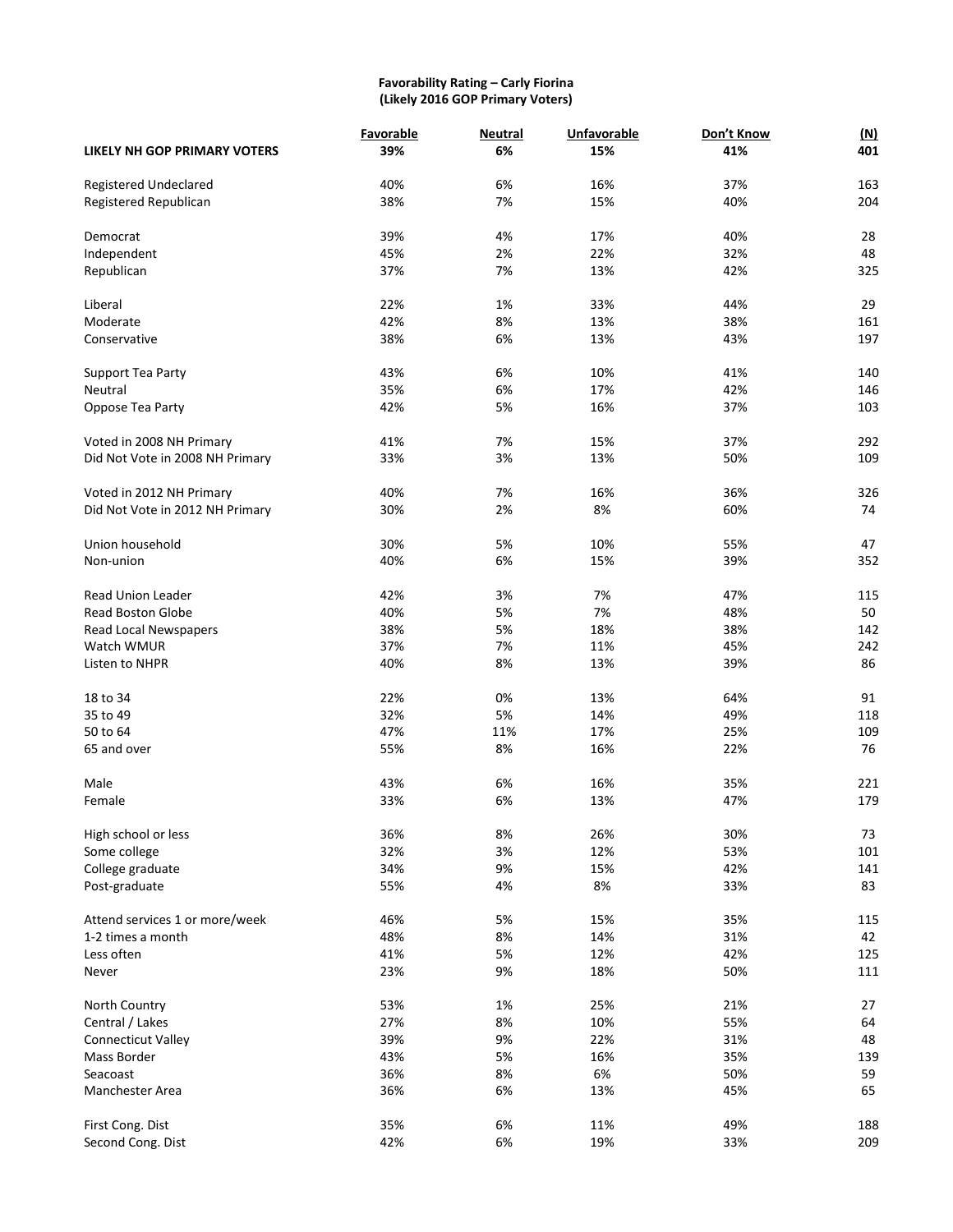**Favorability Rating – Carly Fiorina**
**(Likely 2016 GOP Primary Voters)**

| | Favorable | Neutral | Unfavorable | Don't Know | (N) |
|---|---|---|---|---|---|
| **LIKELY NH GOP PRIMARY VOTERS** | **39%** | **6%** | **15%** | **41%** | **401** |
| Registered Undeclared | 40% | 6% | 16% | 37% | 163 |
| Registered Republican | 38% | 7% | 15% | 40% | 204 |
| Democrat | 39% | 4% | 17% | 40% | 28 |
| Independent | 45% | 2% | 22% | 32% | 48 |
| Republican | 37% | 7% | 13% | 42% | 325 |
| Liberal | 22% | 1% | 33% | 44% | 29 |
| Moderate | 42% | 8% | 13% | 38% | 161 |
| Conservative | 38% | 6% | 13% | 43% | 197 |
| Support Tea Party | 43% | 6% | 10% | 41% | 140 |
| Neutral | 35% | 6% | 17% | 42% | 146 |
| Oppose Tea Party | 42% | 5% | 16% | 37% | 103 |
| Voted in 2008 NH Primary | 41% | 7% | 15% | 37% | 292 |
| Did Not Vote in 2008 NH Primary | 33% | 3% | 13% | 50% | 109 |
| Voted in 2012 NH Primary | 40% | 7% | 16% | 36% | 326 |
| Did Not Vote in 2012 NH Primary | 30% | 2% | 8% | 60% | 74 |
| Union household | 30% | 5% | 10% | 55% | 47 |
| Non-union | 40% | 6% | 15% | 39% | 352 |
| Read Union Leader | 42% | 3% | 7% | 47% | 115 |
| Read Boston Globe | 40% | 5% | 7% | 48% | 50 |
| Read Local Newspapers | 38% | 5% | 18% | 38% | 142 |
| Watch WMUR | 37% | 7% | 11% | 45% | 242 |
| Listen to NHPR | 40% | 8% | 13% | 39% | 86 |
| 18 to 34 | 22% | 0% | 13% | 64% | 91 |
| 35 to 49 | 32% | 5% | 14% | 49% | 118 |
| 50 to 64 | 47% | 11% | 17% | 25% | 109 |
| 65 and over | 55% | 8% | 16% | 22% | 76 |
| Male | 43% | 6% | 16% | 35% | 221 |
| Female | 33% | 6% | 13% | 47% | 179 |
| High school or less | 36% | 8% | 26% | 30% | 73 |
| Some college | 32% | 3% | 12% | 53% | 101 |
| College graduate | 34% | 9% | 15% | 42% | 141 |
| Post-graduate | 55% | 4% | 8% | 33% | 83 |
| Attend services 1 or more/week | 46% | 5% | 15% | 35% | 115 |
| 1-2 times a month | 48% | 8% | 14% | 31% | 42 |
| Less often | 41% | 5% | 12% | 42% | 125 |
| Never | 23% | 9% | 18% | 50% | 111 |
| North Country | 53% | 1% | 25% | 21% | 27 |
| Central / Lakes | 27% | 8% | 10% | 55% | 64 |
| Connecticut Valley | 39% | 9% | 22% | 31% | 48 |
| Mass Border | 43% | 5% | 16% | 35% | 139 |
| Seacoast | 36% | 8% | 6% | 50% | 59 |
| Manchester Area | 36% | 6% | 13% | 45% | 65 |
| First Cong. Dist | 35% | 6% | 11% | 49% | 188 |
| Second Cong. Dist | 42% | 6% | 19% | 33% | 209 |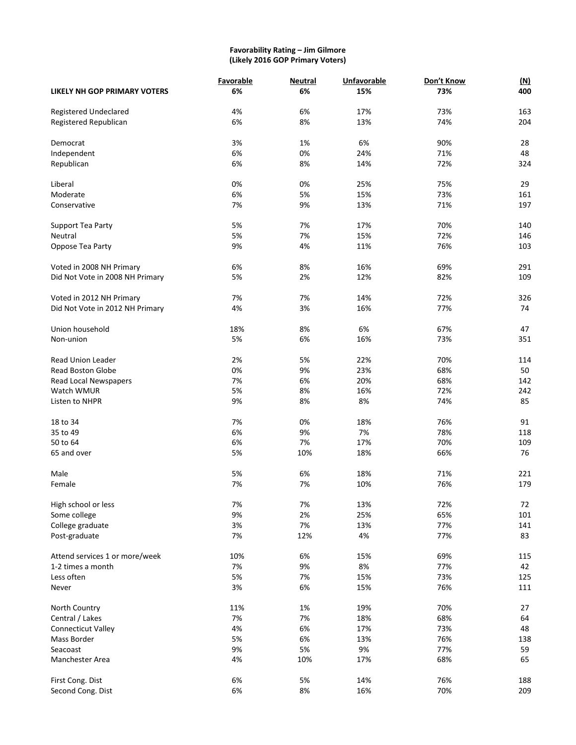**Favorability Rating – Jim Gilmore**
**(Likely 2016 GOP Primary Voters)**

| | Favorable | Neutral | Unfavorable | Don't Know | (N) |
|---|---|---|---|---|---|
| **LIKELY NH GOP PRIMARY VOTERS** | **6%** | **6%** | **15%** | **73%** | **400** |
| Registered Undeclared | 4% | 6% | 17% | 73% | 163 |
| Registered Republican | 6% | 8% | 13% | 74% | 204 |
| Democrat | 3% | 1% | 6% | 90% | 28 |
| Independent | 6% | 0% | 24% | 71% | 48 |
| Republican | 6% | 8% | 14% | 72% | 324 |
| Liberal | 0% | 0% | 25% | 75% | 29 |
| Moderate | 6% | 5% | 15% | 73% | 161 |
| Conservative | 7% | 9% | 13% | 71% | 197 |
| Support Tea Party | 5% | 7% | 17% | 70% | 140 |
| Neutral | 5% | 7% | 15% | 72% | 146 |
| Oppose Tea Party | 9% | 4% | 11% | 76% | 103 |
| Voted in 2008 NH Primary | 6% | 8% | 16% | 69% | 291 |
| Did Not Vote in 2008 NH Primary | 5% | 2% | 12% | 82% | 109 |
| Voted in 2012 NH Primary | 7% | 7% | 14% | 72% | 326 |
| Did Not Vote in 2012 NH Primary | 4% | 3% | 16% | 77% | 74 |
| Union household | 18% | 8% | 6% | 67% | 47 |
| Non-union | 5% | 6% | 16% | 73% | 351 |
| Read Union Leader | 2% | 5% | 22% | 70% | 114 |
| Read Boston Globe | 0% | 9% | 23% | 68% | 50 |
| Read Local Newspapers | 7% | 6% | 20% | 68% | 142 |
| Watch WMUR | 5% | 8% | 16% | 72% | 242 |
| Listen to NHPR | 9% | 8% | 8% | 74% | 85 |
| 18 to 34 | 7% | 0% | 18% | 76% | 91 |
| 35 to 49 | 6% | 9% | 7% | 78% | 118 |
| 50 to 64 | 6% | 7% | 17% | 70% | 109 |
| 65 and over | 5% | 10% | 18% | 66% | 76 |
| Male | 5% | 6% | 18% | 71% | 221 |
| Female | 7% | 7% | 10% | 76% | 179 |
| High school or less | 7% | 7% | 13% | 72% | 72 |
| Some college | 9% | 2% | 25% | 65% | 101 |
| College graduate | 3% | 7% | 13% | 77% | 141 |
| Post-graduate | 7% | 12% | 4% | 77% | 83 |
| Attend services 1 or more/week | 10% | 6% | 15% | 69% | 115 |
| 1-2 times a month | 7% | 9% | 8% | 77% | 42 |
| Less often | 5% | 7% | 15% | 73% | 125 |
| Never | 3% | 6% | 15% | 76% | 111 |
| North Country | 11% | 1% | 19% | 70% | 27 |
| Central / Lakes | 7% | 7% | 18% | 68% | 64 |
| Connecticut Valley | 4% | 6% | 17% | 73% | 48 |
| Mass Border | 5% | 6% | 13% | 76% | 138 |
| Seacoast | 9% | 5% | 9% | 77% | 59 |
| Manchester Area | 4% | 10% | 17% | 68% | 65 |
| First Cong. Dist | 6% | 5% | 14% | 76% | 188 |
| Second Cong. Dist | 6% | 8% | 16% | 70% | 209 |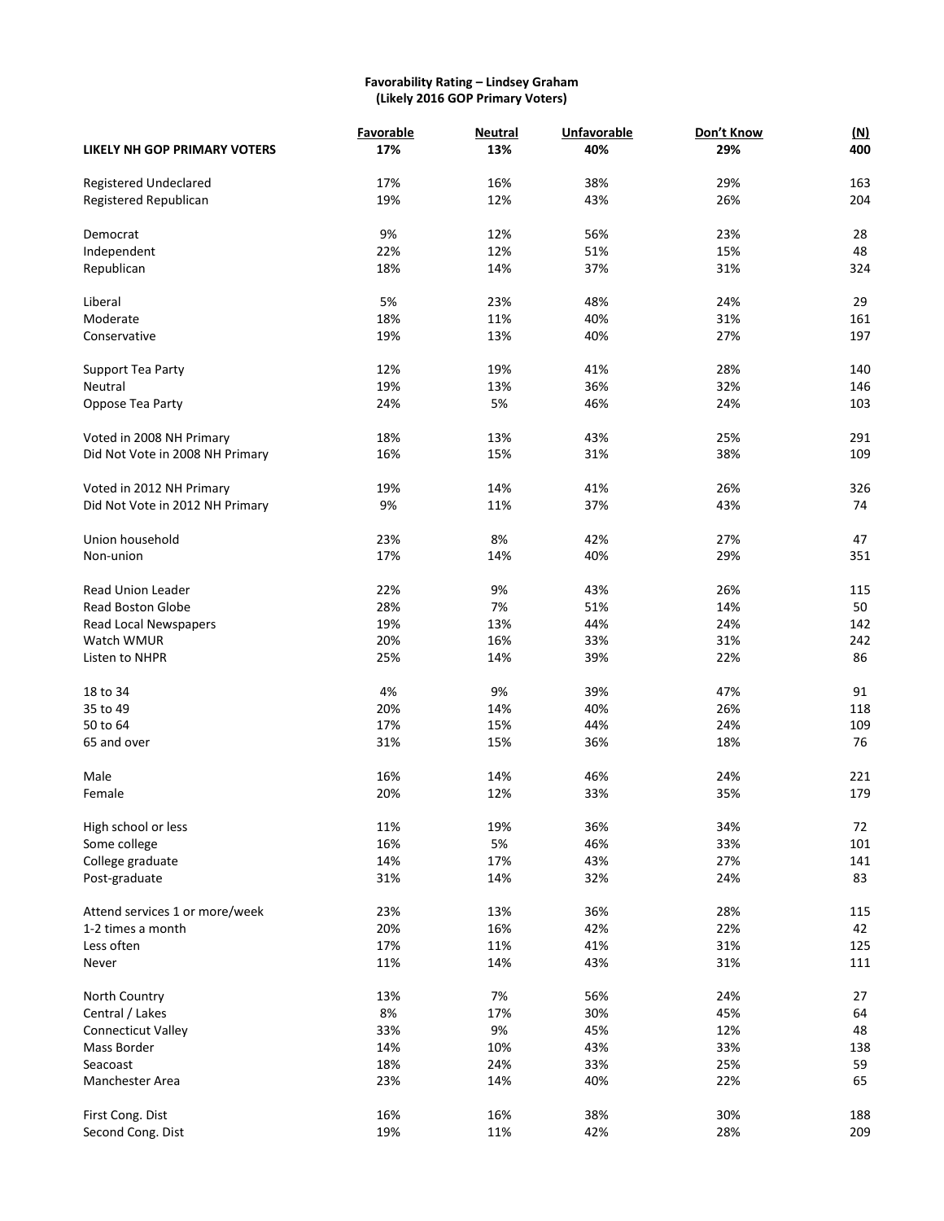**Favorability Rating – Lindsey Graham**
**(Likely 2016 GOP Primary Voters)**

| | Favorable | Neutral | Unfavorable | Don't Know | (N) |
|---|---|---|---|---|---|
| **LIKELY NH GOP PRIMARY VOTERS** | **17%** | **13%** | **40%** | **29%** | **400** |
| Registered Undeclared | 17% | 16% | 38% | 29% | 163 |
| Registered Republican | 19% | 12% | 43% | 26% | 204 |
| Democrat | 9% | 12% | 56% | 23% | 28 |
| Independent | 22% | 12% | 51% | 15% | 48 |
| Republican | 18% | 14% | 37% | 31% | 324 |
| Liberal | 5% | 23% | 48% | 24% | 29 |
| Moderate | 18% | 11% | 40% | 31% | 161 |
| Conservative | 19% | 13% | 40% | 27% | 197 |
| Support Tea Party | 12% | 19% | 41% | 28% | 140 |
| Neutral | 19% | 13% | 36% | 32% | 146 |
| Oppose Tea Party | 24% | 5% | 46% | 24% | 103 |
| Voted in 2008 NH Primary | 18% | 13% | 43% | 25% | 291 |
| Did Not Vote in 2008 NH Primary | 16% | 15% | 31% | 38% | 109 |
| Voted in 2012 NH Primary | 19% | 14% | 41% | 26% | 326 |
| Did Not Vote in 2012 NH Primary | 9% | 11% | 37% | 43% | 74 |
| Union household | 23% | 8% | 42% | 27% | 47 |
| Non-union | 17% | 14% | 40% | 29% | 351 |
| Read Union Leader | 22% | 9% | 43% | 26% | 115 |
| Read Boston Globe | 28% | 7% | 51% | 14% | 50 |
| Read Local Newspapers | 19% | 13% | 44% | 24% | 142 |
| Watch WMUR | 20% | 16% | 33% | 31% | 242 |
| Listen to NHPR | 25% | 14% | 39% | 22% | 86 |
| 18 to 34 | 4% | 9% | 39% | 47% | 91 |
| 35 to 49 | 20% | 14% | 40% | 26% | 118 |
| 50 to 64 | 17% | 15% | 44% | 24% | 109 |
| 65 and over | 31% | 15% | 36% | 18% | 76 |
| Male | 16% | 14% | 46% | 24% | 221 |
| Female | 20% | 12% | 33% | 35% | 179 |
| High school or less | 11% | 19% | 36% | 34% | 72 |
| Some college | 16% | 5% | 46% | 33% | 101 |
| College graduate | 14% | 17% | 43% | 27% | 141 |
| Post-graduate | 31% | 14% | 32% | 24% | 83 |
| Attend services 1 or more/week | 23% | 13% | 36% | 28% | 115 |
| 1-2 times a month | 20% | 16% | 42% | 22% | 42 |
| Less often | 17% | 11% | 41% | 31% | 125 |
| Never | 11% | 14% | 43% | 31% | 111 |
| North Country | 13% | 7% | 56% | 24% | 27 |
| Central / Lakes | 8% | 17% | 30% | 45% | 64 |
| Connecticut Valley | 33% | 9% | 45% | 12% | 48 |
| Mass Border | 14% | 10% | 43% | 33% | 138 |
| Seacoast | 18% | 24% | 33% | 25% | 59 |
| Manchester Area | 23% | 14% | 40% | 22% | 65 |
| First Cong. Dist | 16% | 16% | 38% | 30% | 188 |
| Second Cong. Dist | 19% | 11% | 42% | 28% | 209 |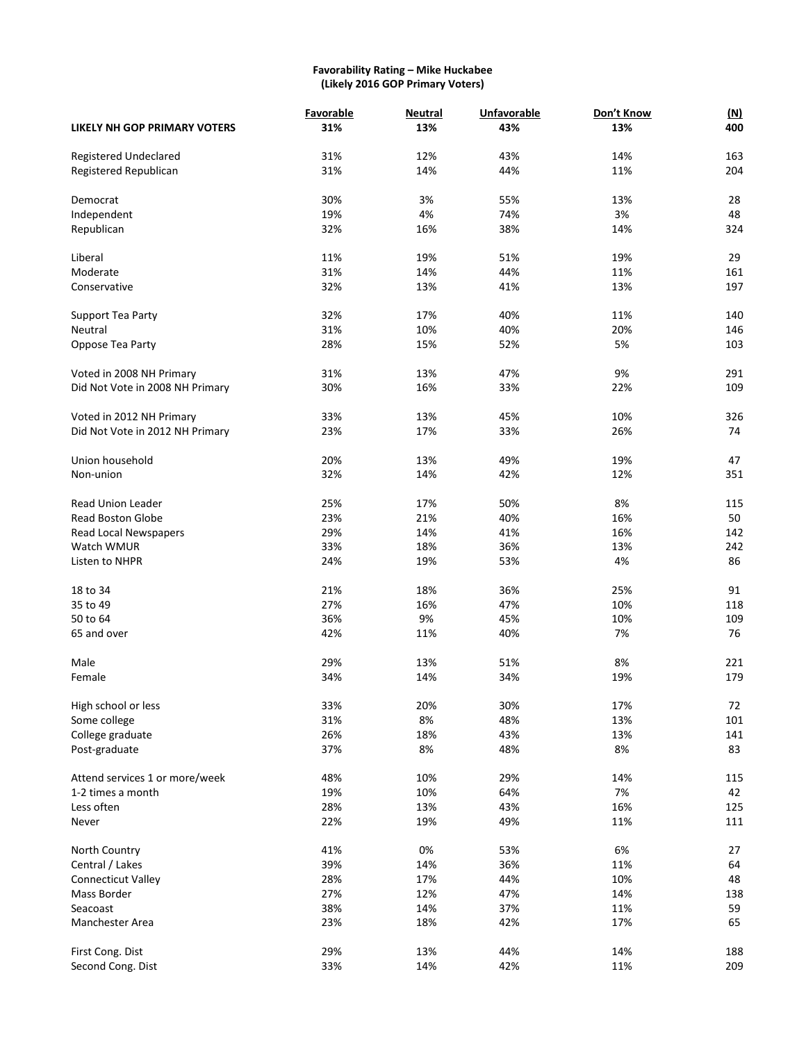**Favorability Rating – Mike Huckabee**
**(Likely 2016 GOP Primary Voters)**

| | Favorable | Neutral | Unfavorable | Don't Know | (N) |
|---|---|---|---|---|---|
| **LIKELY NH GOP PRIMARY VOTERS** | **31%** | **13%** | **43%** | **13%** | **400** |
| Registered Undeclared | 31% | 12% | 43% | 14% | 163 |
| Registered Republican | 31% | 14% | 44% | 11% | 204 |
| Democrat | 30% | 3% | 55% | 13% | 28 |
| Independent | 19% | 4% | 74% | 3% | 48 |
| Republican | 32% | 16% | 38% | 14% | 324 |
| Liberal | 11% | 19% | 51% | 19% | 29 |
| Moderate | 31% | 14% | 44% | 11% | 161 |
| Conservative | 32% | 13% | 41% | 13% | 197 |
| Support Tea Party | 32% | 17% | 40% | 11% | 140 |
| Neutral | 31% | 10% | 40% | 20% | 146 |
| Oppose Tea Party | 28% | 15% | 52% | 5% | 103 |
| Voted in 2008 NH Primary | 31% | 13% | 47% | 9% | 291 |
| Did Not Vote in 2008 NH Primary | 30% | 16% | 33% | 22% | 109 |
| Voted in 2012 NH Primary | 33% | 13% | 45% | 10% | 326 |
| Did Not Vote in 2012 NH Primary | 23% | 17% | 33% | 26% | 74 |
| Union household | 20% | 13% | 49% | 19% | 47 |
| Non-union | 32% | 14% | 42% | 12% | 351 |
| Read Union Leader | 25% | 17% | 50% | 8% | 115 |
| Read Boston Globe | 23% | 21% | 40% | 16% | 50 |
| Read Local Newspapers | 29% | 14% | 41% | 16% | 142 |
| Watch WMUR | 33% | 18% | 36% | 13% | 242 |
| Listen to NHPR | 24% | 19% | 53% | 4% | 86 |
| 18 to 34 | 21% | 18% | 36% | 25% | 91 |
| 35 to 49 | 27% | 16% | 47% | 10% | 118 |
| 50 to 64 | 36% | 9% | 45% | 10% | 109 |
| 65 and over | 42% | 11% | 40% | 7% | 76 |
| Male | 29% | 13% | 51% | 8% | 221 |
| Female | 34% | 14% | 34% | 19% | 179 |
| High school or less | 33% | 20% | 30% | 17% | 72 |
| Some college | 31% | 8% | 48% | 13% | 101 |
| College graduate | 26% | 18% | 43% | 13% | 141 |
| Post-graduate | 37% | 8% | 48% | 8% | 83 |
| Attend services 1 or more/week | 48% | 10% | 29% | 14% | 115 |
| 1-2 times a month | 19% | 10% | 64% | 7% | 42 |
| Less often | 28% | 13% | 43% | 16% | 125 |
| Never | 22% | 19% | 49% | 11% | 111 |
| North Country | 41% | 0% | 53% | 6% | 27 |
| Central / Lakes | 39% | 14% | 36% | 11% | 64 |
| Connecticut Valley | 28% | 17% | 44% | 10% | 48 |
| Mass Border | 27% | 12% | 47% | 14% | 138 |
| Seacoast | 38% | 14% | 37% | 11% | 59 |
| Manchester Area | 23% | 18% | 42% | 17% | 65 |
| First Cong. Dist | 29% | 13% | 44% | 14% | 188 |
| Second Cong. Dist | 33% | 14% | 42% | 11% | 209 |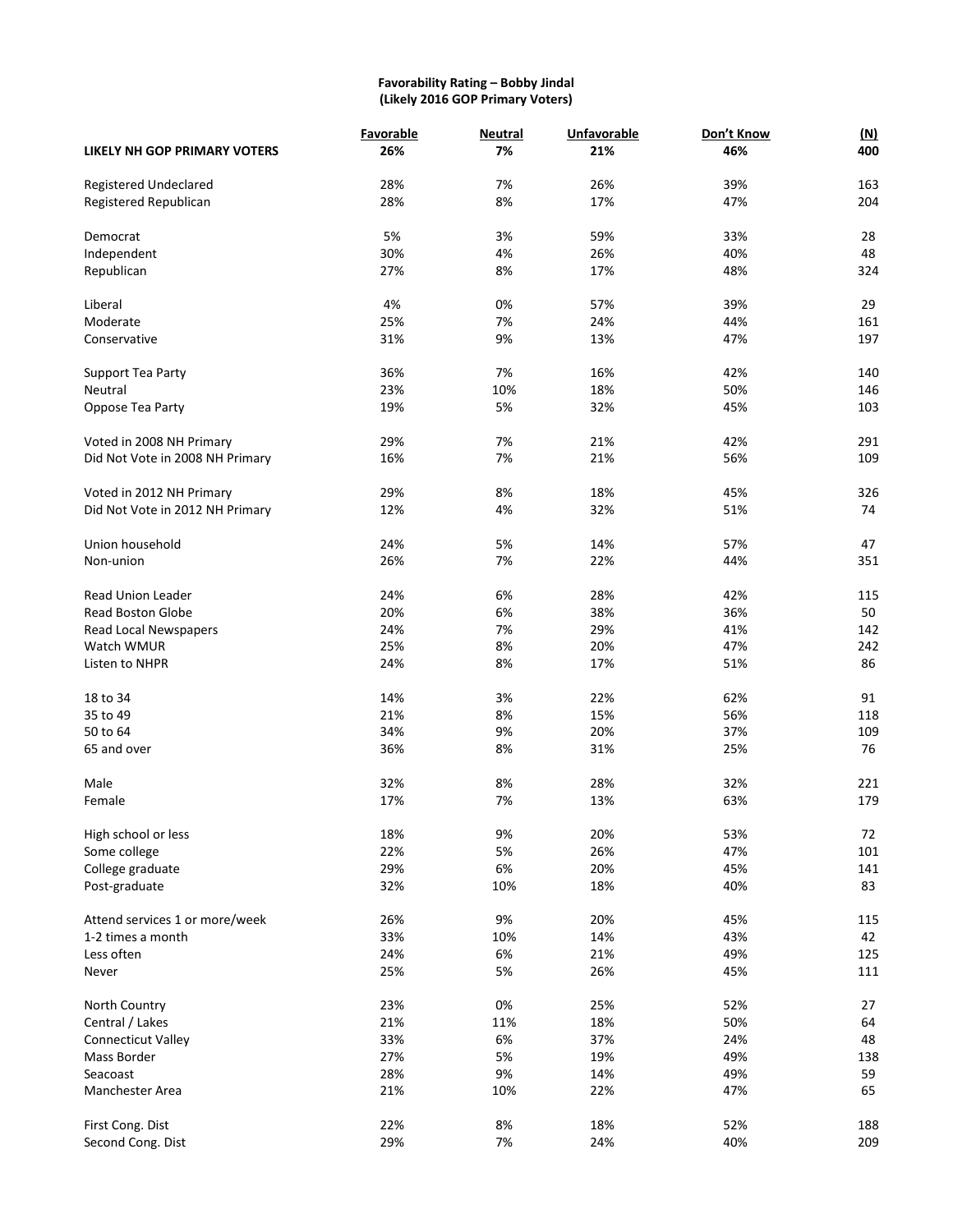**Favorability Rating – Bobby Jindal**
**(Likely 2016 GOP Primary Voters)**

| | Favorable | Neutral | Unfavorable | Don't Know | (N) |
|---|---|---|---|---|---|
| **LIKELY NH GOP PRIMARY VOTERS** | **26%** | **7%** | **21%** | **46%** | **400** |
| | | | | | |
| Registered Undeclared | 28% | 7% | 26% | 39% | 163 |
| Registered Republican | 28% | 8% | 17% | 47% | 204 |
| | | | | | |
| Democrat | 5% | 3% | 59% | 33% | 28 |
| Independent | 30% | 4% | 26% | 40% | 48 |
| Republican | 27% | 8% | 17% | 48% | 324 |
| | | | | | |
| Liberal | 4% | 0% | 57% | 39% | 29 |
| Moderate | 25% | 7% | 24% | 44% | 161 |
| Conservative | 31% | 9% | 13% | 47% | 197 |
| | | | | | |
| Support Tea Party | 36% | 7% | 16% | 42% | 140 |
| Neutral | 23% | 10% | 18% | 50% | 146 |
| Oppose Tea Party | 19% | 5% | 32% | 45% | 103 |
| | | | | | |
| Voted in 2008 NH Primary | 29% | 7% | 21% | 42% | 291 |
| Did Not Vote in 2008 NH Primary | 16% | 7% | 21% | 56% | 109 |
| | | | | | |
| Voted in 2012 NH Primary | 29% | 8% | 18% | 45% | 326 |
| Did Not Vote in 2012 NH Primary | 12% | 4% | 32% | 51% | 74 |
| | | | | | |
| Union household | 24% | 5% | 14% | 57% | 47 |
| Non-union | 26% | 7% | 22% | 44% | 351 |
| | | | | | |
| Read Union Leader | 24% | 6% | 28% | 42% | 115 |
| Read Boston Globe | 20% | 6% | 38% | 36% | 50 |
| Read Local Newspapers | 24% | 7% | 29% | 41% | 142 |
| Watch WMUR | 25% | 8% | 20% | 47% | 242 |
| Listen to NHPR | 24% | 8% | 17% | 51% | 86 |
| | | | | | |
| 18 to 34 | 14% | 3% | 22% | 62% | 91 |
| 35 to 49 | 21% | 8% | 15% | 56% | 118 |
| 50 to 64 | 34% | 9% | 20% | 37% | 109 |
| 65 and over | 36% | 8% | 31% | 25% | 76 |
| | | | | | |
| Male | 32% | 8% | 28% | 32% | 221 |
| Female | 17% | 7% | 13% | 63% | 179 |
| | | | | | |
| High school or less | 18% | 9% | 20% | 53% | 72 |
| Some college | 22% | 5% | 26% | 47% | 101 |
| College graduate | 29% | 6% | 20% | 45% | 141 |
| Post-graduate | 32% | 10% | 18% | 40% | 83 |
| | | | | | |
| Attend services 1 or more/week | 26% | 9% | 20% | 45% | 115 |
| 1-2 times a month | 33% | 10% | 14% | 43% | 42 |
| Less often | 24% | 6% | 21% | 49% | 125 |
| Never | 25% | 5% | 26% | 45% | 111 |
| | | | | | |
| North Country | 23% | 0% | 25% | 52% | 27 |
| Central / Lakes | 21% | 11% | 18% | 50% | 64 |
| Connecticut Valley | 33% | 6% | 37% | 24% | 48 |
| Mass Border | 27% | 5% | 19% | 49% | 138 |
| Seacoast | 28% | 9% | 14% | 49% | 59 |
| Manchester Area | 21% | 10% | 22% | 47% | 65 |
| | | | | | |
| First Cong. Dist | 22% | 8% | 18% | 52% | 188 |
| Second Cong. Dist | 29% | 7% | 24% | 40% | 209 |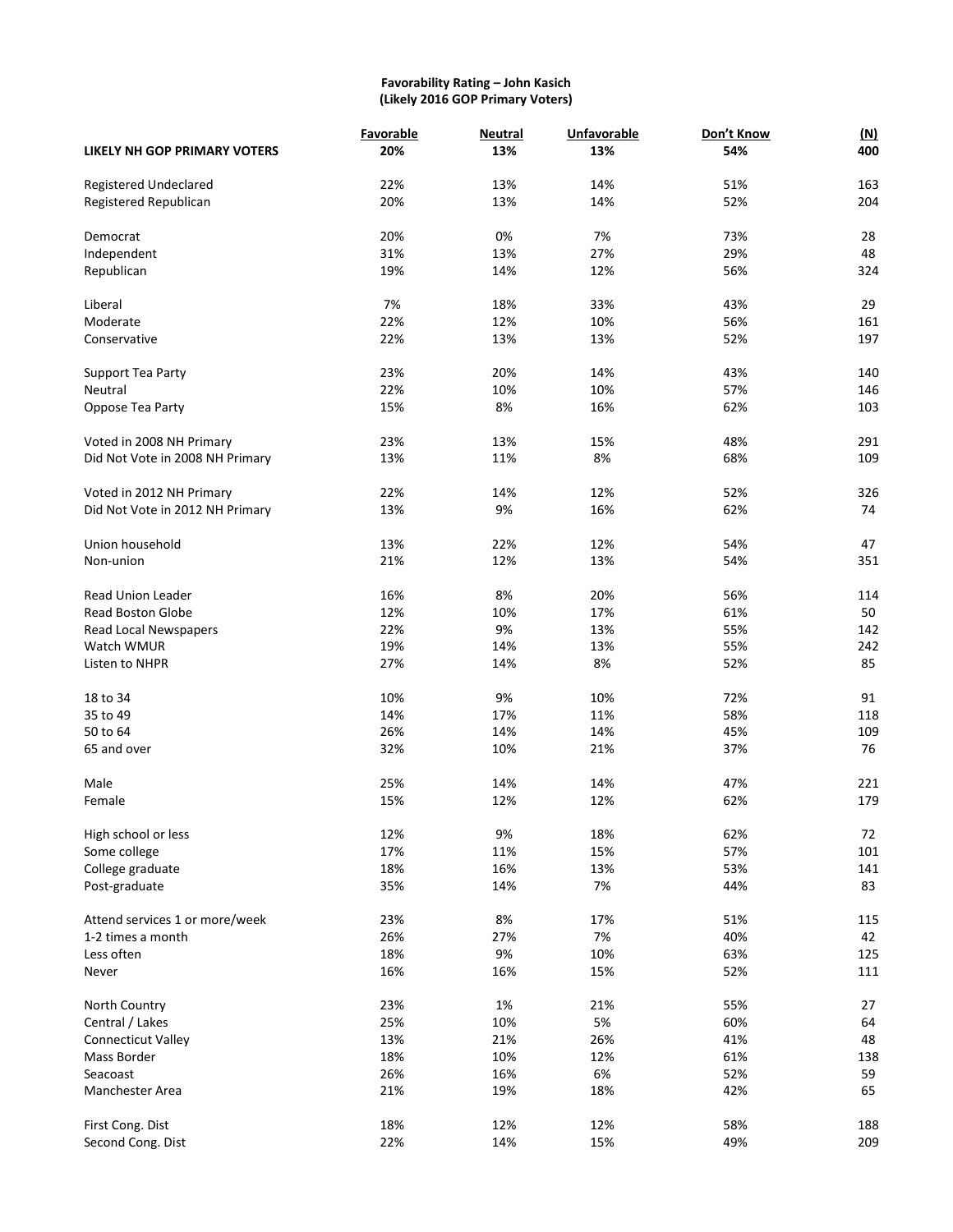**Favorability Rating – John Kasich**
**(Likely 2016 GOP Primary Voters)**

| | Favorable | Neutral | Unfavorable | Don't Know | (N) |
|---|---|---|---|---|---|
| **LIKELY NH GOP PRIMARY VOTERS** | **20%** | **13%** | **13%** | **54%** | **400** |
| Registered Undeclared | 22% | 13% | 14% | 51% | 163 |
| Registered Republican | 20% | 13% | 14% | 52% | 204 |
| Democrat | 20% | 0% | 7% | 73% | 28 |
| Independent | 31% | 13% | 27% | 29% | 48 |
| Republican | 19% | 14% | 12% | 56% | 324 |
| Liberal | 7% | 18% | 33% | 43% | 29 |
| Moderate | 22% | 12% | 10% | 56% | 161 |
| Conservative | 22% | 13% | 13% | 52% | 197 |
| Support Tea Party | 23% | 20% | 14% | 43% | 140 |
| Neutral | 22% | 10% | 10% | 57% | 146 |
| Oppose Tea Party | 15% | 8% | 16% | 62% | 103 |
| Voted in 2008 NH Primary | 23% | 13% | 15% | 48% | 291 |
| Did Not Vote in 2008 NH Primary | 13% | 11% | 8% | 68% | 109 |
| Voted in 2012 NH Primary | 22% | 14% | 12% | 52% | 326 |
| Did Not Vote in 2012 NH Primary | 13% | 9% | 16% | 62% | 74 |
| Union household | 13% | 22% | 12% | 54% | 47 |
| Non-union | 21% | 12% | 13% | 54% | 351 |
| Read Union Leader | 16% | 8% | 20% | 56% | 114 |
| Read Boston Globe | 12% | 10% | 17% | 61% | 50 |
| Read Local Newspapers | 22% | 9% | 13% | 55% | 142 |
| Watch WMUR | 19% | 14% | 13% | 55% | 242 |
| Listen to NHPR | 27% | 14% | 8% | 52% | 85 |
| 18 to 34 | 10% | 9% | 10% | 72% | 91 |
| 35 to 49 | 14% | 17% | 11% | 58% | 118 |
| 50 to 64 | 26% | 14% | 14% | 45% | 109 |
| 65 and over | 32% | 10% | 21% | 37% | 76 |
| Male | 25% | 14% | 14% | 47% | 221 |
| Female | 15% | 12% | 12% | 62% | 179 |
| High school or less | 12% | 9% | 18% | 62% | 72 |
| Some college | 17% | 11% | 15% | 57% | 101 |
| College graduate | 18% | 16% | 13% | 53% | 141 |
| Post-graduate | 35% | 14% | 7% | 44% | 83 |
| Attend services 1 or more/week | 23% | 8% | 17% | 51% | 115 |
| 1-2 times a month | 26% | 27% | 7% | 40% | 42 |
| Less often | 18% | 9% | 10% | 63% | 125 |
| Never | 16% | 16% | 15% | 52% | 111 |
| North Country | 23% | 1% | 21% | 55% | 27 |
| Central / Lakes | 25% | 10% | 5% | 60% | 64 |
| Connecticut Valley | 13% | 21% | 26% | 41% | 48 |
| Mass Border | 18% | 10% | 12% | 61% | 138 |
| Seacoast | 26% | 16% | 6% | 52% | 59 |
| Manchester Area | 21% | 19% | 18% | 42% | 65 |
| First Cong. Dist | 18% | 12% | 12% | 58% | 188 |
| Second Cong. Dist | 22% | 14% | 15% | 49% | 209 |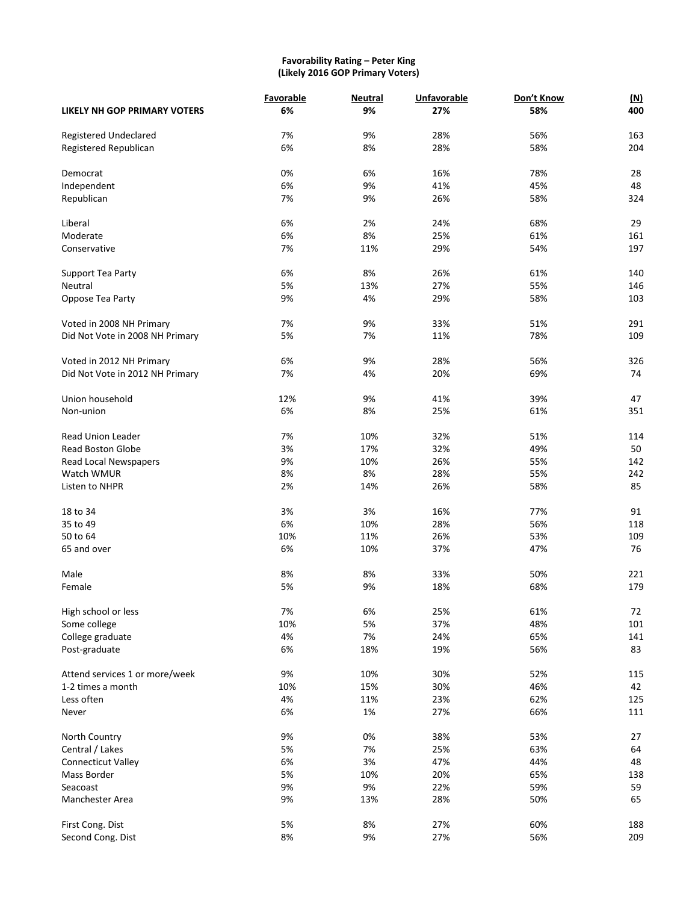**Favorability Rating – Peter King**
**(Likely 2016 GOP Primary Voters)**

| | Favorable | Neutral | Unfavorable | Don't Know | (N) |
|---|---|---|---|---|---|
| **LIKELY NH GOP PRIMARY VOTERS** | **6%** | **9%** | **27%** | **58%** | **400** |
| Registered Undeclared | 7% | 9% | 28% | 56% | 163 |
| Registered Republican | 6% | 8% | 28% | 58% | 204 |
| Democrat | 0% | 6% | 16% | 78% | 28 |
| Independent | 6% | 9% | 41% | 45% | 48 |
| Republican | 7% | 9% | 26% | 58% | 324 |
| Liberal | 6% | 2% | 24% | 68% | 29 |
| Moderate | 6% | 8% | 25% | 61% | 161 |
| Conservative | 7% | 11% | 29% | 54% | 197 |
| Support Tea Party | 6% | 8% | 26% | 61% | 140 |
| Neutral | 5% | 13% | 27% | 55% | 146 |
| Oppose Tea Party | 9% | 4% | 29% | 58% | 103 |
| Voted in 2008 NH Primary | 7% | 9% | 33% | 51% | 291 |
| Did Not Vote in 2008 NH Primary | 5% | 7% | 11% | 78% | 109 |
| Voted in 2012 NH Primary | 6% | 9% | 28% | 56% | 326 |
| Did Not Vote in 2012 NH Primary | 7% | 4% | 20% | 69% | 74 |
| Union household | 12% | 9% | 41% | 39% | 47 |
| Non-union | 6% | 8% | 25% | 61% | 351 |
| Read Union Leader | 7% | 10% | 32% | 51% | 114 |
| Read Boston Globe | 3% | 17% | 32% | 49% | 50 |
| Read Local Newspapers | 9% | 10% | 26% | 55% | 142 |
| Watch WMUR | 8% | 8% | 28% | 55% | 242 |
| Listen to NHPR | 2% | 14% | 26% | 58% | 85 |
| 18 to 34 | 3% | 3% | 16% | 77% | 91 |
| 35 to 49 | 6% | 10% | 28% | 56% | 118 |
| 50 to 64 | 10% | 11% | 26% | 53% | 109 |
| 65 and over | 6% | 10% | 37% | 47% | 76 |
| Male | 8% | 8% | 33% | 50% | 221 |
| Female | 5% | 9% | 18% | 68% | 179 |
| High school or less | 7% | 6% | 25% | 61% | 72 |
| Some college | 10% | 5% | 37% | 48% | 101 |
| College graduate | 4% | 7% | 24% | 65% | 141 |
| Post-graduate | 6% | 18% | 19% | 56% | 83 |
| Attend services 1 or more/week | 9% | 10% | 30% | 52% | 115 |
| 1-2 times a month | 10% | 15% | 30% | 46% | 42 |
| Less often | 4% | 11% | 23% | 62% | 125 |
| Never | 6% | 1% | 27% | 66% | 111 |
| North Country | 9% | 0% | 38% | 53% | 27 |
| Central / Lakes | 5% | 7% | 25% | 63% | 64 |
| Connecticut Valley | 6% | 3% | 47% | 44% | 48 |
| Mass Border | 5% | 10% | 20% | 65% | 138 |
| Seacoast | 9% | 9% | 22% | 59% | 59 |
| Manchester Area | 9% | 13% | 28% | 50% | 65 |
| First Cong. Dist | 5% | 8% | 27% | 60% | 188 |
| Second Cong. Dist | 8% | 9% | 27% | 56% | 209 |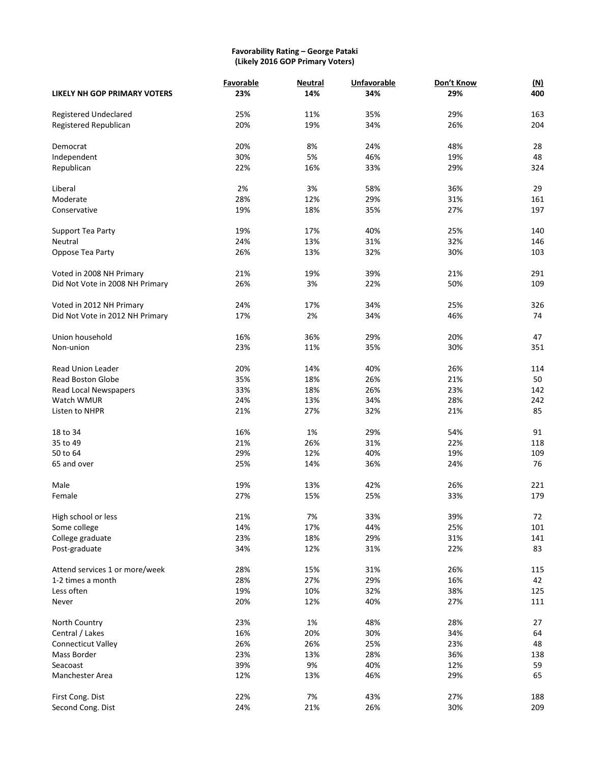**Favorability Rating – George Pataki**
**(Likely 2016 GOP Primary Voters)**

| | Favorable | Neutral | Unfavorable | Don't Know | (N) |
|---|---|---|---|---|---|
| **LIKELY NH GOP PRIMARY VOTERS** | **23%** | **14%** | **34%** | **29%** | **400** |
| Registered Undeclared | 25% | 11% | 35% | 29% | 163 |
| Registered Republican | 20% | 19% | 34% | 26% | 204 |
| Democrat | 20% | 8% | 24% | 48% | 28 |
| Independent | 30% | 5% | 46% | 19% | 48 |
| Republican | 22% | 16% | 33% | 29% | 324 |
| Liberal | 2% | 3% | 58% | 36% | 29 |
| Moderate | 28% | 12% | 29% | 31% | 161 |
| Conservative | 19% | 18% | 35% | 27% | 197 |
| Support Tea Party | 19% | 17% | 40% | 25% | 140 |
| Neutral | 24% | 13% | 31% | 32% | 146 |
| Oppose Tea Party | 26% | 13% | 32% | 30% | 103 |
| Voted in 2008 NH Primary | 21% | 19% | 39% | 21% | 291 |
| Did Not Vote in 2008 NH Primary | 26% | 3% | 22% | 50% | 109 |
| Voted in 2012 NH Primary | 24% | 17% | 34% | 25% | 326 |
| Did Not Vote in 2012 NH Primary | 17% | 2% | 34% | 46% | 74 |
| Union household | 16% | 36% | 29% | 20% | 47 |
| Non-union | 23% | 11% | 35% | 30% | 351 |
| Read Union Leader | 20% | 14% | 40% | 26% | 114 |
| Read Boston Globe | 35% | 18% | 26% | 21% | 50 |
| Read Local Newspapers | 33% | 18% | 26% | 23% | 142 |
| Watch WMUR | 24% | 13% | 34% | 28% | 242 |
| Listen to NHPR | 21% | 27% | 32% | 21% | 85 |
| 18 to 34 | 16% | 1% | 29% | 54% | 91 |
| 35 to 49 | 21% | 26% | 31% | 22% | 118 |
| 50 to 64 | 29% | 12% | 40% | 19% | 109 |
| 65 and over | 25% | 14% | 36% | 24% | 76 |
| Male | 19% | 13% | 42% | 26% | 221 |
| Female | 27% | 15% | 25% | 33% | 179 |
| High school or less | 21% | 7% | 33% | 39% | 72 |
| Some college | 14% | 17% | 44% | 25% | 101 |
| College graduate | 23% | 18% | 29% | 31% | 141 |
| Post-graduate | 34% | 12% | 31% | 22% | 83 |
| Attend services 1 or more/week | 28% | 15% | 31% | 26% | 115 |
| 1-2 times a month | 28% | 27% | 29% | 16% | 42 |
| Less often | 19% | 10% | 32% | 38% | 125 |
| Never | 20% | 12% | 40% | 27% | 111 |
| North Country | 23% | 1% | 48% | 28% | 27 |
| Central / Lakes | 16% | 20% | 30% | 34% | 64 |
| Connecticut Valley | 26% | 26% | 25% | 23% | 48 |
| Mass Border | 23% | 13% | 28% | 36% | 138 |
| Seacoast | 39% | 9% | 40% | 12% | 59 |
| Manchester Area | 12% | 13% | 46% | 29% | 65 |
| First Cong. Dist | 22% | 7% | 43% | 27% | 188 |
| Second Cong. Dist | 24% | 21% | 26% | 30% | 209 |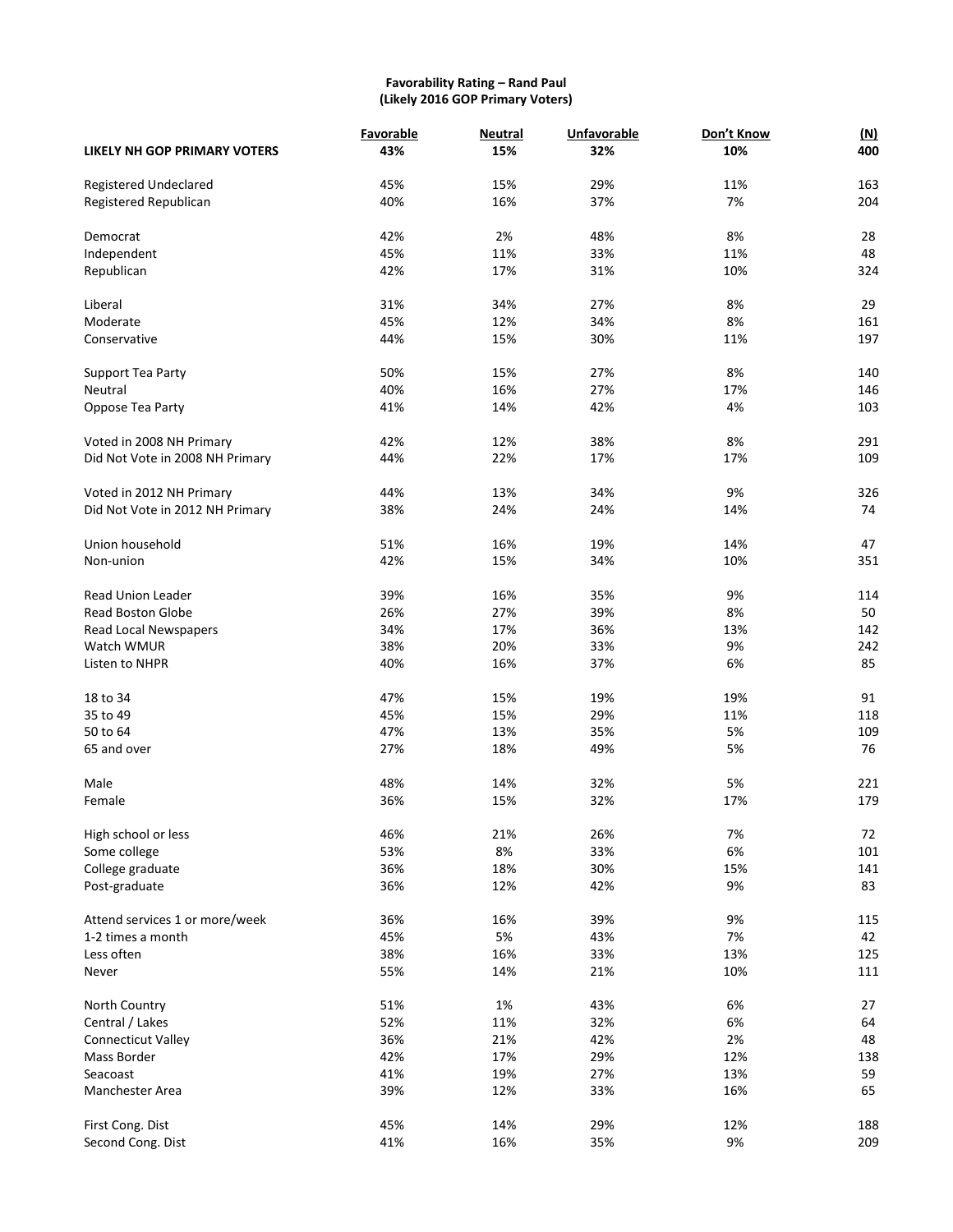**Favorability Rating – Rand Paul**
**(Likely 2016 GOP Primary Voters)**

| | Favorable | Neutral | Unfavorable | Don't Know | (N) |
|---|---|---|---|---|---|
| **LIKELY NH GOP PRIMARY VOTERS** | **43%** | **15%** | **32%** | **10%** | **400** |
| Registered Undeclared | 45% | 15% | 29% | 11% | 163 |
| Registered Republican | 40% | 16% | 37% | 7% | 204 |
| Democrat | 42% | 2% | 48% | 8% | 28 |
| Independent | 45% | 11% | 33% | 11% | 48 |
| Republican | 42% | 17% | 31% | 10% | 324 |
| Liberal | 31% | 34% | 27% | 8% | 29 |
| Moderate | 45% | 12% | 34% | 8% | 161 |
| Conservative | 44% | 15% | 30% | 11% | 197 |
| Support Tea Party | 50% | 15% | 27% | 8% | 140 |
| Neutral | 40% | 16% | 27% | 17% | 146 |
| Oppose Tea Party | 41% | 14% | 42% | 4% | 103 |
| Voted in 2008 NH Primary | 42% | 12% | 38% | 8% | 291 |
| Did Not Vote in 2008 NH Primary | 44% | 22% | 17% | 17% | 109 |
| Voted in 2012 NH Primary | 44% | 13% | 34% | 9% | 326 |
| Did Not Vote in 2012 NH Primary | 38% | 24% | 24% | 14% | 74 |
| Union household | 51% | 16% | 19% | 14% | 47 |
| Non-union | 42% | 15% | 34% | 10% | 351 |
| Read Union Leader | 39% | 16% | 35% | 9% | 114 |
| Read Boston Globe | 26% | 27% | 39% | 8% | 50 |
| Read Local Newspapers | 34% | 17% | 36% | 13% | 142 |
| Watch WMUR | 38% | 20% | 33% | 9% | 242 |
| Listen to NHPR | 40% | 16% | 37% | 6% | 85 |
| 18 to 34 | 47% | 15% | 19% | 19% | 91 |
| 35 to 49 | 45% | 15% | 29% | 11% | 118 |
| 50 to 64 | 47% | 13% | 35% | 5% | 109 |
| 65 and over | 27% | 18% | 49% | 5% | 76 |
| Male | 48% | 14% | 32% | 5% | 221 |
| Female | 36% | 15% | 32% | 17% | 179 |
| High school or less | 46% | 21% | 26% | 7% | 72 |
| Some college | 53% | 8% | 33% | 6% | 101 |
| College graduate | 36% | 18% | 30% | 15% | 141 |
| Post-graduate | 36% | 12% | 42% | 9% | 83 |
| Attend services 1 or more/week | 36% | 16% | 39% | 9% | 115 |
| 1-2 times a month | 45% | 5% | 43% | 7% | 42 |
| Less often | 38% | 16% | 33% | 13% | 125 |
| Never | 55% | 14% | 21% | 10% | 111 |
| North Country | 51% | 1% | 43% | 6% | 27 |
| Central / Lakes | 52% | 11% | 32% | 6% | 64 |
| Connecticut Valley | 36% | 21% | 42% | 2% | 48 |
| Mass Border | 42% | 17% | 29% | 12% | 138 |
| Seacoast | 41% | 19% | 27% | 13% | 59 |
| Manchester Area | 39% | 12% | 33% | 16% | 65 |
| First Cong. Dist | 45% | 14% | 29% | 12% | 188 |
| Second Cong. Dist | 41% | 16% | 35% | 9% | 209 |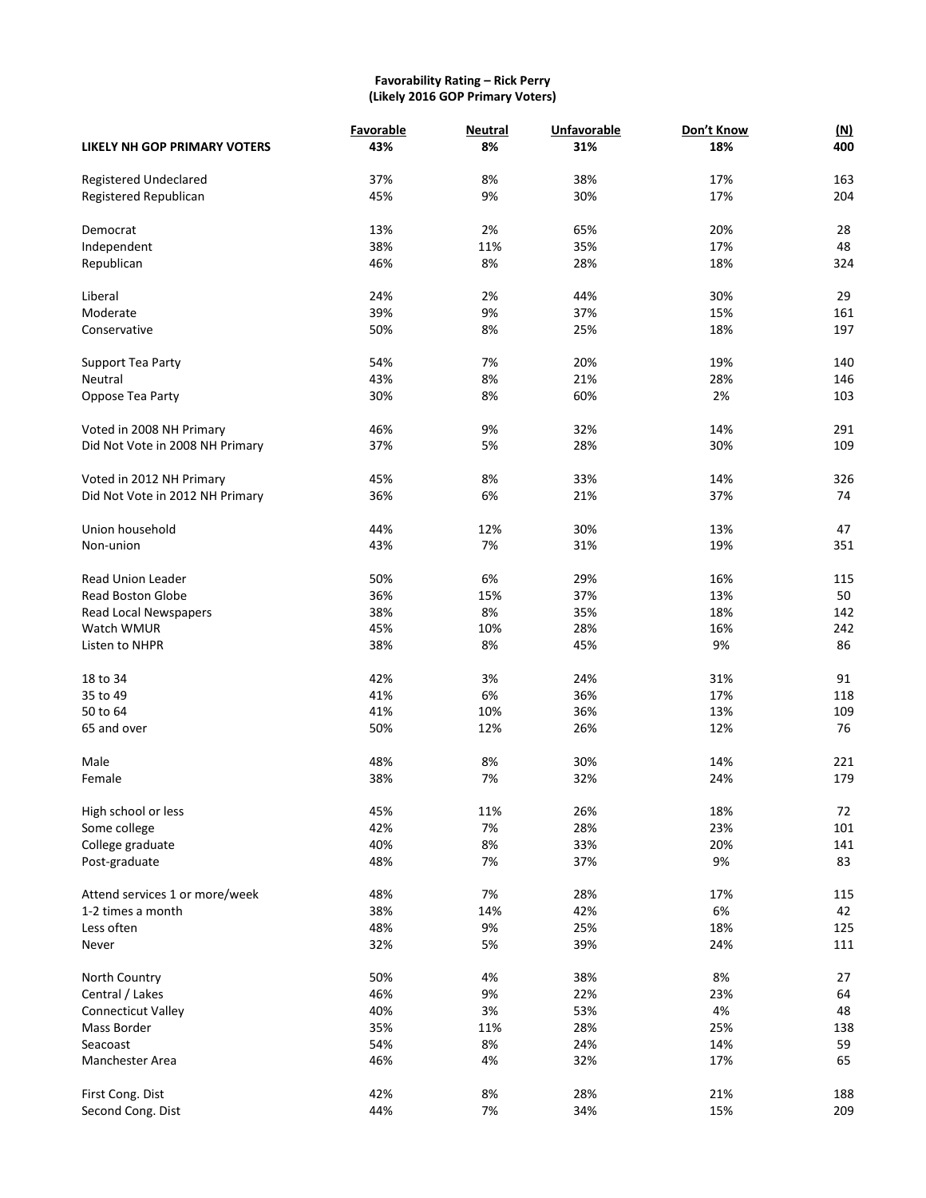**Favorability Rating – Rick Perry**
**(Likely 2016 GOP Primary Voters)**

| | Favorable | Neutral | Unfavorable | Don't Know | (N) |
|---|---|---|---|---|---|
| **LIKELY NH GOP PRIMARY VOTERS** | **43%** | **8%** | **31%** | **18%** | **400** |
| Registered Undeclared | 37% | 8% | 38% | 17% | 163 |
| Registered Republican | 45% | 9% | 30% | 17% | 204 |
| Democrat | 13% | 2% | 65% | 20% | 28 |
| Independent | 38% | 11% | 35% | 17% | 48 |
| Republican | 46% | 8% | 28% | 18% | 324 |
| Liberal | 24% | 2% | 44% | 30% | 29 |
| Moderate | 39% | 9% | 37% | 15% | 161 |
| Conservative | 50% | 8% | 25% | 18% | 197 |
| Support Tea Party | 54% | 7% | 20% | 19% | 140 |
| Neutral | 43% | 8% | 21% | 28% | 146 |
| Oppose Tea Party | 30% | 8% | 60% | 2% | 103 |
| Voted in 2008 NH Primary | 46% | 9% | 32% | 14% | 291 |
| Did Not Vote in 2008 NH Primary | 37% | 5% | 28% | 30% | 109 |
| Voted in 2012 NH Primary | 45% | 8% | 33% | 14% | 326 |
| Did Not Vote in 2012 NH Primary | 36% | 6% | 21% | 37% | 74 |
| Union household | 44% | 12% | 30% | 13% | 47 |
| Non-union | 43% | 7% | 31% | 19% | 351 |
| Read Union Leader | 50% | 6% | 29% | 16% | 115 |
| Read Boston Globe | 36% | 15% | 37% | 13% | 50 |
| Read Local Newspapers | 38% | 8% | 35% | 18% | 142 |
| Watch WMUR | 45% | 10% | 28% | 16% | 242 |
| Listen to NHPR | 38% | 8% | 45% | 9% | 86 |
| 18 to 34 | 42% | 3% | 24% | 31% | 91 |
| 35 to 49 | 41% | 6% | 36% | 17% | 118 |
| 50 to 64 | 41% | 10% | 36% | 13% | 109 |
| 65 and over | 50% | 12% | 26% | 12% | 76 |
| Male | 48% | 8% | 30% | 14% | 221 |
| Female | 38% | 7% | 32% | 24% | 179 |
| High school or less | 45% | 11% | 26% | 18% | 72 |
| Some college | 42% | 7% | 28% | 23% | 101 |
| College graduate | 40% | 8% | 33% | 20% | 141 |
| Post-graduate | 48% | 7% | 37% | 9% | 83 |
| Attend services 1 or more/week | 48% | 7% | 28% | 17% | 115 |
| 1-2 times a month | 38% | 14% | 42% | 6% | 42 |
| Less often | 48% | 9% | 25% | 18% | 125 |
| Never | 32% | 5% | 39% | 24% | 111 |
| North Country | 50% | 4% | 38% | 8% | 27 |
| Central / Lakes | 46% | 9% | 22% | 23% | 64 |
| Connecticut Valley | 40% | 3% | 53% | 4% | 48 |
| Mass Border | 35% | 11% | 28% | 25% | 138 |
| Seacoast | 54% | 8% | 24% | 14% | 59 |
| Manchester Area | 46% | 4% | 32% | 17% | 65 |
| First Cong. Dist | 42% | 8% | 28% | 21% | 188 |
| Second Cong. Dist | 44% | 7% | 34% | 15% | 209 |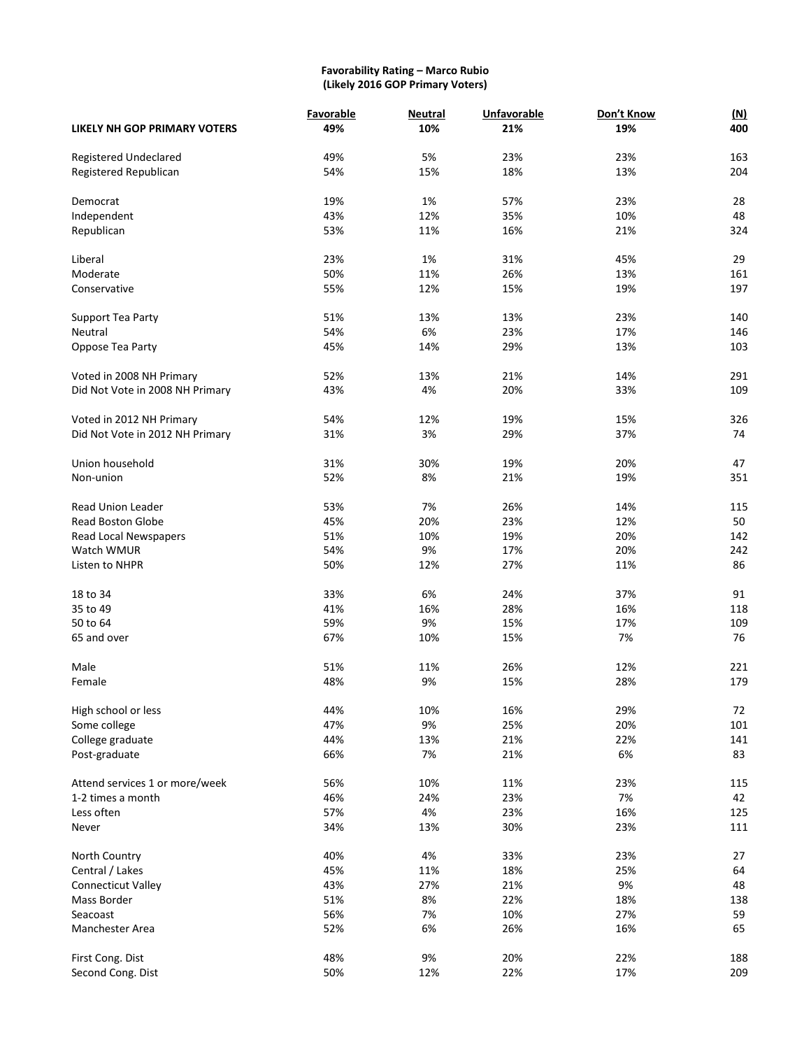**Favorability Rating – Marco Rubio**
**(Likely 2016 GOP Primary Voters)**

| | Favorable | Neutral | Unfavorable | Don't Know | (N) |
|---|---|---|---|---|---|
| **LIKELY NH GOP PRIMARY VOTERS** | **49%** | **10%** | **21%** | **19%** | **400** |
| Registered Undeclared | 49% | 5% | 23% | 23% | 163 |
| Registered Republican | 54% | 15% | 18% | 13% | 204 |
| Democrat | 19% | 1% | 57% | 23% | 28 |
| Independent | 43% | 12% | 35% | 10% | 48 |
| Republican | 53% | 11% | 16% | 21% | 324 |
| Liberal | 23% | 1% | 31% | 45% | 29 |
| Moderate | 50% | 11% | 26% | 13% | 161 |
| Conservative | 55% | 12% | 15% | 19% | 197 |
| Support Tea Party | 51% | 13% | 13% | 23% | 140 |
| Neutral | 54% | 6% | 23% | 17% | 146 |
| Oppose Tea Party | 45% | 14% | 29% | 13% | 103 |
| Voted in 2008 NH Primary | 52% | 13% | 21% | 14% | 291 |
| Did Not Vote in 2008 NH Primary | 43% | 4% | 20% | 33% | 109 |
| Voted in 2012 NH Primary | 54% | 12% | 19% | 15% | 326 |
| Did Not Vote in 2012 NH Primary | 31% | 3% | 29% | 37% | 74 |
| Union household | 31% | 30% | 19% | 20% | 47 |
| Non-union | 52% | 8% | 21% | 19% | 351 |
| Read Union Leader | 53% | 7% | 26% | 14% | 115 |
| Read Boston Globe | 45% | 20% | 23% | 12% | 50 |
| Read Local Newspapers | 51% | 10% | 19% | 20% | 142 |
| Watch WMUR | 54% | 9% | 17% | 20% | 242 |
| Listen to NHPR | 50% | 12% | 27% | 11% | 86 |
| 18 to 34 | 33% | 6% | 24% | 37% | 91 |
| 35 to 49 | 41% | 16% | 28% | 16% | 118 |
| 50 to 64 | 59% | 9% | 15% | 17% | 109 |
| 65 and over | 67% | 10% | 15% | 7% | 76 |
| Male | 51% | 11% | 26% | 12% | 221 |
| Female | 48% | 9% | 15% | 28% | 179 |
| High school or less | 44% | 10% | 16% | 29% | 72 |
| Some college | 47% | 9% | 25% | 20% | 101 |
| College graduate | 44% | 13% | 21% | 22% | 141 |
| Post-graduate | 66% | 7% | 21% | 6% | 83 |
| Attend services 1 or more/week | 56% | 10% | 11% | 23% | 115 |
| 1-2 times a month | 46% | 24% | 23% | 7% | 42 |
| Less often | 57% | 4% | 23% | 16% | 125 |
| Never | 34% | 13% | 30% | 23% | 111 |
| North Country | 40% | 4% | 33% | 23% | 27 |
| Central / Lakes | 45% | 11% | 18% | 25% | 64 |
| Connecticut Valley | 43% | 27% | 21% | 9% | 48 |
| Mass Border | 51% | 8% | 22% | 18% | 138 |
| Seacoast | 56% | 7% | 10% | 27% | 59 |
| Manchester Area | 52% | 6% | 26% | 16% | 65 |
| First Cong. Dist | 48% | 9% | 20% | 22% | 188 |
| Second Cong. Dist | 50% | 12% | 22% | 17% | 209 |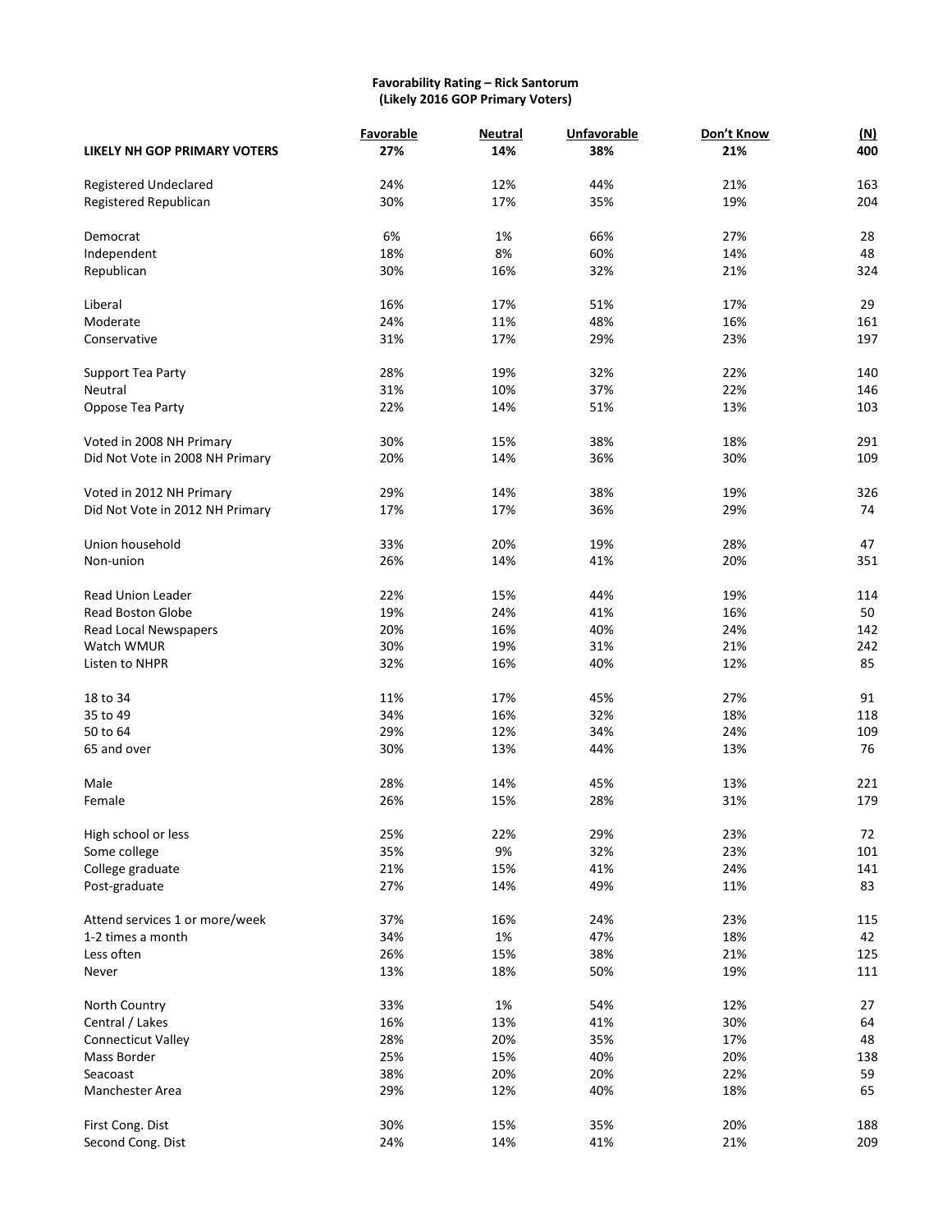**Favorability Rating – Rick Santorum**
**(Likely 2016 GOP Primary Voters)**

| | Favorable | Neutral | Unfavorable | Don't Know | (N) |
|---|---|---|---|---|---|
| **LIKELY NH GOP PRIMARY VOTERS** | **27%** | **14%** | **38%** | **21%** | **400** |
| Registered Undeclared | 24% | 12% | 44% | 21% | 163 |
| Registered Republican | 30% | 17% | 35% | 19% | 204 |
| Democrat | 6% | 1% | 66% | 27% | 28 |
| Independent | 18% | 8% | 60% | 14% | 48 |
| Republican | 30% | 16% | 32% | 21% | 324 |
| Liberal | 16% | 17% | 51% | 17% | 29 |
| Moderate | 24% | 11% | 48% | 16% | 161 |
| Conservative | 31% | 17% | 29% | 23% | 197 |
| Support Tea Party | 28% | 19% | 32% | 22% | 140 |
| Neutral | 31% | 10% | 37% | 22% | 146 |
| Oppose Tea Party | 22% | 14% | 51% | 13% | 103 |
| Voted in 2008 NH Primary | 30% | 15% | 38% | 18% | 291 |
| Did Not Vote in 2008 NH Primary | 20% | 14% | 36% | 30% | 109 |
| Voted in 2012 NH Primary | 29% | 14% | 38% | 19% | 326 |
| Did Not Vote in 2012 NH Primary | 17% | 17% | 36% | 29% | 74 |
| Union household | 33% | 20% | 19% | 28% | 47 |
| Non-union | 26% | 14% | 41% | 20% | 351 |
| Read Union Leader | 22% | 15% | 44% | 19% | 114 |
| Read Boston Globe | 19% | 24% | 41% | 16% | 50 |
| Read Local Newspapers | 20% | 16% | 40% | 24% | 142 |
| Watch WMUR | 30% | 19% | 31% | 21% | 242 |
| Listen to NHPR | 32% | 16% | 40% | 12% | 85 |
| 18 to 34 | 11% | 17% | 45% | 27% | 91 |
| 35 to 49 | 34% | 16% | 32% | 18% | 118 |
| 50 to 64 | 29% | 12% | 34% | 24% | 109 |
| 65 and over | 30% | 13% | 44% | 13% | 76 |
| Male | 28% | 14% | 45% | 13% | 221 |
| Female | 26% | 15% | 28% | 31% | 179 |
| High school or less | 25% | 22% | 29% | 23% | 72 |
| Some college | 35% | 9% | 32% | 23% | 101 |
| College graduate | 21% | 15% | 41% | 24% | 141 |
| Post-graduate | 27% | 14% | 49% | 11% | 83 |
| Attend services 1 or more/week | 37% | 16% | 24% | 23% | 115 |
| 1-2 times a month | 34% | 1% | 47% | 18% | 42 |
| Less often | 26% | 15% | 38% | 21% | 125 |
| Never | 13% | 18% | 50% | 19% | 111 |
| North Country | 33% | 1% | 54% | 12% | 27 |
| Central / Lakes | 16% | 13% | 41% | 30% | 64 |
| Connecticut Valley | 28% | 20% | 35% | 17% | 48 |
| Mass Border | 25% | 15% | 40% | 20% | 138 |
| Seacoast | 38% | 20% | 20% | 22% | 59 |
| Manchester Area | 29% | 12% | 40% | 18% | 65 |
| First Cong. Dist | 30% | 15% | 35% | 20% | 188 |
| Second Cong. Dist | 24% | 14% | 41% | 21% | 209 |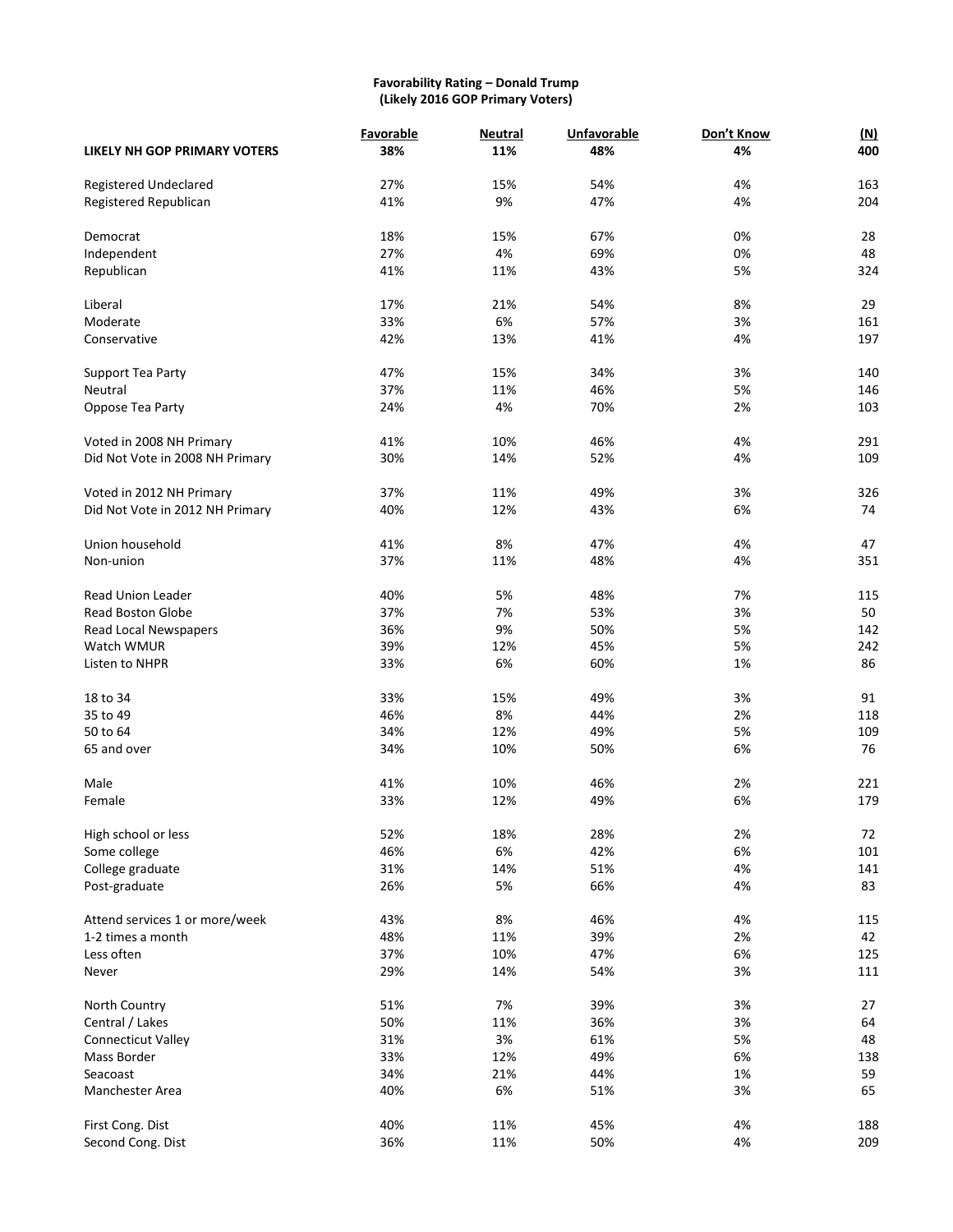**Favorability Rating – Donald Trump**
**(Likely 2016 GOP Primary Voters)**

| | Favorable | Neutral | Unfavorable | Don't Know | (N) |
|---|---|---|---|---|---|
| **LIKELY NH GOP PRIMARY VOTERS** | **38%** | **11%** | **48%** | **4%** | **400** |
| Registered Undeclared | 27% | 15% | 54% | 4% | 163 |
| Registered Republican | 41% | 9% | 47% | 4% | 204 |
| Democrat | 18% | 15% | 67% | 0% | 28 |
| Independent | 27% | 4% | 69% | 0% | 48 |
| Republican | 41% | 11% | 43% | 5% | 324 |
| Liberal | 17% | 21% | 54% | 8% | 29 |
| Moderate | 33% | 6% | 57% | 3% | 161 |
| Conservative | 42% | 13% | 41% | 4% | 197 |
| Support Tea Party | 47% | 15% | 34% | 3% | 140 |
| Neutral | 37% | 11% | 46% | 5% | 146 |
| Oppose Tea Party | 24% | 4% | 70% | 2% | 103 |
| Voted in 2008 NH Primary | 41% | 10% | 46% | 4% | 291 |
| Did Not Vote in 2008 NH Primary | 30% | 14% | 52% | 4% | 109 |
| Voted in 2012 NH Primary | 37% | 11% | 49% | 3% | 326 |
| Did Not Vote in 2012 NH Primary | 40% | 12% | 43% | 6% | 74 |
| Union household | 41% | 8% | 47% | 4% | 47 |
| Non-union | 37% | 11% | 48% | 4% | 351 |
| Read Union Leader | 40% | 5% | 48% | 7% | 115 |
| Read Boston Globe | 37% | 7% | 53% | 3% | 50 |
| Read Local Newspapers | 36% | 9% | 50% | 5% | 142 |
| Watch WMUR | 39% | 12% | 45% | 5% | 242 |
| Listen to NHPR | 33% | 6% | 60% | 1% | 86 |
| 18 to 34 | 33% | 15% | 49% | 3% | 91 |
| 35 to 49 | 46% | 8% | 44% | 2% | 118 |
| 50 to 64 | 34% | 12% | 49% | 5% | 109 |
| 65 and over | 34% | 10% | 50% | 6% | 76 |
| Male | 41% | 10% | 46% | 2% | 221 |
| Female | 33% | 12% | 49% | 6% | 179 |
| High school or less | 52% | 18% | 28% | 2% | 72 |
| Some college | 46% | 6% | 42% | 6% | 101 |
| College graduate | 31% | 14% | 51% | 4% | 141 |
| Post-graduate | 26% | 5% | 66% | 4% | 83 |
| Attend services 1 or more/week | 43% | 8% | 46% | 4% | 115 |
| 1-2 times a month | 48% | 11% | 39% | 2% | 42 |
| Less often | 37% | 10% | 47% | 6% | 125 |
| Never | 29% | 14% | 54% | 3% | 111 |
| North Country | 51% | 7% | 39% | 3% | 27 |
| Central / Lakes | 50% | 11% | 36% | 3% | 64 |
| Connecticut Valley | 31% | 3% | 61% | 5% | 48 |
| Mass Border | 33% | 12% | 49% | 6% | 138 |
| Seacoast | 34% | 21% | 44% | 1% | 59 |
| Manchester Area | 40% | 6% | 51% | 3% | 65 |
| First Cong. Dist | 40% | 11% | 45% | 4% | 188 |
| Second Cong. Dist | 36% | 11% | 50% | 4% | 209 |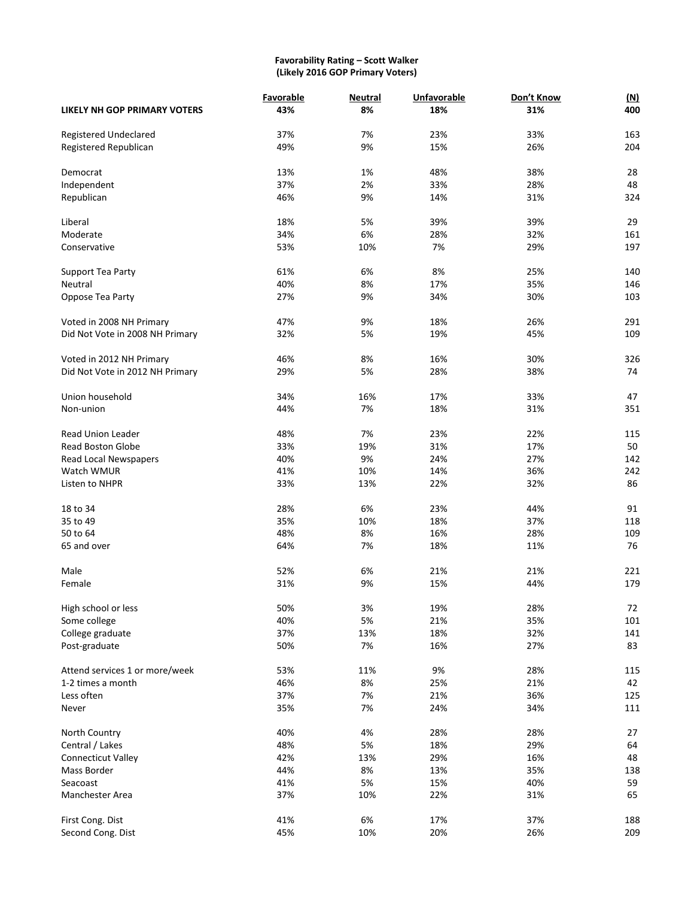**Favorability Rating – Scott Walker**
**(Likely 2016 GOP Primary Voters)**

| | Favorable | Neutral | Unfavorable | Don't Know | (N) |
|---|---|---|---|---|---|
| **LIKELY NH GOP PRIMARY VOTERS** | **43%** | **8%** | **18%** | **31%** | **400** |
| Registered Undeclared | 37% | 7% | 23% | 33% | 163 |
| Registered Republican | 49% | 9% | 15% | 26% | 204 |
| Democrat | 13% | 1% | 48% | 38% | 28 |
| Independent | 37% | 2% | 33% | 28% | 48 |
| Republican | 46% | 9% | 14% | 31% | 324 |
| Liberal | 18% | 5% | 39% | 39% | 29 |
| Moderate | 34% | 6% | 28% | 32% | 161 |
| Conservative | 53% | 10% | 7% | 29% | 197 |
| Support Tea Party | 61% | 6% | 8% | 25% | 140 |
| Neutral | 40% | 8% | 17% | 35% | 146 |
| Oppose Tea Party | 27% | 9% | 34% | 30% | 103 |
| Voted in 2008 NH Primary | 47% | 9% | 18% | 26% | 291 |
| Did Not Vote in 2008 NH Primary | 32% | 5% | 19% | 45% | 109 |
| Voted in 2012 NH Primary | 46% | 8% | 16% | 30% | 326 |
| Did Not Vote in 2012 NH Primary | 29% | 5% | 28% | 38% | 74 |
| Union household | 34% | 16% | 17% | 33% | 47 |
| Non-union | 44% | 7% | 18% | 31% | 351 |
| Read Union Leader | 48% | 7% | 23% | 22% | 115 |
| Read Boston Globe | 33% | 19% | 31% | 17% | 50 |
| Read Local Newspapers | 40% | 9% | 24% | 27% | 142 |
| Watch WMUR | 41% | 10% | 14% | 36% | 242 |
| Listen to NHPR | 33% | 13% | 22% | 32% | 86 |
| 18 to 34 | 28% | 6% | 23% | 44% | 91 |
| 35 to 49 | 35% | 10% | 18% | 37% | 118 |
| 50 to 64 | 48% | 8% | 16% | 28% | 109 |
| 65 and over | 64% | 7% | 18% | 11% | 76 |
| Male | 52% | 6% | 21% | 21% | 221 |
| Female | 31% | 9% | 15% | 44% | 179 |
| High school or less | 50% | 3% | 19% | 28% | 72 |
| Some college | 40% | 5% | 21% | 35% | 101 |
| College graduate | 37% | 13% | 18% | 32% | 141 |
| Post-graduate | 50% | 7% | 16% | 27% | 83 |
| Attend services 1 or more/week | 53% | 11% | 9% | 28% | 115 |
| 1-2 times a month | 46% | 8% | 25% | 21% | 42 |
| Less often | 37% | 7% | 21% | 36% | 125 |
| Never | 35% | 7% | 24% | 34% | 111 |
| North Country | 40% | 4% | 28% | 28% | 27 |
| Central / Lakes | 48% | 5% | 18% | 29% | 64 |
| Connecticut Valley | 42% | 13% | 29% | 16% | 48 |
| Mass Border | 44% | 8% | 13% | 35% | 138 |
| Seacoast | 41% | 5% | 15% | 40% | 59 |
| Manchester Area | 37% | 10% | 22% | 31% | 65 |
| First Cong. Dist | 41% | 6% | 17% | 37% | 188 |
| Second Cong. Dist | 45% | 10% | 20% | 26% | 209 |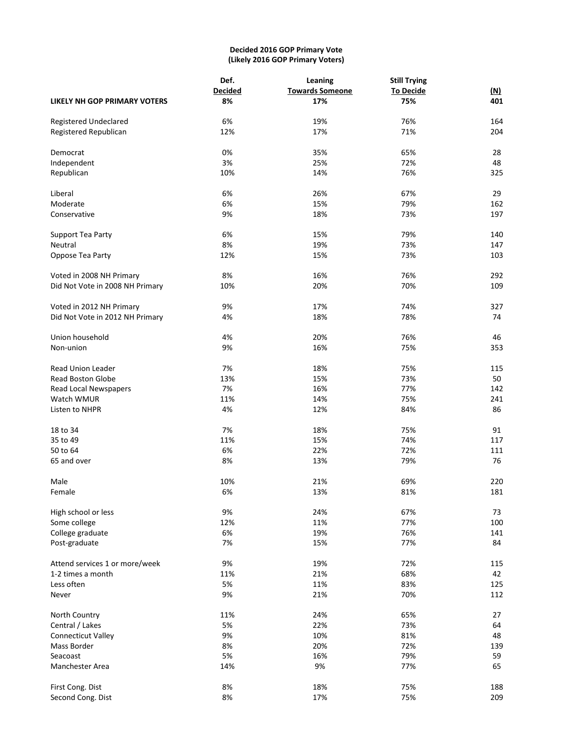**Decided 2016 GOP Primary Vote**
**(Likely 2016 GOP Primary Voters)**

| | Def. Decided | Leaning Towards Someone | Still Trying To Decide | (N) |
|---|---|---|---|---|
| **LIKELY NH GOP PRIMARY VOTERS** | **8%** | **17%** | **75%** | **401** |
| | | | | |
| Registered Undeclared | 6% | 19% | 76% | 164 |
| Registered Republican | 12% | 17% | 71% | 204 |
| | | | | |
| Democrat | 0% | 35% | 65% | 28 |
| Independent | 3% | 25% | 72% | 48 |
| Republican | 10% | 14% | 76% | 325 |
| | | | | |
| Liberal | 6% | 26% | 67% | 29 |
| Moderate | 6% | 15% | 79% | 162 |
| Conservative | 9% | 18% | 73% | 197 |
| | | | | |
| Support Tea Party | 6% | 15% | 79% | 140 |
| Neutral | 8% | 19% | 73% | 147 |
| Oppose Tea Party | 12% | 15% | 73% | 103 |
| | | | | |
| Voted in 2008 NH Primary | 8% | 16% | 76% | 292 |
| Did Not Vote in 2008 NH Primary | 10% | 20% | 70% | 109 |
| | | | | |
| Voted in 2012 NH Primary | 9% | 17% | 74% | 327 |
| Did Not Vote in 2012 NH Primary | 4% | 18% | 78% | 74 |
| | | | | |
| Union household | 4% | 20% | 76% | 46 |
| Non-union | 9% | 16% | 75% | 353 |
| | | | | |
| Read Union Leader | 7% | 18% | 75% | 115 |
| Read Boston Globe | 13% | 15% | 73% | 50 |
| Read Local Newspapers | 7% | 16% | 77% | 142 |
| Watch WMUR | 11% | 14% | 75% | 241 |
| Listen to NHPR | 4% | 12% | 84% | 86 |
| | | | | |
| 18 to 34 | 7% | 18% | 75% | 91 |
| 35 to 49 | 11% | 15% | 74% | 117 |
| 50 to 64 | 6% | 22% | 72% | 111 |
| 65 and over | 8% | 13% | 79% | 76 |
| | | | | |
| Male | 10% | 21% | 69% | 220 |
| Female | 6% | 13% | 81% | 181 |
| | | | | |
| High school or less | 9% | 24% | 67% | 73 |
| Some college | 12% | 11% | 77% | 100 |
| College graduate | 6% | 19% | 76% | 141 |
| Post-graduate | 7% | 15% | 77% | 84 |
| | | | | |
| Attend services 1 or more/week | 9% | 19% | 72% | 115 |
| 1-2 times a month | 11% | 21% | 68% | 42 |
| Less often | 5% | 11% | 83% | 125 |
| Never | 9% | 21% | 70% | 112 |
| | | | | |
| North Country | 11% | 24% | 65% | 27 |
| Central / Lakes | 5% | 22% | 73% | 64 |
| Connecticut Valley | 9% | 10% | 81% | 48 |
| Mass Border | 8% | 20% | 72% | 139 |
| Seacoast | 5% | 16% | 79% | 59 |
| Manchester Area | 14% | 9% | 77% | 65 |
| | | | | |
| First Cong. Dist | 8% | 18% | 75% | 188 |
| Second Cong. Dist | 8% | 17% | 75% | 209 |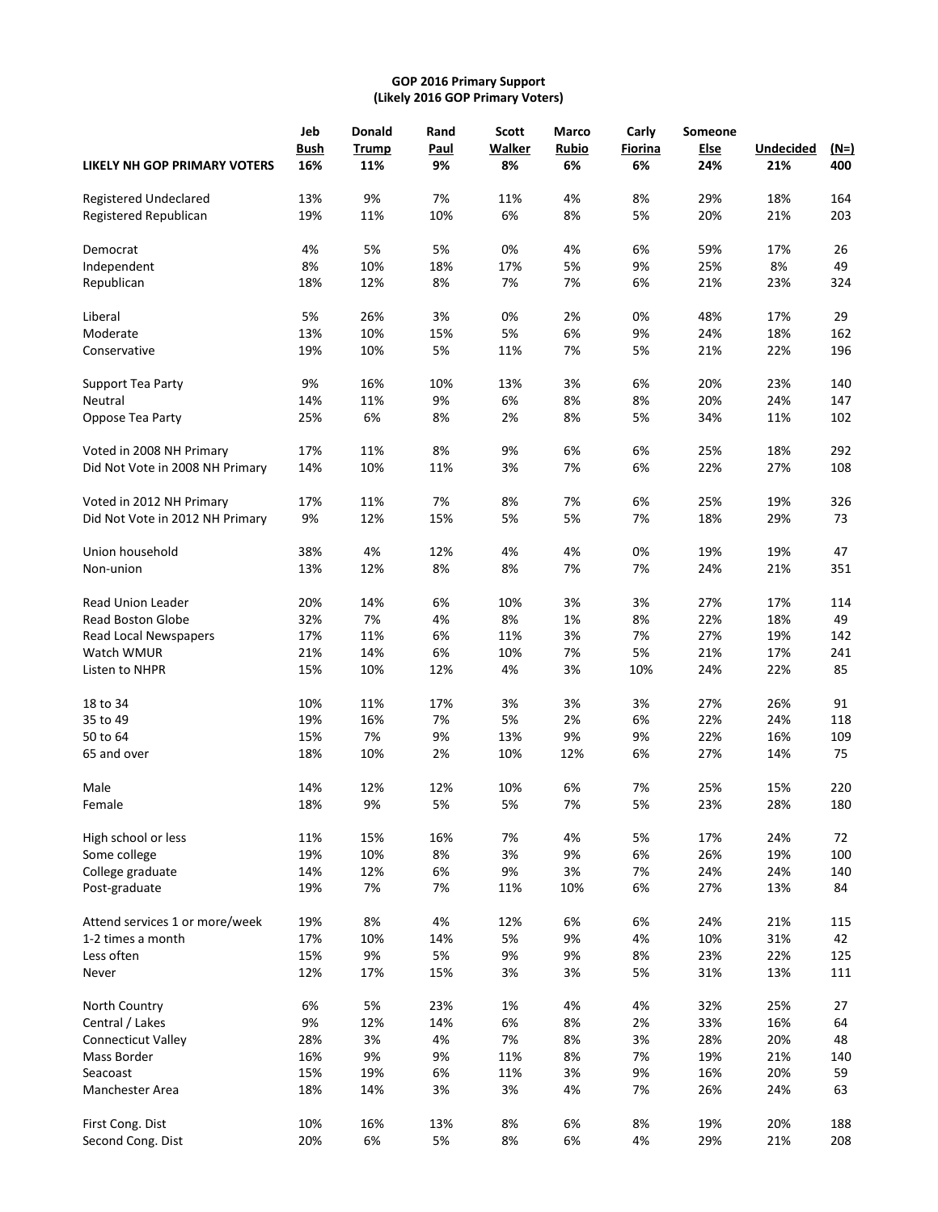**GOP 2016 Primary Support**
**(Likely 2016 GOP Primary Voters)**

| | Jeb Bush | Donald Trump | Rand Paul | Scott Walker | Marco Rubio | Carly Fiorina | Someone Else | Undecided | (N=) |
|---|---|---|---|---|---|---|---|---|---|
| **LIKELY NH GOP PRIMARY VOTERS** | **16%** | **11%** | **9%** | **8%** | **6%** | **6%** | **24%** | **21%** | **400** |
| | | | | | | | | | |
| Registered Undeclared | 13% | 9% | 7% | 11% | 4% | 8% | 29% | 18% | 164 |
| Registered Republican | 19% | 11% | 10% | 6% | 8% | 5% | 20% | 21% | 203 |
| | | | | | | | | | |
| Democrat | 4% | 5% | 5% | 0% | 4% | 6% | 59% | 17% | 26 |
| Independent | 8% | 10% | 18% | 17% | 5% | 9% | 25% | 8% | 49 |
| Republican | 18% | 12% | 8% | 7% | 7% | 6% | 21% | 23% | 324 |
| | | | | | | | | | |
| Liberal | 5% | 26% | 3% | 0% | 2% | 0% | 48% | 17% | 29 |
| Moderate | 13% | 10% | 15% | 5% | 6% | 9% | 24% | 18% | 162 |
| Conservative | 19% | 10% | 5% | 11% | 7% | 5% | 21% | 22% | 196 |
| | | | | | | | | | |
| Support Tea Party | 9% | 16% | 10% | 13% | 3% | 6% | 20% | 23% | 140 |
| Neutral | 14% | 11% | 9% | 6% | 8% | 8% | 20% | 24% | 147 |
| Oppose Tea Party | 25% | 6% | 8% | 2% | 8% | 5% | 34% | 11% | 102 |
| | | | | | | | | | |
| Voted in 2008 NH Primary | 17% | 11% | 8% | 9% | 6% | 6% | 25% | 18% | 292 |
| Did Not Vote in 2008 NH Primary | 14% | 10% | 11% | 3% | 7% | 6% | 22% | 27% | 108 |
| | | | | | | | | | |
| Voted in 2012 NH Primary | 17% | 11% | 7% | 8% | 7% | 6% | 25% | 19% | 326 |
| Did Not Vote in 2012 NH Primary | 9% | 12% | 15% | 5% | 5% | 7% | 18% | 29% | 73 |
| | | | | | | | | | |
| Union household | 38% | 4% | 12% | 4% | 4% | 0% | 19% | 19% | 47 |
| Non-union | 13% | 12% | 8% | 8% | 7% | 7% | 24% | 21% | 351 |
| | | | | | | | | | |
| Read Union Leader | 20% | 14% | 6% | 10% | 3% | 3% | 27% | 17% | 114 |
| Read Boston Globe | 32% | 7% | 4% | 8% | 1% | 8% | 22% | 18% | 49 |
| Read Local Newspapers | 17% | 11% | 6% | 11% | 3% | 7% | 27% | 19% | 142 |
| Watch WMUR | 21% | 14% | 6% | 10% | 7% | 5% | 21% | 17% | 241 |
| Listen to NHPR | 15% | 10% | 12% | 4% | 3% | 10% | 24% | 22% | 85 |
| | | | | | | | | | |
| 18 to 34 | 10% | 11% | 17% | 3% | 3% | 3% | 27% | 26% | 91 |
| 35 to 49 | 19% | 16% | 7% | 5% | 2% | 6% | 22% | 24% | 118 |
| 50 to 64 | 15% | 7% | 9% | 13% | 9% | 9% | 22% | 16% | 109 |
| 65 and over | 18% | 10% | 2% | 10% | 12% | 6% | 27% | 14% | 75 |
| | | | | | | | | | |
| Male | 14% | 12% | 12% | 10% | 6% | 7% | 25% | 15% | 220 |
| Female | 18% | 9% | 5% | 5% | 7% | 5% | 23% | 28% | 180 |
| | | | | | | | | | |
| High school or less | 11% | 15% | 16% | 7% | 4% | 5% | 17% | 24% | 72 |
| Some college | 19% | 10% | 8% | 3% | 9% | 6% | 26% | 19% | 100 |
| College graduate | 14% | 12% | 6% | 9% | 3% | 7% | 24% | 24% | 140 |
| Post-graduate | 19% | 7% | 7% | 11% | 10% | 6% | 27% | 13% | 84 |
| | | | | | | | | | |
| Attend services 1 or more/week | 19% | 8% | 4% | 12% | 6% | 6% | 24% | 21% | 115 |
| 1-2 times a month | 17% | 10% | 14% | 5% | 9% | 4% | 10% | 31% | 42 |
| Less often | 15% | 9% | 5% | 9% | 9% | 8% | 23% | 22% | 125 |
| Never | 12% | 17% | 15% | 3% | 3% | 5% | 31% | 13% | 111 |
| | | | | | | | | | |
| North Country | 6% | 5% | 23% | 1% | 4% | 4% | 32% | 25% | 27 |
| Central / Lakes | 9% | 12% | 14% | 6% | 8% | 2% | 33% | 16% | 64 |
| Connecticut Valley | 28% | 3% | 4% | 7% | 8% | 3% | 28% | 20% | 48 |
| Mass Border | 16% | 9% | 9% | 11% | 8% | 7% | 19% | 21% | 140 |
| Seacoast | 15% | 19% | 6% | 11% | 3% | 9% | 16% | 20% | 59 |
| Manchester Area | 18% | 14% | 3% | 3% | 4% | 7% | 26% | 24% | 63 |
| | | | | | | | | | |
| First Cong. Dist | 10% | 16% | 13% | 8% | 6% | 8% | 19% | 20% | 188 |
| Second Cong. Dist | 20% | 6% | 5% | 8% | 6% | 4% | 29% | 21% | 208 |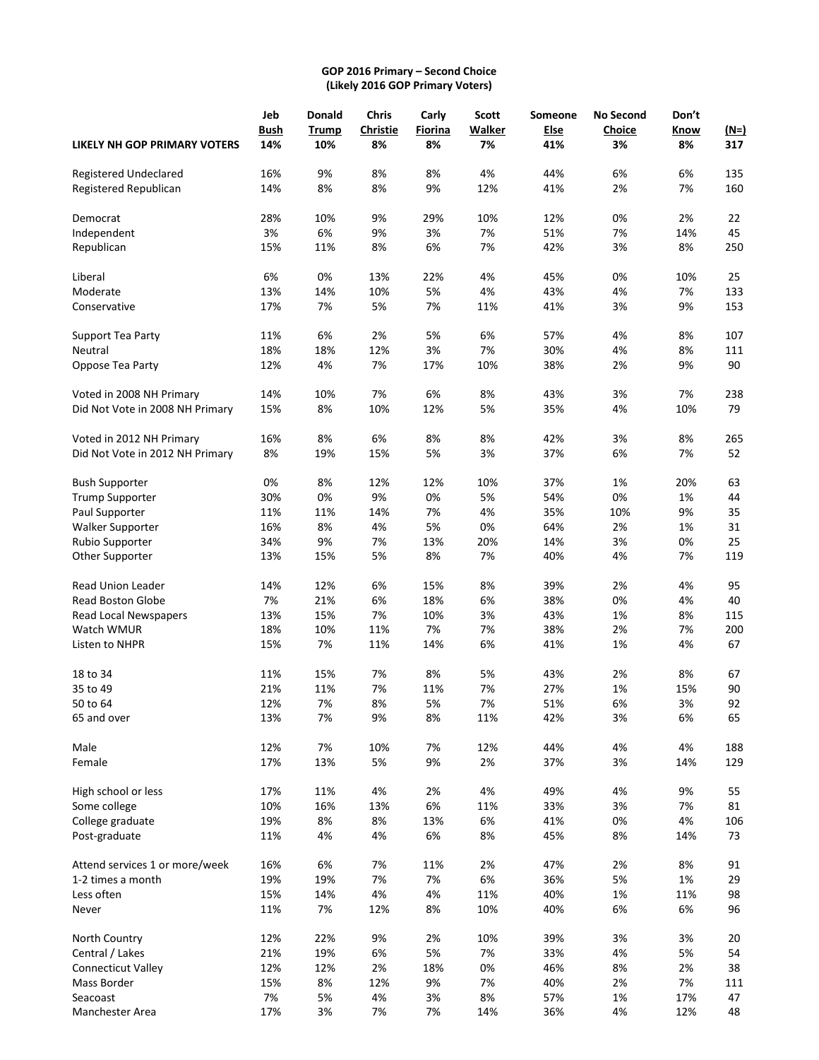**GOP 2016 Primary – Second Choice**
**(Likely 2016 GOP Primary Voters)**

| | Jeb Bush | Donald Trump | Chris Christie | Carly Fiorina | Scott Walker | Someone Else | No Second Choice | Don't Know | (N=) |
|---|---|---|---|---|---|---|---|---|---|
| **LIKELY NH GOP PRIMARY VOTERS** | **14%** | **10%** | **8%** | **8%** | **7%** | **41%** | **3%** | **8%** | **317** |
| Registered Undeclared | 16% | 9% | 8% | 8% | 4% | 44% | 6% | 6% | 135 |
| Registered Republican | 14% | 8% | 8% | 9% | 12% | 41% | 2% | 7% | 160 |
| Democrat | 28% | 10% | 9% | 29% | 10% | 12% | 0% | 2% | 22 |
| Independent | 3% | 6% | 9% | 3% | 7% | 51% | 7% | 14% | 45 |
| Republican | 15% | 11% | 8% | 6% | 7% | 42% | 3% | 8% | 250 |
| Liberal | 6% | 0% | 13% | 22% | 4% | 45% | 0% | 10% | 25 |
| Moderate | 13% | 14% | 10% | 5% | 4% | 43% | 4% | 7% | 133 |
| Conservative | 17% | 7% | 5% | 7% | 11% | 41% | 3% | 9% | 153 |
| Support Tea Party | 11% | 6% | 2% | 5% | 6% | 57% | 4% | 8% | 107 |
| Neutral | 18% | 18% | 12% | 3% | 7% | 30% | 4% | 8% | 111 |
| Oppose Tea Party | 12% | 4% | 7% | 17% | 10% | 38% | 2% | 9% | 90 |
| Voted in 2008 NH Primary | 14% | 10% | 7% | 6% | 8% | 43% | 3% | 7% | 238 |
| Did Not Vote in 2008 NH Primary | 15% | 8% | 10% | 12% | 5% | 35% | 4% | 10% | 79 |
| Voted in 2012 NH Primary | 16% | 8% | 6% | 8% | 8% | 42% | 3% | 8% | 265 |
| Did Not Vote in 2012 NH Primary | 8% | 19% | 15% | 5% | 3% | 37% | 6% | 7% | 52 |
| Bush Supporter | 0% | 8% | 12% | 12% | 10% | 37% | 1% | 20% | 63 |
| Trump Supporter | 30% | 0% | 9% | 0% | 5% | 54% | 0% | 1% | 44 |
| Paul Supporter | 11% | 11% | 14% | 7% | 4% | 35% | 10% | 9% | 35 |
| Walker Supporter | 16% | 8% | 4% | 5% | 0% | 64% | 2% | 1% | 31 |
| Rubio Supporter | 34% | 9% | 7% | 13% | 20% | 14% | 3% | 0% | 25 |
| Other Supporter | 13% | 15% | 5% | 8% | 7% | 40% | 4% | 7% | 119 |
| Read Union Leader | 14% | 12% | 6% | 15% | 8% | 39% | 2% | 4% | 95 |
| Read Boston Globe | 7% | 21% | 6% | 18% | 6% | 38% | 0% | 4% | 40 |
| Read Local Newspapers | 13% | 15% | 7% | 10% | 3% | 43% | 1% | 8% | 115 |
| Watch WMUR | 18% | 10% | 11% | 7% | 7% | 38% | 2% | 7% | 200 |
| Listen to NHPR | 15% | 7% | 11% | 14% | 6% | 41% | 1% | 4% | 67 |
| 18 to 34 | 11% | 15% | 7% | 8% | 5% | 43% | 2% | 8% | 67 |
| 35 to 49 | 21% | 11% | 7% | 11% | 7% | 27% | 1% | 15% | 90 |
| 50 to 64 | 12% | 7% | 8% | 5% | 7% | 51% | 6% | 3% | 92 |
| 65 and over | 13% | 7% | 9% | 8% | 11% | 42% | 3% | 6% | 65 |
| Male | 12% | 7% | 10% | 7% | 12% | 44% | 4% | 4% | 188 |
| Female | 17% | 13% | 5% | 9% | 2% | 37% | 3% | 14% | 129 |
| High school or less | 17% | 11% | 4% | 2% | 4% | 49% | 4% | 9% | 55 |
| Some college | 10% | 16% | 13% | 6% | 11% | 33% | 3% | 7% | 81 |
| College graduate | 19% | 8% | 8% | 13% | 6% | 41% | 0% | 4% | 106 |
| Post-graduate | 11% | 4% | 4% | 6% | 8% | 45% | 8% | 14% | 73 |
| Attend services 1 or more/week | 16% | 6% | 7% | 11% | 2% | 47% | 2% | 8% | 91 |
| 1-2 times a month | 19% | 19% | 7% | 7% | 6% | 36% | 5% | 1% | 29 |
| Less often | 15% | 14% | 4% | 4% | 11% | 40% | 1% | 11% | 98 |
| Never | 11% | 7% | 12% | 8% | 10% | 40% | 6% | 6% | 96 |
| North Country | 12% | 22% | 9% | 2% | 10% | 39% | 3% | 3% | 20 |
| Central / Lakes | 21% | 19% | 6% | 5% | 7% | 33% | 4% | 5% | 54 |
| Connecticut Valley | 12% | 12% | 2% | 18% | 0% | 46% | 8% | 2% | 38 |
| Mass Border | 15% | 8% | 12% | 9% | 7% | 40% | 2% | 7% | 111 |
| Seacoast | 7% | 5% | 4% | 3% | 8% | 57% | 1% | 17% | 47 |
| Manchester Area | 17% | 3% | 7% | 7% | 14% | 36% | 4% | 12% | 48 |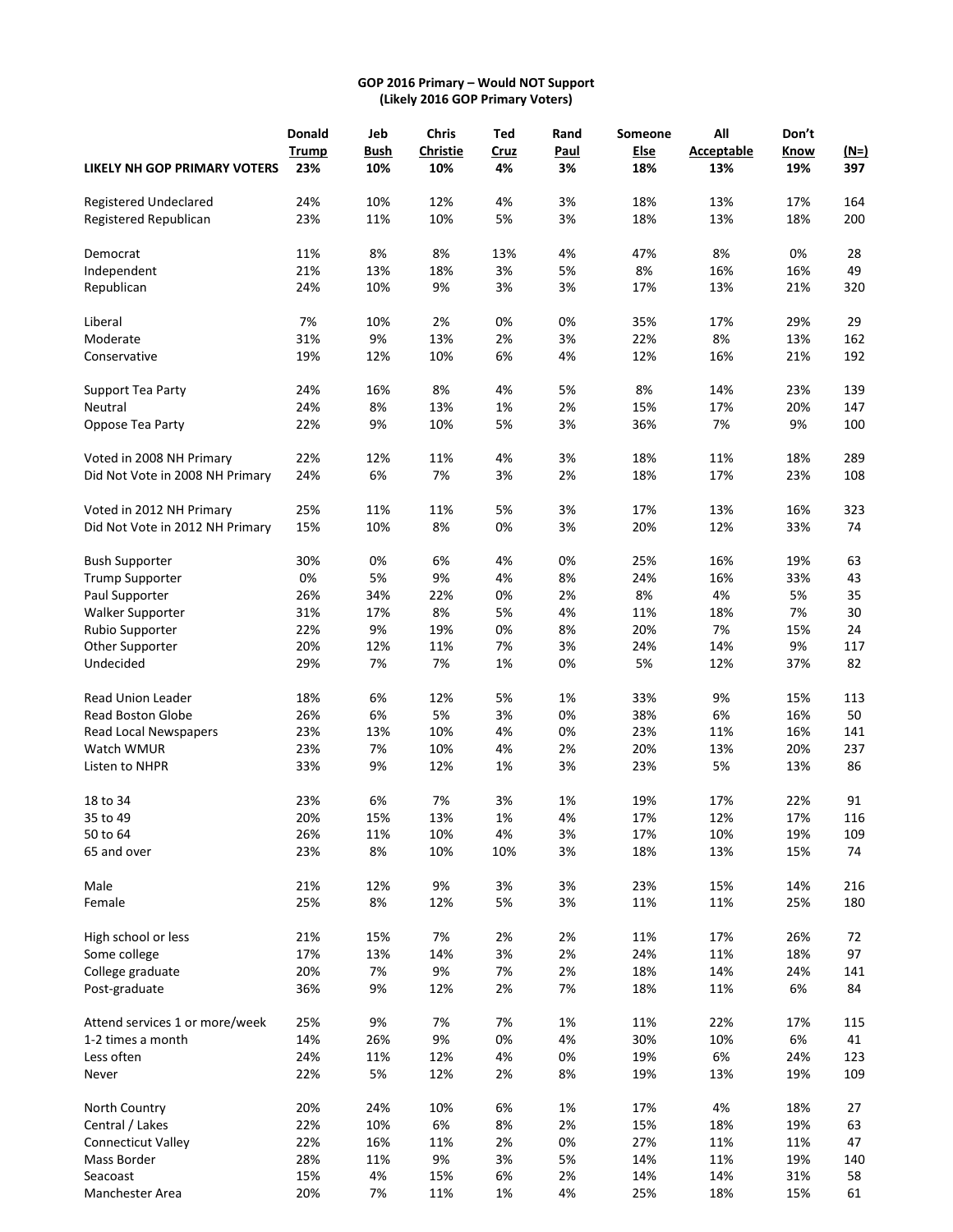**GOP 2016 Primary – Would NOT Support**
**(Likely 2016 GOP Primary Voters)**

| | Donald Trump | Jeb Bush | Chris Christie | Ted Cruz | Rand Paul | Someone Else | All Acceptable | Don't Know | (N=) |
|---|---|---|---|---|---|---|---|---|---|
| **LIKELY NH GOP PRIMARY VOTERS** | **23%** | **10%** | **10%** | **4%** | **3%** | **18%** | **13%** | **19%** | **397** |
| Registered Undeclared | 24% | 10% | 12% | 4% | 3% | 18% | 13% | 17% | 164 |
| Registered Republican | 23% | 11% | 10% | 5% | 3% | 18% | 13% | 18% | 200 |
| Democrat | 11% | 8% | 8% | 13% | 4% | 47% | 8% | 0% | 28 |
| Independent | 21% | 13% | 18% | 3% | 5% | 8% | 16% | 16% | 49 |
| Republican | 24% | 10% | 9% | 3% | 3% | 17% | 13% | 21% | 320 |
| Liberal | 7% | 10% | 2% | 0% | 0% | 35% | 17% | 29% | 29 |
| Moderate | 31% | 9% | 13% | 2% | 3% | 22% | 8% | 13% | 162 |
| Conservative | 19% | 12% | 10% | 6% | 4% | 12% | 16% | 21% | 192 |
| Support Tea Party | 24% | 16% | 8% | 4% | 5% | 8% | 14% | 23% | 139 |
| Neutral | 24% | 8% | 13% | 1% | 2% | 15% | 17% | 20% | 147 |
| Oppose Tea Party | 22% | 9% | 10% | 5% | 3% | 36% | 7% | 9% | 100 |
| Voted in 2008 NH Primary | 22% | 12% | 11% | 4% | 3% | 18% | 11% | 18% | 289 |
| Did Not Vote in 2008 NH Primary | 24% | 6% | 7% | 3% | 2% | 18% | 17% | 23% | 108 |
| Voted in 2012 NH Primary | 25% | 11% | 11% | 5% | 3% | 17% | 13% | 16% | 323 |
| Did Not Vote in 2012 NH Primary | 15% | 10% | 8% | 0% | 3% | 20% | 12% | 33% | 74 |
| Bush Supporter | 30% | 0% | 6% | 4% | 0% | 25% | 16% | 19% | 63 |
| Trump Supporter | 0% | 5% | 9% | 4% | 8% | 24% | 16% | 33% | 43 |
| Paul Supporter | 26% | 34% | 22% | 0% | 2% | 8% | 4% | 5% | 35 |
| Walker Supporter | 31% | 17% | 8% | 5% | 4% | 11% | 18% | 7% | 30 |
| Rubio Supporter | 22% | 9% | 19% | 0% | 8% | 20% | 7% | 15% | 24 |
| Other Supporter | 20% | 12% | 11% | 7% | 3% | 24% | 14% | 9% | 117 |
| Undecided | 29% | 7% | 7% | 1% | 0% | 5% | 12% | 37% | 82 |
| Read Union Leader | 18% | 6% | 12% | 5% | 1% | 33% | 9% | 15% | 113 |
| Read Boston Globe | 26% | 6% | 5% | 3% | 0% | 38% | 6% | 16% | 50 |
| Read Local Newspapers | 23% | 13% | 10% | 4% | 0% | 23% | 11% | 16% | 141 |
| Watch WMUR | 23% | 7% | 10% | 4% | 2% | 20% | 13% | 20% | 237 |
| Listen to NHPR | 33% | 9% | 12% | 1% | 3% | 23% | 5% | 13% | 86 |
| 18 to 34 | 23% | 6% | 7% | 3% | 1% | 19% | 17% | 22% | 91 |
| 35 to 49 | 20% | 15% | 13% | 1% | 4% | 17% | 12% | 17% | 116 |
| 50 to 64 | 26% | 11% | 10% | 4% | 3% | 17% | 10% | 19% | 109 |
| 65 and over | 23% | 8% | 10% | 10% | 3% | 18% | 13% | 15% | 74 |
| Male | 21% | 12% | 9% | 3% | 3% | 23% | 15% | 14% | 216 |
| Female | 25% | 8% | 12% | 5% | 3% | 11% | 11% | 25% | 180 |
| High school or less | 21% | 15% | 7% | 2% | 2% | 11% | 17% | 26% | 72 |
| Some college | 17% | 13% | 14% | 3% | 2% | 24% | 11% | 18% | 97 |
| College graduate | 20% | 7% | 9% | 7% | 2% | 18% | 14% | 24% | 141 |
| Post-graduate | 36% | 9% | 12% | 2% | 7% | 18% | 11% | 6% | 84 |
| Attend services 1 or more/week | 25% | 9% | 7% | 7% | 1% | 11% | 22% | 17% | 115 |
| 1-2 times a month | 14% | 26% | 9% | 0% | 4% | 30% | 10% | 6% | 41 |
| Less often | 24% | 11% | 12% | 4% | 0% | 19% | 6% | 24% | 123 |
| Never | 22% | 5% | 12% | 2% | 8% | 19% | 13% | 19% | 109 |
| North Country | 20% | 24% | 10% | 6% | 1% | 17% | 4% | 18% | 27 |
| Central / Lakes | 22% | 10% | 6% | 8% | 2% | 15% | 18% | 19% | 63 |
| Connecticut Valley | 22% | 16% | 11% | 2% | 0% | 27% | 11% | 11% | 47 |
| Mass Border | 28% | 11% | 9% | 3% | 5% | 14% | 11% | 19% | 140 |
| Seacoast | 15% | 4% | 15% | 6% | 2% | 14% | 14% | 31% | 58 |
| Manchester Area | 20% | 7% | 11% | 1% | 4% | 25% | 18% | 15% | 61 |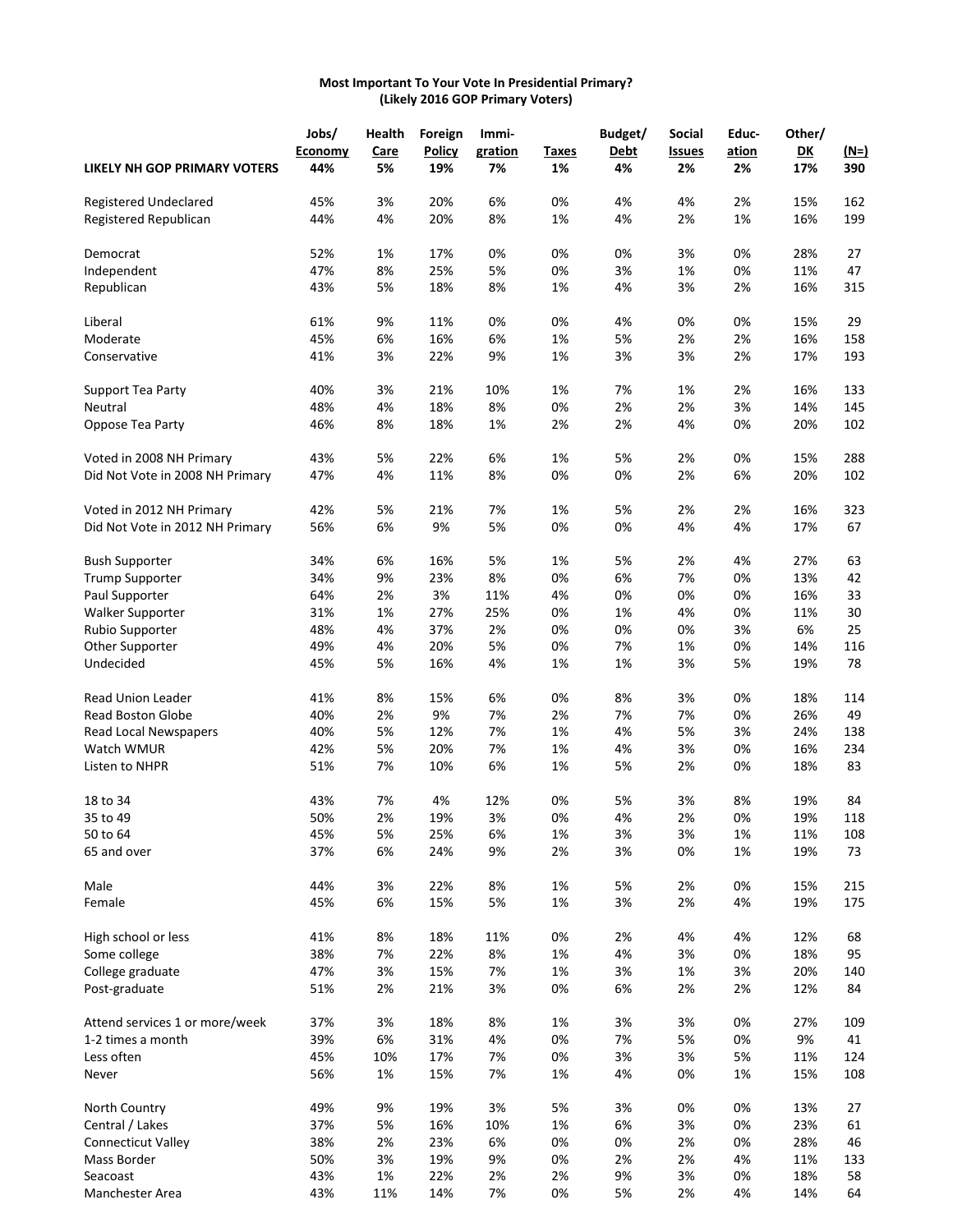**Most Important To Your Vote In Presidential Primary?**
**(Likely 2016 GOP Primary Voters)**

| LIKELY NH GOP PRIMARY VOTERS | Jobs/ Economy | Health Care | Foreign Policy | Immi- gration | Taxes | Budget/ Debt | Social Issues | Educ- ation | Other/ DK | (N=) |
|---|---|---|---|---|---|---|---|---|---|---|
| **LIKELY NH GOP PRIMARY VOTERS** | **44%** | **5%** | **19%** | **7%** | **1%** | **4%** | **2%** | **2%** | **17%** | **390** |
| Registered Undeclared | 45% | 3% | 20% | 6% | 0% | 4% | 4% | 2% | 15% | 162 |
| Registered Republican | 44% | 4% | 20% | 8% | 1% | 4% | 2% | 1% | 16% | 199 |
| Democrat | 52% | 1% | 17% | 0% | 0% | 0% | 3% | 0% | 28% | 27 |
| Independent | 47% | 8% | 25% | 5% | 0% | 3% | 1% | 0% | 11% | 47 |
| Republican | 43% | 5% | 18% | 8% | 1% | 4% | 3% | 2% | 16% | 315 |
| Liberal | 61% | 9% | 11% | 0% | 0% | 4% | 0% | 0% | 15% | 29 |
| Moderate | 45% | 6% | 16% | 6% | 1% | 5% | 2% | 2% | 16% | 158 |
| Conservative | 41% | 3% | 22% | 9% | 1% | 3% | 3% | 2% | 17% | 193 |
| Support Tea Party | 40% | 3% | 21% | 10% | 1% | 7% | 1% | 2% | 16% | 133 |
| Neutral | 48% | 4% | 18% | 8% | 0% | 2% | 2% | 3% | 14% | 145 |
| Oppose Tea Party | 46% | 8% | 18% | 1% | 2% | 2% | 4% | 0% | 20% | 102 |
| Voted in 2008 NH Primary | 43% | 5% | 22% | 6% | 1% | 5% | 2% | 0% | 15% | 288 |
| Did Not Vote in 2008 NH Primary | 47% | 4% | 11% | 8% | 0% | 0% | 2% | 6% | 20% | 102 |
| Voted in 2012 NH Primary | 42% | 5% | 21% | 7% | 1% | 5% | 2% | 2% | 16% | 323 |
| Did Not Vote in 2012 NH Primary | 56% | 6% | 9% | 5% | 0% | 0% | 4% | 4% | 17% | 67 |
| Bush Supporter | 34% | 6% | 16% | 5% | 1% | 5% | 2% | 4% | 27% | 63 |
| Trump Supporter | 34% | 9% | 23% | 8% | 0% | 6% | 7% | 0% | 13% | 42 |
| Paul Supporter | 64% | 2% | 3% | 11% | 4% | 0% | 0% | 0% | 16% | 33 |
| Walker Supporter | 31% | 1% | 27% | 25% | 0% | 1% | 4% | 0% | 11% | 30 |
| Rubio Supporter | 48% | 4% | 37% | 2% | 0% | 0% | 0% | 3% | 6% | 25 |
| Other Supporter | 49% | 4% | 20% | 5% | 0% | 7% | 1% | 0% | 14% | 116 |
| Undecided | 45% | 5% | 16% | 4% | 1% | 1% | 3% | 5% | 19% | 78 |
| Read Union Leader | 41% | 8% | 15% | 6% | 0% | 8% | 3% | 0% | 18% | 114 |
| Read Boston Globe | 40% | 2% | 9% | 7% | 2% | 7% | 7% | 0% | 26% | 49 |
| Read Local Newspapers | 40% | 5% | 12% | 7% | 1% | 4% | 5% | 3% | 24% | 138 |
| Watch WMUR | 42% | 5% | 20% | 7% | 1% | 4% | 3% | 0% | 16% | 234 |
| Listen to NHPR | 51% | 7% | 10% | 6% | 1% | 5% | 2% | 0% | 18% | 83 |
| 18 to 34 | 43% | 7% | 4% | 12% | 0% | 5% | 3% | 8% | 19% | 84 |
| 35 to 49 | 50% | 2% | 19% | 3% | 0% | 4% | 2% | 0% | 19% | 118 |
| 50 to 64 | 45% | 5% | 25% | 6% | 1% | 3% | 3% | 1% | 11% | 108 |
| 65 and over | 37% | 6% | 24% | 9% | 2% | 3% | 0% | 1% | 19% | 73 |
| Male | 44% | 3% | 22% | 8% | 1% | 5% | 2% | 0% | 15% | 215 |
| Female | 45% | 6% | 15% | 5% | 1% | 3% | 2% | 4% | 19% | 175 |
| High school or less | 41% | 8% | 18% | 11% | 0% | 2% | 4% | 4% | 12% | 68 |
| Some college | 38% | 7% | 22% | 8% | 1% | 4% | 3% | 0% | 18% | 95 |
| College graduate | 47% | 3% | 15% | 7% | 1% | 3% | 1% | 3% | 20% | 140 |
| Post-graduate | 51% | 2% | 21% | 3% | 0% | 6% | 2% | 2% | 12% | 84 |
| Attend services 1 or more/week | 37% | 3% | 18% | 8% | 1% | 3% | 3% | 0% | 27% | 109 |
| 1-2 times a month | 39% | 6% | 31% | 4% | 0% | 7% | 5% | 0% | 9% | 41 |
| Less often | 45% | 10% | 17% | 7% | 0% | 3% | 3% | 5% | 11% | 124 |
| Never | 56% | 1% | 15% | 7% | 1% | 4% | 0% | 1% | 15% | 108 |
| North Country | 49% | 9% | 19% | 3% | 5% | 3% | 0% | 0% | 13% | 27 |
| Central / Lakes | 37% | 5% | 16% | 10% | 1% | 6% | 3% | 0% | 23% | 61 |
| Connecticut Valley | 38% | 2% | 23% | 6% | 0% | 0% | 2% | 0% | 28% | 46 |
| Mass Border | 50% | 3% | 19% | 9% | 0% | 2% | 2% | 4% | 11% | 133 |
| Seacoast | 43% | 1% | 22% | 2% | 2% | 9% | 3% | 0% | 18% | 58 |
| Manchester Area | 43% | 11% | 14% | 7% | 0% | 5% | 2% | 4% | 14% | 64 |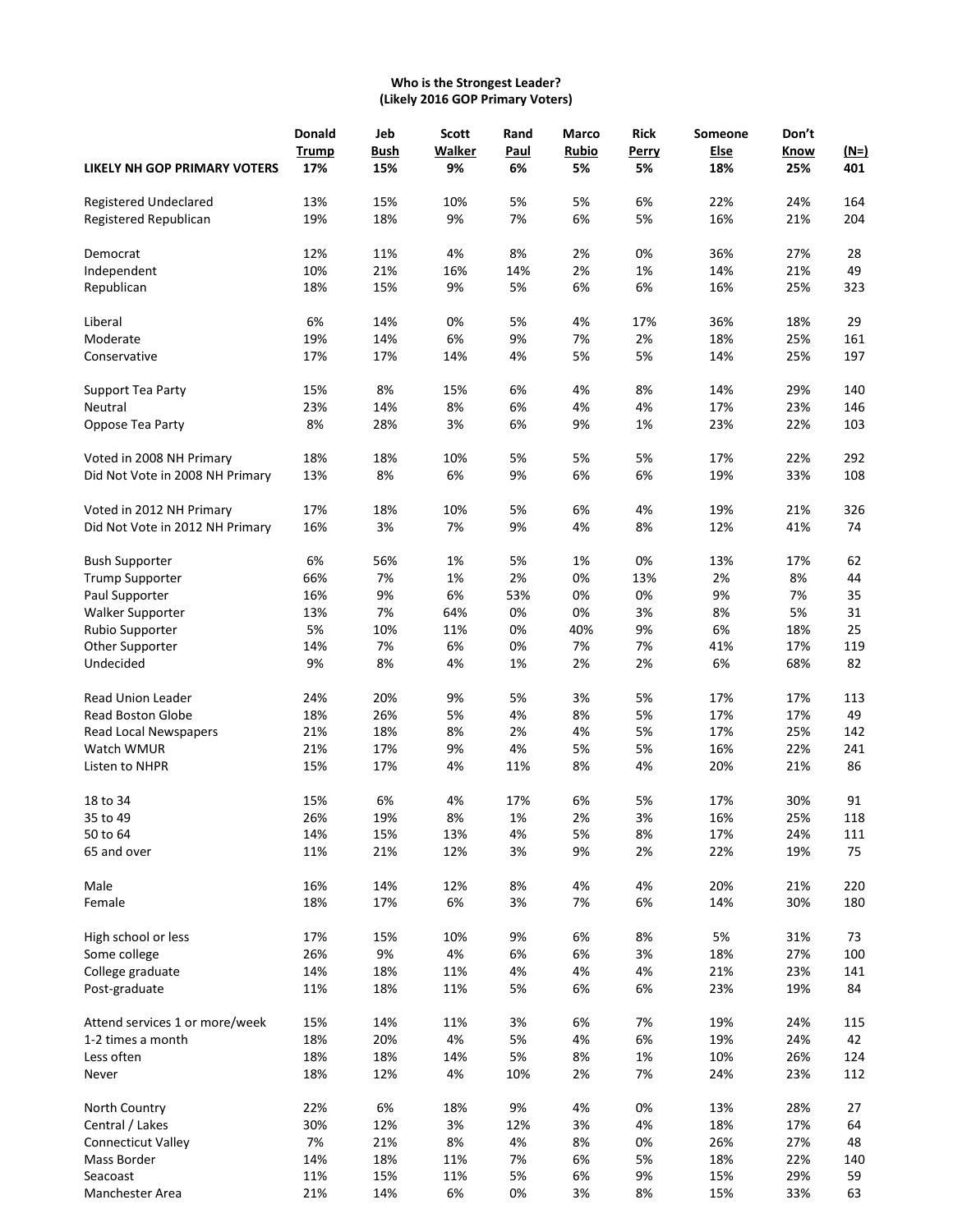**Who is the Strongest Leader?**
**(Likely 2016 GOP Primary Voters)**

| | Donald Trump | Jeb Bush | Scott Walker | Rand Paul | Marco Rubio | Rick Perry | Someone Else | Don't Know | (N=) |
|---|---|---|---|---|---|---|---|---|---|
| **LIKELY NH GOP PRIMARY VOTERS** | **17%** | **15%** | **9%** | **6%** | **5%** | **5%** | **18%** | **25%** | **401** |
| Registered Undeclared | 13% | 15% | 10% | 5% | 5% | 6% | 22% | 24% | 164 |
| Registered Republican | 19% | 18% | 9% | 7% | 6% | 5% | 16% | 21% | 204 |
| Democrat | 12% | 11% | 4% | 8% | 2% | 0% | 36% | 27% | 28 |
| Independent | 10% | 21% | 16% | 14% | 2% | 1% | 14% | 21% | 49 |
| Republican | 18% | 15% | 9% | 5% | 6% | 6% | 16% | 25% | 323 |
| Liberal | 6% | 14% | 0% | 5% | 4% | 17% | 36% | 18% | 29 |
| Moderate | 19% | 14% | 6% | 9% | 7% | 2% | 18% | 25% | 161 |
| Conservative | 17% | 17% | 14% | 4% | 5% | 5% | 14% | 25% | 197 |
| Support Tea Party | 15% | 8% | 15% | 6% | 4% | 8% | 14% | 29% | 140 |
| Neutral | 23% | 14% | 8% | 6% | 4% | 4% | 17% | 23% | 146 |
| Oppose Tea Party | 8% | 28% | 3% | 6% | 9% | 1% | 23% | 22% | 103 |
| Voted in 2008 NH Primary | 18% | 18% | 10% | 5% | 5% | 5% | 17% | 22% | 292 |
| Did Not Vote in 2008 NH Primary | 13% | 8% | 6% | 9% | 6% | 6% | 19% | 33% | 108 |
| Voted in 2012 NH Primary | 17% | 18% | 10% | 5% | 6% | 4% | 19% | 21% | 326 |
| Did Not Vote in 2012 NH Primary | 16% | 3% | 7% | 9% | 4% | 8% | 12% | 41% | 74 |
| Bush Supporter | 6% | 56% | 1% | 5% | 1% | 0% | 13% | 17% | 62 |
| Trump Supporter | 66% | 7% | 1% | 2% | 0% | 13% | 2% | 8% | 44 |
| Paul Supporter | 16% | 9% | 6% | 53% | 0% | 0% | 9% | 7% | 35 |
| Walker Supporter | 13% | 7% | 64% | 0% | 0% | 3% | 8% | 5% | 31 |
| Rubio Supporter | 5% | 10% | 11% | 0% | 40% | 9% | 6% | 18% | 25 |
| Other Supporter | 14% | 7% | 6% | 0% | 7% | 7% | 41% | 17% | 119 |
| Undecided | 9% | 8% | 4% | 1% | 2% | 2% | 6% | 68% | 82 |
| Read Union Leader | 24% | 20% | 9% | 5% | 3% | 5% | 17% | 17% | 113 |
| Read Boston Globe | 18% | 26% | 5% | 4% | 8% | 5% | 17% | 17% | 49 |
| Read Local Newspapers | 21% | 18% | 8% | 2% | 4% | 5% | 17% | 25% | 142 |
| Watch WMUR | 21% | 17% | 9% | 4% | 5% | 5% | 16% | 22% | 241 |
| Listen to NHPR | 15% | 17% | 4% | 11% | 8% | 4% | 20% | 21% | 86 |
| 18 to 34 | 15% | 6% | 4% | 17% | 6% | 5% | 17% | 30% | 91 |
| 35 to 49 | 26% | 19% | 8% | 1% | 2% | 3% | 16% | 25% | 118 |
| 50 to 64 | 14% | 15% | 13% | 4% | 5% | 8% | 17% | 24% | 111 |
| 65 and over | 11% | 21% | 12% | 3% | 9% | 2% | 22% | 19% | 75 |
| Male | 16% | 14% | 12% | 8% | 4% | 4% | 20% | 21% | 220 |
| Female | 18% | 17% | 6% | 3% | 7% | 6% | 14% | 30% | 180 |
| High school or less | 17% | 15% | 10% | 9% | 6% | 8% | 5% | 31% | 73 |
| Some college | 26% | 9% | 4% | 6% | 6% | 3% | 18% | 27% | 100 |
| College graduate | 14% | 18% | 11% | 4% | 4% | 4% | 21% | 23% | 141 |
| Post-graduate | 11% | 18% | 11% | 5% | 6% | 6% | 23% | 19% | 84 |
| Attend services 1 or more/week | 15% | 14% | 11% | 3% | 6% | 7% | 19% | 24% | 115 |
| 1-2 times a month | 18% | 20% | 4% | 5% | 4% | 6% | 19% | 24% | 42 |
| Less often | 18% | 18% | 14% | 5% | 8% | 1% | 10% | 26% | 124 |
| Never | 18% | 12% | 4% | 10% | 2% | 7% | 24% | 23% | 112 |
| North Country | 22% | 6% | 18% | 9% | 4% | 0% | 13% | 28% | 27 |
| Central / Lakes | 30% | 12% | 3% | 12% | 3% | 4% | 18% | 17% | 64 |
| Connecticut Valley | 7% | 21% | 8% | 4% | 8% | 0% | 26% | 27% | 48 |
| Mass Border | 14% | 18% | 11% | 7% | 6% | 5% | 18% | 22% | 140 |
| Seacoast | 11% | 15% | 11% | 5% | 6% | 9% | 15% | 29% | 59 |
| Manchester Area | 21% | 14% | 6% | 0% | 3% | 8% | 15% | 33% | 63 |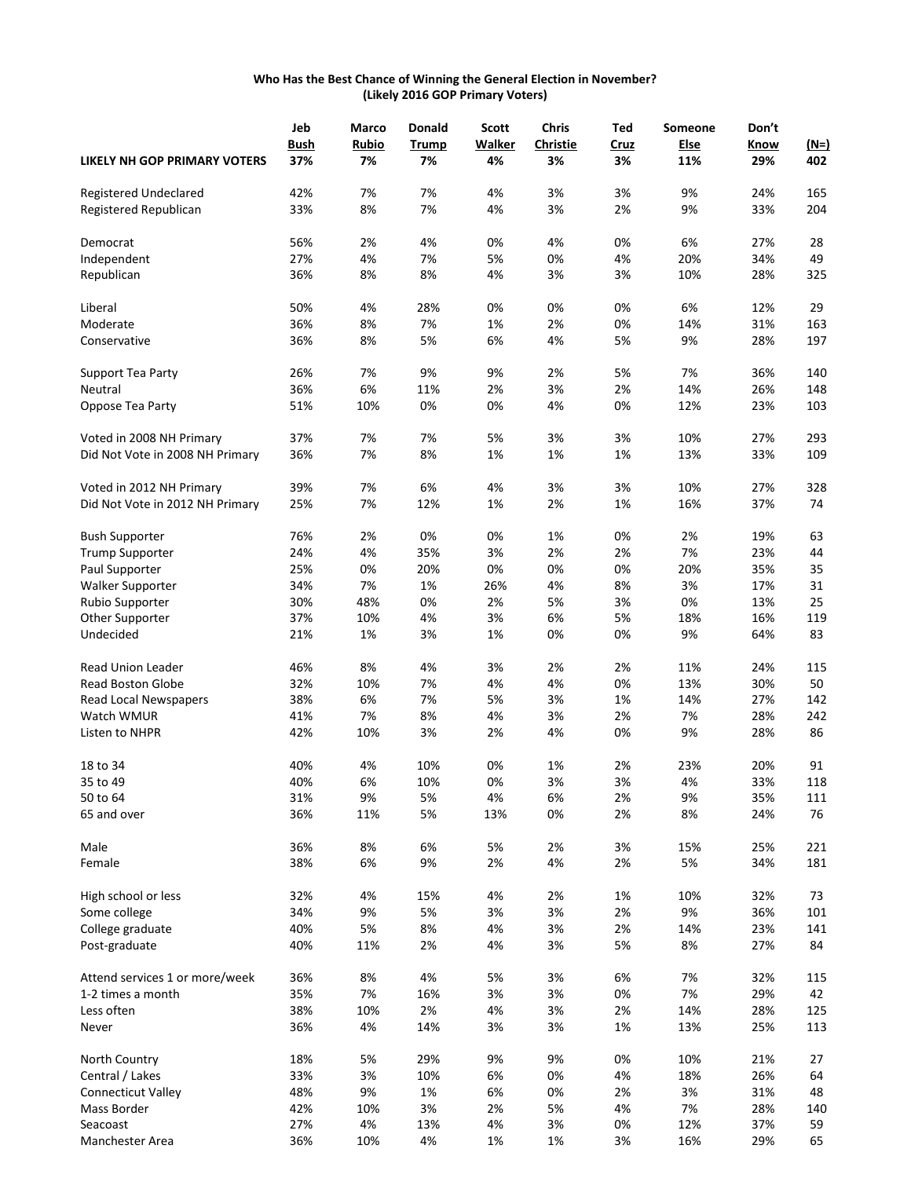**Who Has the Best Chance of Winning the General Election in November?**
**(Likely 2016 GOP Primary Voters)**

| | Jeb Bush | Marco Rubio | Donald Trump | Scott Walker | Chris Christie | Ted Cruz | Someone Else | Don't Know | (N=) |
|---|---|---|---|---|---|---|---|---|---|
| **LIKELY NH GOP PRIMARY VOTERS** | **37%** | **7%** | **7%** | **4%** | **3%** | **3%** | **11%** | **29%** | **402** |
| Registered Undeclared | 42% | 7% | 7% | 4% | 3% | 3% | 9% | 24% | 165 |
| Registered Republican | 33% | 8% | 7% | 4% | 3% | 2% | 9% | 33% | 204 |
| Democrat | 56% | 2% | 4% | 0% | 4% | 0% | 6% | 27% | 28 |
| Independent | 27% | 4% | 7% | 5% | 0% | 4% | 20% | 34% | 49 |
| Republican | 36% | 8% | 8% | 4% | 3% | 3% | 10% | 28% | 325 |
| Liberal | 50% | 4% | 28% | 0% | 0% | 0% | 6% | 12% | 29 |
| Moderate | 36% | 8% | 7% | 1% | 2% | 0% | 14% | 31% | 163 |
| Conservative | 36% | 8% | 5% | 6% | 4% | 5% | 9% | 28% | 197 |
| Support Tea Party | 26% | 7% | 9% | 9% | 2% | 5% | 7% | 36% | 140 |
| Neutral | 36% | 6% | 11% | 2% | 3% | 2% | 14% | 26% | 148 |
| Oppose Tea Party | 51% | 10% | 0% | 0% | 4% | 0% | 12% | 23% | 103 |
| Voted in 2008 NH Primary | 37% | 7% | 7% | 5% | 3% | 3% | 10% | 27% | 293 |
| Did Not Vote in 2008 NH Primary | 36% | 7% | 8% | 1% | 1% | 1% | 13% | 33% | 109 |
| Voted in 2012 NH Primary | 39% | 7% | 6% | 4% | 3% | 3% | 10% | 27% | 328 |
| Did Not Vote in 2012 NH Primary | 25% | 7% | 12% | 1% | 2% | 1% | 16% | 37% | 74 |
| Bush Supporter | 76% | 2% | 0% | 0% | 1% | 0% | 2% | 19% | 63 |
| Trump Supporter | 24% | 4% | 35% | 3% | 2% | 2% | 7% | 23% | 44 |
| Paul Supporter | 25% | 0% | 20% | 0% | 0% | 0% | 20% | 35% | 35 |
| Walker Supporter | 34% | 7% | 1% | 26% | 4% | 8% | 3% | 17% | 31 |
| Rubio Supporter | 30% | 48% | 0% | 2% | 5% | 3% | 0% | 13% | 25 |
| Other Supporter | 37% | 10% | 4% | 3% | 6% | 5% | 18% | 16% | 119 |
| Undecided | 21% | 1% | 3% | 1% | 0% | 0% | 9% | 64% | 83 |
| Read Union Leader | 46% | 8% | 4% | 3% | 2% | 2% | 11% | 24% | 115 |
| Read Boston Globe | 32% | 10% | 7% | 4% | 4% | 0% | 13% | 30% | 50 |
| Read Local Newspapers | 38% | 6% | 7% | 5% | 3% | 1% | 14% | 27% | 142 |
| Watch WMUR | 41% | 7% | 8% | 4% | 3% | 2% | 7% | 28% | 242 |
| Listen to NHPR | 42% | 10% | 3% | 2% | 4% | 0% | 9% | 28% | 86 |
| 18 to 34 | 40% | 4% | 10% | 0% | 1% | 2% | 23% | 20% | 91 |
| 35 to 49 | 40% | 6% | 10% | 0% | 3% | 3% | 4% | 33% | 118 |
| 50 to 64 | 31% | 9% | 5% | 4% | 6% | 2% | 9% | 35% | 111 |
| 65 and over | 36% | 11% | 5% | 13% | 0% | 2% | 8% | 24% | 76 |
| Male | 36% | 8% | 6% | 5% | 2% | 3% | 15% | 25% | 221 |
| Female | 38% | 6% | 9% | 2% | 4% | 2% | 5% | 34% | 181 |
| High school or less | 32% | 4% | 15% | 4% | 2% | 1% | 10% | 32% | 73 |
| Some college | 34% | 9% | 5% | 3% | 3% | 2% | 9% | 36% | 101 |
| College graduate | 40% | 5% | 8% | 4% | 3% | 2% | 14% | 23% | 141 |
| Post-graduate | 40% | 11% | 2% | 4% | 3% | 5% | 8% | 27% | 84 |
| Attend services 1 or more/week | 36% | 8% | 4% | 5% | 3% | 6% | 7% | 32% | 115 |
| 1-2 times a month | 35% | 7% | 16% | 3% | 3% | 0% | 7% | 29% | 42 |
| Less often | 38% | 10% | 2% | 4% | 3% | 2% | 14% | 28% | 125 |
| Never | 36% | 4% | 14% | 3% | 3% | 1% | 13% | 25% | 113 |
| North Country | 18% | 5% | 29% | 9% | 9% | 0% | 10% | 21% | 27 |
| Central / Lakes | 33% | 3% | 10% | 6% | 0% | 4% | 18% | 26% | 64 |
| Connecticut Valley | 48% | 9% | 1% | 6% | 0% | 2% | 3% | 31% | 48 |
| Mass Border | 42% | 10% | 3% | 2% | 5% | 4% | 7% | 28% | 140 |
| Seacoast | 27% | 4% | 13% | 4% | 3% | 0% | 12% | 37% | 59 |
| Manchester Area | 36% | 10% | 4% | 1% | 1% | 3% | 16% | 29% | 65 |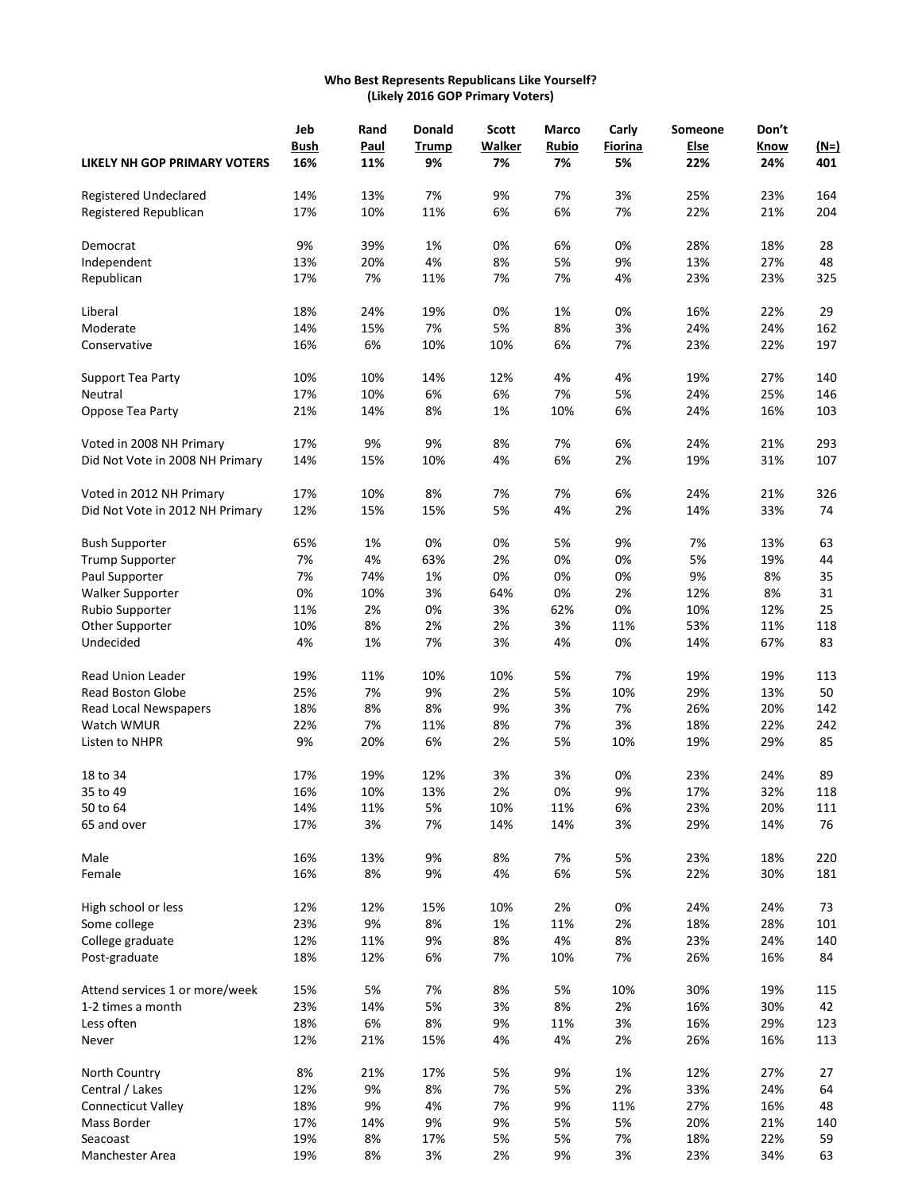**Who Best Represents Republicans Like Yourself?**
**(Likely 2016 GOP Primary Voters)**

| | Jeb Bush | Rand Paul | Donald Trump | Scott Walker | Marco Rubio | Carly Fiorina | Someone Else | Don't Know | (N=) |
|---|---|---|---|---|---|---|---|---|---|
| **LIKELY NH GOP PRIMARY VOTERS** | **16%** | **11%** | **9%** | **7%** | **7%** | **5%** | **22%** | **24%** | **401** |
| Registered Undeclared | 14% | 13% | 7% | 9% | 7% | 3% | 25% | 23% | 164 |
| Registered Republican | 17% | 10% | 11% | 6% | 6% | 7% | 22% | 21% | 204 |
| Democrat | 9% | 39% | 1% | 0% | 6% | 0% | 28% | 18% | 28 |
| Independent | 13% | 20% | 4% | 8% | 5% | 9% | 13% | 27% | 48 |
| Republican | 17% | 7% | 11% | 7% | 7% | 4% | 23% | 23% | 325 |
| Liberal | 18% | 24% | 19% | 0% | 1% | 0% | 16% | 22% | 29 |
| Moderate | 14% | 15% | 7% | 5% | 8% | 3% | 24% | 24% | 162 |
| Conservative | 16% | 6% | 10% | 10% | 6% | 7% | 23% | 22% | 197 |
| Support Tea Party | 10% | 10% | 14% | 12% | 4% | 4% | 19% | 27% | 140 |
| Neutral | 17% | 10% | 6% | 6% | 7% | 5% | 24% | 25% | 146 |
| Oppose Tea Party | 21% | 14% | 8% | 1% | 10% | 6% | 24% | 16% | 103 |
| Voted in 2008 NH Primary | 17% | 9% | 9% | 8% | 7% | 6% | 24% | 21% | 293 |
| Did Not Vote in 2008 NH Primary | 14% | 15% | 10% | 4% | 6% | 2% | 19% | 31% | 107 |
| Voted in 2012 NH Primary | 17% | 10% | 8% | 7% | 7% | 6% | 24% | 21% | 326 |
| Did Not Vote in 2012 NH Primary | 12% | 15% | 15% | 5% | 4% | 2% | 14% | 33% | 74 |
| Bush Supporter | 65% | 1% | 0% | 0% | 5% | 9% | 7% | 13% | 63 |
| Trump Supporter | 7% | 4% | 63% | 2% | 0% | 0% | 5% | 19% | 44 |
| Paul Supporter | 7% | 74% | 1% | 0% | 0% | 0% | 9% | 8% | 35 |
| Walker Supporter | 0% | 10% | 3% | 64% | 0% | 2% | 12% | 8% | 31 |
| Rubio Supporter | 11% | 2% | 0% | 3% | 62% | 0% | 10% | 12% | 25 |
| Other Supporter | 10% | 8% | 2% | 2% | 3% | 11% | 53% | 11% | 118 |
| Undecided | 4% | 1% | 7% | 3% | 4% | 0% | 14% | 67% | 83 |
| Read Union Leader | 19% | 11% | 10% | 10% | 5% | 7% | 19% | 19% | 113 |
| Read Boston Globe | 25% | 7% | 9% | 2% | 5% | 10% | 29% | 13% | 50 |
| Read Local Newspapers | 18% | 8% | 8% | 9% | 3% | 7% | 26% | 20% | 142 |
| Watch WMUR | 22% | 7% | 11% | 8% | 7% | 3% | 18% | 22% | 242 |
| Listen to NHPR | 9% | 20% | 6% | 2% | 5% | 10% | 19% | 29% | 85 |
| 18 to 34 | 17% | 19% | 12% | 3% | 3% | 0% | 23% | 24% | 89 |
| 35 to 49 | 16% | 10% | 13% | 2% | 0% | 9% | 17% | 32% | 118 |
| 50 to 64 | 14% | 11% | 5% | 10% | 11% | 6% | 23% | 20% | 111 |
| 65 and over | 17% | 3% | 7% | 14% | 14% | 3% | 29% | 14% | 76 |
| Male | 16% | 13% | 9% | 8% | 7% | 5% | 23% | 18% | 220 |
| Female | 16% | 8% | 9% | 4% | 6% | 5% | 22% | 30% | 181 |
| High school or less | 12% | 12% | 15% | 10% | 2% | 0% | 24% | 24% | 73 |
| Some college | 23% | 9% | 8% | 1% | 11% | 2% | 18% | 28% | 101 |
| College graduate | 12% | 11% | 9% | 8% | 4% | 8% | 23% | 24% | 140 |
| Post-graduate | 18% | 12% | 6% | 7% | 10% | 7% | 26% | 16% | 84 |
| Attend services 1 or more/week | 15% | 5% | 7% | 8% | 5% | 10% | 30% | 19% | 115 |
| 1-2 times a month | 23% | 14% | 5% | 3% | 8% | 2% | 16% | 30% | 42 |
| Less often | 18% | 6% | 8% | 9% | 11% | 3% | 16% | 29% | 123 |
| Never | 12% | 21% | 15% | 4% | 4% | 2% | 26% | 16% | 113 |
| North Country | 8% | 21% | 17% | 5% | 9% | 1% | 12% | 27% | 27 |
| Central / Lakes | 12% | 9% | 8% | 7% | 5% | 2% | 33% | 24% | 64 |
| Connecticut Valley | 18% | 9% | 4% | 7% | 9% | 11% | 27% | 16% | 48 |
| Mass Border | 17% | 14% | 9% | 9% | 5% | 5% | 20% | 21% | 140 |
| Seacoast | 19% | 8% | 17% | 5% | 5% | 7% | 18% | 22% | 59 |
| Manchester Area | 19% | 8% | 3% | 2% | 9% | 3% | 23% | 34% | 63 |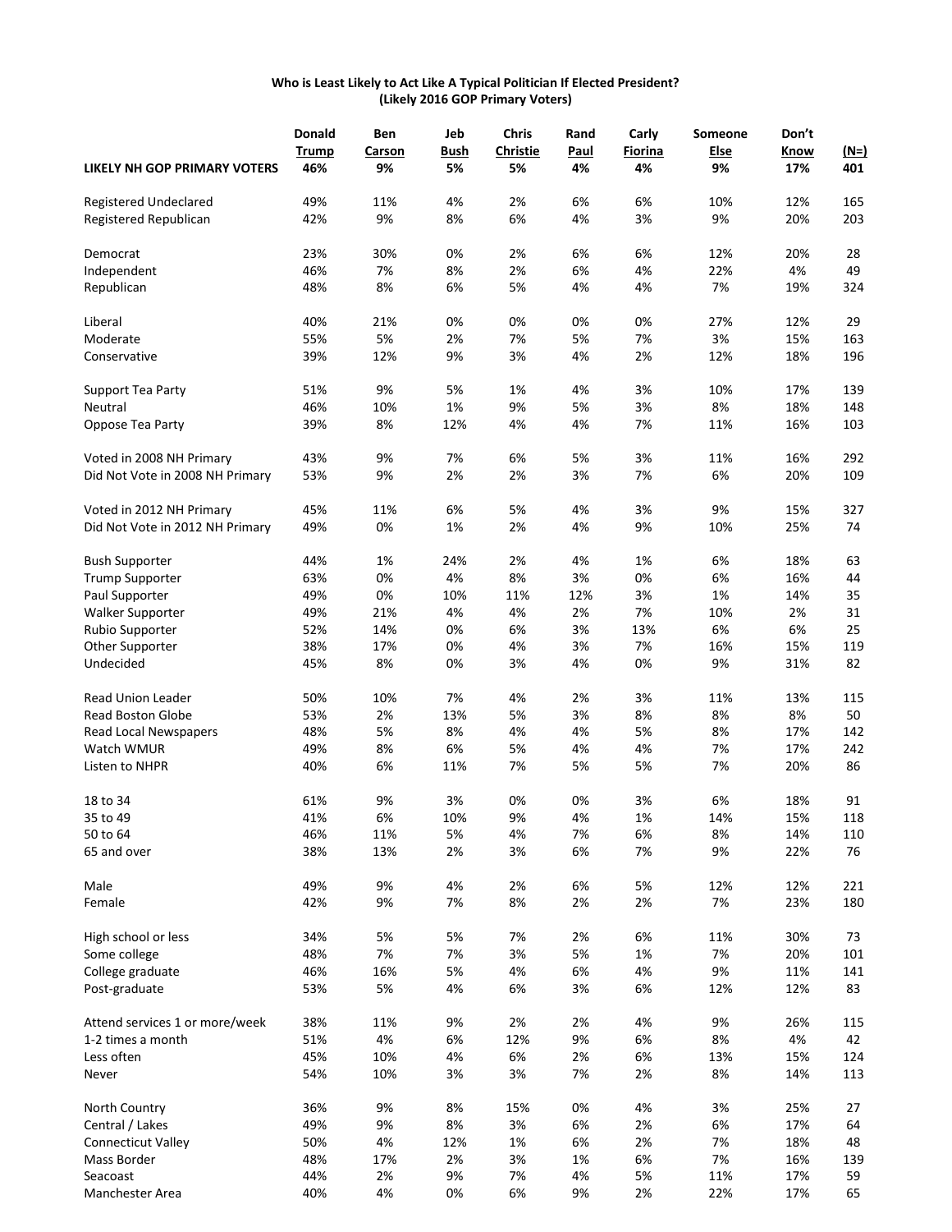**Who is Least Likely to Act Like A Typical Politician If Elected President?**
**(Likely 2016 GOP Primary Voters)**

| LIKELY NH GOP PRIMARY VOTERS | Donald Trump 46% | Ben Carson 9% | Jeb Bush 5% | Chris Christie 5% | Rand Paul 4% | Carly Fiorina 4% | Someone Else 9% | Don't Know 17% | (N=) 401 |
|---|---|---|---|---|---|---|---|---|---|
| Registered Undeclared | 49% | 11% | 4% | 2% | 6% | 6% | 10% | 12% | 165 |
| Registered Republican | 42% | 9% | 8% | 6% | 4% | 3% | 9% | 20% | 203 |
| Democrat | 23% | 30% | 0% | 2% | 6% | 6% | 12% | 20% | 28 |
| Independent | 46% | 7% | 8% | 2% | 6% | 4% | 22% | 4% | 49 |
| Republican | 48% | 8% | 6% | 5% | 4% | 4% | 7% | 19% | 324 |
| Liberal | 40% | 21% | 0% | 0% | 0% | 0% | 27% | 12% | 29 |
| Moderate | 55% | 5% | 2% | 7% | 5% | 7% | 3% | 15% | 163 |
| Conservative | 39% | 12% | 9% | 3% | 4% | 2% | 12% | 18% | 196 |
| Support Tea Party | 51% | 9% | 5% | 1% | 4% | 3% | 10% | 17% | 139 |
| Neutral | 46% | 10% | 1% | 9% | 5% | 3% | 8% | 18% | 148 |
| Oppose Tea Party | 39% | 8% | 12% | 4% | 4% | 7% | 11% | 16% | 103 |
| Voted in 2008 NH Primary | 43% | 9% | 7% | 6% | 5% | 3% | 11% | 16% | 292 |
| Did Not Vote in 2008 NH Primary | 53% | 9% | 2% | 2% | 3% | 7% | 6% | 20% | 109 |
| Voted in 2012 NH Primary | 45% | 11% | 6% | 5% | 4% | 3% | 9% | 15% | 327 |
| Did Not Vote in 2012 NH Primary | 49% | 0% | 1% | 2% | 4% | 9% | 10% | 25% | 74 |
| Bush Supporter | 44% | 1% | 24% | 2% | 4% | 1% | 6% | 18% | 63 |
| Trump Supporter | 63% | 0% | 4% | 8% | 3% | 0% | 6% | 16% | 44 |
| Paul Supporter | 49% | 0% | 10% | 11% | 12% | 3% | 1% | 14% | 35 |
| Walker Supporter | 49% | 21% | 4% | 4% | 2% | 7% | 10% | 2% | 31 |
| Rubio Supporter | 52% | 14% | 0% | 6% | 3% | 13% | 6% | 6% | 25 |
| Other Supporter | 38% | 17% | 0% | 4% | 3% | 7% | 16% | 15% | 119 |
| Undecided | 45% | 8% | 0% | 3% | 4% | 0% | 9% | 31% | 82 |
| Read Union Leader | 50% | 10% | 7% | 4% | 2% | 3% | 11% | 13% | 115 |
| Read Boston Globe | 53% | 2% | 13% | 5% | 3% | 8% | 8% | 8% | 50 |
| Read Local Newspapers | 48% | 5% | 8% | 4% | 4% | 5% | 8% | 17% | 142 |
| Watch WMUR | 49% | 8% | 6% | 5% | 4% | 4% | 7% | 17% | 242 |
| Listen to NHPR | 40% | 6% | 11% | 7% | 5% | 5% | 7% | 20% | 86 |
| 18 to 34 | 61% | 9% | 3% | 0% | 0% | 3% | 6% | 18% | 91 |
| 35 to 49 | 41% | 6% | 10% | 9% | 4% | 1% | 14% | 15% | 118 |
| 50 to 64 | 46% | 11% | 5% | 4% | 7% | 6% | 8% | 14% | 110 |
| 65 and over | 38% | 13% | 2% | 3% | 6% | 7% | 9% | 22% | 76 |
| Male | 49% | 9% | 4% | 2% | 6% | 5% | 12% | 12% | 221 |
| Female | 42% | 9% | 7% | 8% | 2% | 2% | 7% | 23% | 180 |
| High school or less | 34% | 5% | 5% | 7% | 2% | 6% | 11% | 30% | 73 |
| Some college | 48% | 7% | 7% | 3% | 5% | 1% | 7% | 20% | 101 |
| College graduate | 46% | 16% | 5% | 4% | 6% | 4% | 9% | 11% | 141 |
| Post-graduate | 53% | 5% | 4% | 6% | 3% | 6% | 12% | 12% | 83 |
| Attend services 1 or more/week | 38% | 11% | 9% | 2% | 2% | 4% | 9% | 26% | 115 |
| 1-2 times a month | 51% | 4% | 6% | 12% | 9% | 6% | 8% | 4% | 42 |
| Less often | 45% | 10% | 4% | 6% | 2% | 6% | 13% | 15% | 124 |
| Never | 54% | 10% | 3% | 3% | 7% | 2% | 8% | 14% | 113 |
| North Country | 36% | 9% | 8% | 15% | 0% | 4% | 3% | 25% | 27 |
| Central / Lakes | 49% | 9% | 8% | 3% | 6% | 2% | 6% | 17% | 64 |
| Connecticut Valley | 50% | 4% | 12% | 1% | 6% | 2% | 7% | 18% | 48 |
| Mass Border | 48% | 17% | 2% | 3% | 1% | 6% | 7% | 16% | 139 |
| Seacoast | 44% | 2% | 9% | 7% | 4% | 5% | 11% | 17% | 59 |
| Manchester Area | 40% | 4% | 0% | 6% | 9% | 2% | 22% | 17% | 65 |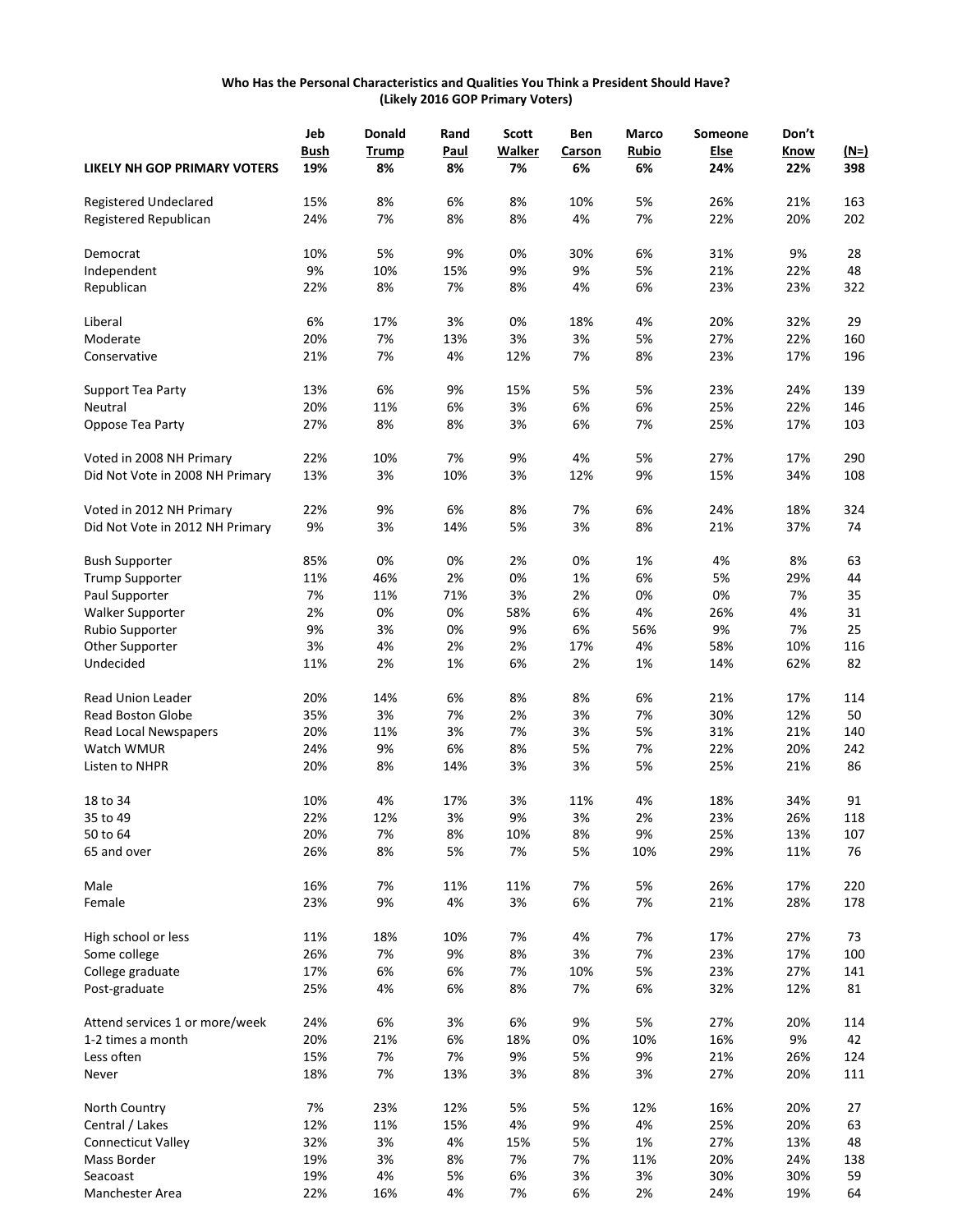**Who Has the Personal Characteristics and Qualities You Think a President Should Have?**
**(Likely 2016 GOP Primary Voters)**

| | Jeb Bush | Donald Trump | Rand Paul | Scott Walker | Ben Carson | Marco Rubio | Someone Else | Don't Know | (N=) |
|---|---|---|---|---|---|---|---|---|---|
| **LIKELY NH GOP PRIMARY VOTERS** | **19%** | **8%** | **8%** | **7%** | **6%** | **6%** | **24%** | **22%** | **398** |
| Registered Undeclared | 15% | 8% | 6% | 8% | 10% | 5% | 26% | 21% | 163 |
| Registered Republican | 24% | 7% | 8% | 8% | 4% | 7% | 22% | 20% | 202 |
| Democrat | 10% | 5% | 9% | 0% | 30% | 6% | 31% | 9% | 28 |
| Independent | 9% | 10% | 15% | 9% | 9% | 5% | 21% | 22% | 48 |
| Republican | 22% | 8% | 7% | 8% | 4% | 6% | 23% | 23% | 322 |
| Liberal | 6% | 17% | 3% | 0% | 18% | 4% | 20% | 32% | 29 |
| Moderate | 20% | 7% | 13% | 3% | 3% | 5% | 27% | 22% | 160 |
| Conservative | 21% | 7% | 4% | 12% | 7% | 8% | 23% | 17% | 196 |
| Support Tea Party | 13% | 6% | 9% | 15% | 5% | 5% | 23% | 24% | 139 |
| Neutral | 20% | 11% | 6% | 3% | 6% | 6% | 25% | 22% | 146 |
| Oppose Tea Party | 27% | 8% | 8% | 3% | 6% | 7% | 25% | 17% | 103 |
| Voted in 2008 NH Primary | 22% | 10% | 7% | 9% | 4% | 5% | 27% | 17% | 290 |
| Did Not Vote in 2008 NH Primary | 13% | 3% | 10% | 3% | 12% | 9% | 15% | 34% | 108 |
| Voted in 2012 NH Primary | 22% | 9% | 6% | 8% | 7% | 6% | 24% | 18% | 324 |
| Did Not Vote in 2012 NH Primary | 9% | 3% | 14% | 5% | 3% | 8% | 21% | 37% | 74 |
| Bush Supporter | 85% | 0% | 0% | 2% | 0% | 1% | 4% | 8% | 63 |
| Trump Supporter | 11% | 46% | 2% | 0% | 1% | 6% | 5% | 29% | 44 |
| Paul Supporter | 7% | 11% | 71% | 3% | 2% | 0% | 0% | 7% | 35 |
| Walker Supporter | 2% | 0% | 0% | 58% | 6% | 4% | 26% | 4% | 31 |
| Rubio Supporter | 9% | 3% | 0% | 9% | 6% | 56% | 9% | 7% | 25 |
| Other Supporter | 3% | 4% | 2% | 2% | 17% | 4% | 58% | 10% | 116 |
| Undecided | 11% | 2% | 1% | 6% | 2% | 1% | 14% | 62% | 82 |
| Read Union Leader | 20% | 14% | 6% | 8% | 8% | 6% | 21% | 17% | 114 |
| Read Boston Globe | 35% | 3% | 7% | 2% | 3% | 7% | 30% | 12% | 50 |
| Read Local Newspapers | 20% | 11% | 3% | 7% | 3% | 5% | 31% | 21% | 140 |
| Watch WMUR | 24% | 9% | 6% | 8% | 5% | 7% | 22% | 20% | 242 |
| Listen to NHPR | 20% | 8% | 14% | 3% | 3% | 5% | 25% | 21% | 86 |
| 18 to 34 | 10% | 4% | 17% | 3% | 11% | 4% | 18% | 34% | 91 |
| 35 to 49 | 22% | 12% | 3% | 9% | 3% | 2% | 23% | 26% | 118 |
| 50 to 64 | 20% | 7% | 8% | 10% | 8% | 9% | 25% | 13% | 107 |
| 65 and over | 26% | 8% | 5% | 7% | 5% | 10% | 29% | 11% | 76 |
| Male | 16% | 7% | 11% | 11% | 7% | 5% | 26% | 17% | 220 |
| Female | 23% | 9% | 4% | 3% | 6% | 7% | 21% | 28% | 178 |
| High school or less | 11% | 18% | 10% | 7% | 4% | 7% | 17% | 27% | 73 |
| Some college | 26% | 7% | 9% | 8% | 3% | 7% | 23% | 17% | 100 |
| College graduate | 17% | 6% | 6% | 7% | 10% | 5% | 23% | 27% | 141 |
| Post-graduate | 25% | 4% | 6% | 8% | 7% | 6% | 32% | 12% | 81 |
| Attend services 1 or more/week | 24% | 6% | 3% | 6% | 9% | 5% | 27% | 20% | 114 |
| 1-2 times a month | 20% | 21% | 6% | 18% | 0% | 10% | 16% | 9% | 42 |
| Less often | 15% | 7% | 7% | 9% | 5% | 9% | 21% | 26% | 124 |
| Never | 18% | 7% | 13% | 3% | 8% | 3% | 27% | 20% | 111 |
| North Country | 7% | 23% | 12% | 5% | 5% | 12% | 16% | 20% | 27 |
| Central / Lakes | 12% | 11% | 15% | 4% | 9% | 4% | 25% | 20% | 63 |
| Connecticut Valley | 32% | 3% | 4% | 15% | 5% | 1% | 27% | 13% | 48 |
| Mass Border | 19% | 3% | 8% | 7% | 7% | 11% | 20% | 24% | 138 |
| Seacoast | 19% | 4% | 5% | 6% | 3% | 3% | 30% | 30% | 59 |
| Manchester Area | 22% | 16% | 4% | 7% | 6% | 2% | 24% | 19% | 64 |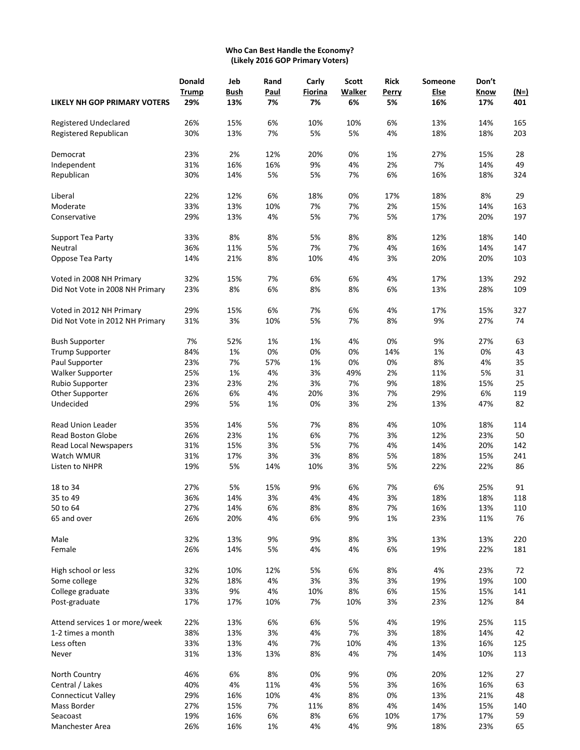**Who Can Best Handle the Economy?**
**(Likely 2016 GOP Primary Voters)**

| | Donald Trump | Jeb Bush | Rand Paul | Carly Fiorina | Scott Walker | Rick Perry | Someone Else | Don't Know | (N=) |
|---|---|---|---|---|---|---|---|---|---|
| **LIKELY NH GOP PRIMARY VOTERS** | **29%** | **13%** | **7%** | **7%** | **6%** | **5%** | **16%** | **17%** | **401** |
| Registered Undeclared | 26% | 15% | 6% | 10% | 10% | 6% | 13% | 14% | 165 |
| Registered Republican | 30% | 13% | 7% | 5% | 5% | 4% | 18% | 18% | 203 |
| Democrat | 23% | 2% | 12% | 20% | 0% | 1% | 27% | 15% | 28 |
| Independent | 31% | 16% | 16% | 9% | 4% | 2% | 7% | 14% | 49 |
| Republican | 30% | 14% | 5% | 5% | 7% | 6% | 16% | 18% | 324 |
| Liberal | 22% | 12% | 6% | 18% | 0% | 17% | 18% | 8% | 29 |
| Moderate | 33% | 13% | 10% | 7% | 7% | 2% | 15% | 14% | 163 |
| Conservative | 29% | 13% | 4% | 5% | 7% | 5% | 17% | 20% | 197 |
| Support Tea Party | 33% | 8% | 8% | 5% | 8% | 8% | 12% | 18% | 140 |
| Neutral | 36% | 11% | 5% | 7% | 7% | 4% | 16% | 14% | 147 |
| Oppose Tea Party | 14% | 21% | 8% | 10% | 4% | 3% | 20% | 20% | 103 |
| Voted in 2008 NH Primary | 32% | 15% | 7% | 6% | 6% | 4% | 17% | 13% | 292 |
| Did Not Vote in 2008 NH Primary | 23% | 8% | 6% | 8% | 8% | 6% | 13% | 28% | 109 |
| Voted in 2012 NH Primary | 29% | 15% | 6% | 7% | 6% | 4% | 17% | 15% | 327 |
| Did Not Vote in 2012 NH Primary | 31% | 3% | 10% | 5% | 7% | 8% | 9% | 27% | 74 |
| Bush Supporter | 7% | 52% | 1% | 1% | 4% | 0% | 9% | 27% | 63 |
| Trump Supporter | 84% | 1% | 0% | 0% | 0% | 14% | 1% | 0% | 43 |
| Paul Supporter | 23% | 7% | 57% | 1% | 0% | 0% | 8% | 4% | 35 |
| Walker Supporter | 25% | 1% | 4% | 3% | 49% | 2% | 11% | 5% | 31 |
| Rubio Supporter | 23% | 23% | 2% | 3% | 7% | 9% | 18% | 15% | 25 |
| Other Supporter | 26% | 6% | 4% | 20% | 3% | 7% | 29% | 6% | 119 |
| Undecided | 29% | 5% | 1% | 0% | 3% | 2% | 13% | 47% | 82 |
| Read Union Leader | 35% | 14% | 5% | 7% | 8% | 4% | 10% | 18% | 114 |
| Read Boston Globe | 26% | 23% | 1% | 6% | 7% | 3% | 12% | 23% | 50 |
| Read Local Newspapers | 31% | 15% | 3% | 5% | 7% | 4% | 14% | 20% | 142 |
| Watch WMUR | 31% | 17% | 3% | 3% | 8% | 5% | 18% | 15% | 241 |
| Listen to NHPR | 19% | 5% | 14% | 10% | 3% | 5% | 22% | 22% | 86 |
| 18 to 34 | 27% | 5% | 15% | 9% | 6% | 7% | 6% | 25% | 91 |
| 35 to 49 | 36% | 14% | 3% | 4% | 4% | 3% | 18% | 18% | 118 |
| 50 to 64 | 27% | 14% | 6% | 8% | 8% | 7% | 16% | 13% | 110 |
| 65 and over | 26% | 20% | 4% | 6% | 9% | 1% | 23% | 11% | 76 |
| Male | 32% | 13% | 9% | 9% | 8% | 3% | 13% | 13% | 220 |
| Female | 26% | 14% | 5% | 4% | 4% | 6% | 19% | 22% | 181 |
| High school or less | 32% | 10% | 12% | 5% | 6% | 8% | 4% | 23% | 72 |
| Some college | 32% | 18% | 4% | 3% | 3% | 3% | 19% | 19% | 100 |
| College graduate | 33% | 9% | 4% | 10% | 8% | 6% | 15% | 15% | 141 |
| Post-graduate | 17% | 17% | 10% | 7% | 10% | 3% | 23% | 12% | 84 |
| Attend services 1 or more/week | 22% | 13% | 6% | 6% | 5% | 4% | 19% | 25% | 115 |
| 1-2 times a month | 38% | 13% | 3% | 4% | 7% | 3% | 18% | 14% | 42 |
| Less often | 33% | 13% | 4% | 7% | 10% | 4% | 13% | 16% | 125 |
| Never | 31% | 13% | 13% | 8% | 4% | 7% | 14% | 10% | 113 |
| North Country | 46% | 6% | 8% | 0% | 9% | 0% | 20% | 12% | 27 |
| Central / Lakes | 40% | 4% | 11% | 4% | 5% | 3% | 16% | 16% | 63 |
| Connecticut Valley | 29% | 16% | 10% | 4% | 8% | 0% | 13% | 21% | 48 |
| Mass Border | 27% | 15% | 7% | 11% | 8% | 4% | 14% | 15% | 140 |
| Seacoast | 19% | 16% | 6% | 8% | 6% | 10% | 17% | 17% | 59 |
| Manchester Area | 26% | 16% | 1% | 4% | 4% | 9% | 18% | 23% | 65 |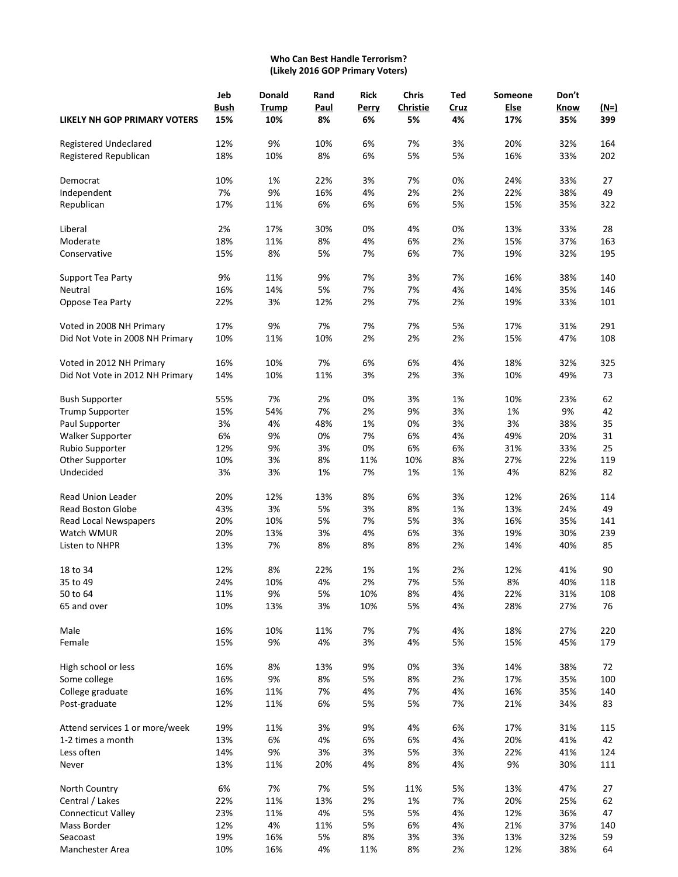**Who Can Best Handle Terrorism?**
**(Likely 2016 GOP Primary Voters)**

| | Jeb Bush | Donald Trump | Rand Paul | Rick Perry | Chris Christie | Ted Cruz | Someone Else | Don't Know | (N=) |
|---|---|---|---|---|---|---|---|---|---|
| **LIKELY NH GOP PRIMARY VOTERS** | **15%** | **10%** | **8%** | **6%** | **5%** | **4%** | **17%** | **35%** | **399** |
| Registered Undeclared | 12% | 9% | 10% | 6% | 7% | 3% | 20% | 32% | 164 |
| Registered Republican | 18% | 10% | 8% | 6% | 5% | 5% | 16% | 33% | 202 |
| Democrat | 10% | 1% | 22% | 3% | 7% | 0% | 24% | 33% | 27 |
| Independent | 7% | 9% | 16% | 4% | 2% | 2% | 22% | 38% | 49 |
| Republican | 17% | 11% | 6% | 6% | 6% | 5% | 15% | 35% | 322 |
| Liberal | 2% | 17% | 30% | 0% | 4% | 0% | 13% | 33% | 28 |
| Moderate | 18% | 11% | 8% | 4% | 6% | 2% | 15% | 37% | 163 |
| Conservative | 15% | 8% | 5% | 7% | 6% | 7% | 19% | 32% | 195 |
| Support Tea Party | 9% | 11% | 9% | 7% | 3% | 7% | 16% | 38% | 140 |
| Neutral | 16% | 14% | 5% | 7% | 7% | 4% | 14% | 35% | 146 |
| Oppose Tea Party | 22% | 3% | 12% | 2% | 7% | 2% | 19% | 33% | 101 |
| Voted in 2008 NH Primary | 17% | 9% | 7% | 7% | 7% | 5% | 17% | 31% | 291 |
| Did Not Vote in 2008 NH Primary | 10% | 11% | 10% | 2% | 2% | 2% | 15% | 47% | 108 |
| Voted in 2012 NH Primary | 16% | 10% | 7% | 6% | 6% | 4% | 18% | 32% | 325 |
| Did Not Vote in 2012 NH Primary | 14% | 10% | 11% | 3% | 2% | 3% | 10% | 49% | 73 |
| Bush Supporter | 55% | 7% | 2% | 0% | 3% | 1% | 10% | 23% | 62 |
| Trump Supporter | 15% | 54% | 7% | 2% | 9% | 3% | 1% | 9% | 42 |
| Paul Supporter | 3% | 4% | 48% | 1% | 0% | 3% | 3% | 38% | 35 |
| Walker Supporter | 6% | 9% | 0% | 7% | 6% | 4% | 49% | 20% | 31 |
| Rubio Supporter | 12% | 9% | 3% | 0% | 6% | 6% | 31% | 33% | 25 |
| Other Supporter | 10% | 3% | 8% | 11% | 10% | 8% | 27% | 22% | 119 |
| Undecided | 3% | 3% | 1% | 7% | 1% | 1% | 4% | 82% | 82 |
| Read Union Leader | 20% | 12% | 13% | 8% | 6% | 3% | 12% | 26% | 114 |
| Read Boston Globe | 43% | 3% | 5% | 3% | 8% | 1% | 13% | 24% | 49 |
| Read Local Newspapers | 20% | 10% | 5% | 7% | 5% | 3% | 16% | 35% | 141 |
| Watch WMUR | 20% | 13% | 3% | 4% | 6% | 3% | 19% | 30% | 239 |
| Listen to NHPR | 13% | 7% | 8% | 8% | 8% | 2% | 14% | 40% | 85 |
| 18 to 34 | 12% | 8% | 22% | 1% | 1% | 2% | 12% | 41% | 90 |
| 35 to 49 | 24% | 10% | 4% | 2% | 7% | 5% | 8% | 40% | 118 |
| 50 to 64 | 11% | 9% | 5% | 10% | 8% | 4% | 22% | 31% | 108 |
| 65 and over | 10% | 13% | 3% | 10% | 5% | 4% | 28% | 27% | 76 |
| Male | 16% | 10% | 11% | 7% | 7% | 4% | 18% | 27% | 220 |
| Female | 15% | 9% | 4% | 3% | 4% | 5% | 15% | 45% | 179 |
| High school or less | 16% | 8% | 13% | 9% | 0% | 3% | 14% | 38% | 72 |
| Some college | 16% | 9% | 8% | 5% | 8% | 2% | 17% | 35% | 100 |
| College graduate | 16% | 11% | 7% | 4% | 7% | 4% | 16% | 35% | 140 |
| Post-graduate | 12% | 11% | 6% | 5% | 5% | 7% | 21% | 34% | 83 |
| Attend services 1 or more/week | 19% | 11% | 3% | 9% | 4% | 6% | 17% | 31% | 115 |
| 1-2 times a month | 13% | 6% | 4% | 6% | 6% | 4% | 20% | 41% | 42 |
| Less often | 14% | 9% | 3% | 3% | 5% | 3% | 22% | 41% | 124 |
| Never | 13% | 11% | 20% | 4% | 8% | 4% | 9% | 30% | 111 |
| North Country | 6% | 7% | 7% | 5% | 11% | 5% | 13% | 47% | 27 |
| Central / Lakes | 22% | 11% | 13% | 2% | 1% | 7% | 20% | 25% | 62 |
| Connecticut Valley | 23% | 11% | 4% | 5% | 5% | 4% | 12% | 36% | 47 |
| Mass Border | 12% | 4% | 11% | 5% | 6% | 4% | 21% | 37% | 140 |
| Seacoast | 19% | 16% | 5% | 8% | 3% | 3% | 13% | 32% | 59 |
| Manchester Area | 10% | 16% | 4% | 11% | 8% | 2% | 12% | 38% | 64 |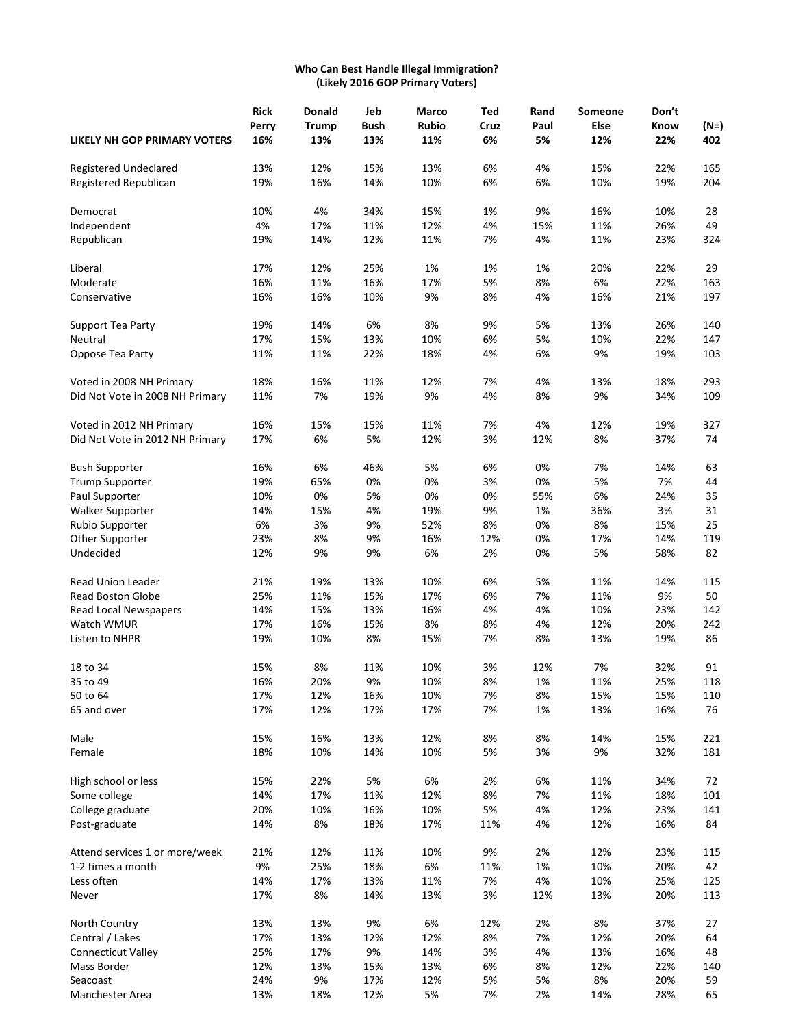**Who Can Best Handle Illegal Immigration?**
**(Likely 2016 GOP Primary Voters)**

| | Rick Perry | Donald Trump | Jeb Bush | Marco Rubio | Ted Cruz | Rand Paul | Someone Else | Don't Know | (N=) |
|---|---|---|---|---|---|---|---|---|---|
| **LIKELY NH GOP PRIMARY VOTERS** | **16%** | **13%** | **13%** | **11%** | **6%** | **5%** | **12%** | **22%** | **402** |
| Registered Undeclared | 13% | 12% | 15% | 13% | 6% | 4% | 15% | 22% | 165 |
| Registered Republican | 19% | 16% | 14% | 10% | 6% | 6% | 10% | 19% | 204 |
| Democrat | 10% | 4% | 34% | 15% | 1% | 9% | 16% | 10% | 28 |
| Independent | 4% | 17% | 11% | 12% | 4% | 15% | 11% | 26% | 49 |
| Republican | 19% | 14% | 12% | 11% | 7% | 4% | 11% | 23% | 324 |
| Liberal | 17% | 12% | 25% | 1% | 1% | 1% | 20% | 22% | 29 |
| Moderate | 16% | 11% | 16% | 17% | 5% | 8% | 6% | 22% | 163 |
| Conservative | 16% | 16% | 10% | 9% | 8% | 4% | 16% | 21% | 197 |
| Support Tea Party | 19% | 14% | 6% | 8% | 9% | 5% | 13% | 26% | 140 |
| Neutral | 17% | 15% | 13% | 10% | 6% | 5% | 10% | 22% | 147 |
| Oppose Tea Party | 11% | 11% | 22% | 18% | 4% | 6% | 9% | 19% | 103 |
| Voted in 2008 NH Primary | 18% | 16% | 11% | 12% | 7% | 4% | 13% | 18% | 293 |
| Did Not Vote in 2008 NH Primary | 11% | 7% | 19% | 9% | 4% | 8% | 9% | 34% | 109 |
| Voted in 2012 NH Primary | 16% | 15% | 15% | 11% | 7% | 4% | 12% | 19% | 327 |
| Did Not Vote in 2012 NH Primary | 17% | 6% | 5% | 12% | 3% | 12% | 8% | 37% | 74 |
| Bush Supporter | 16% | 6% | 46% | 5% | 6% | 0% | 7% | 14% | 63 |
| Trump Supporter | 19% | 65% | 0% | 0% | 3% | 0% | 5% | 7% | 44 |
| Paul Supporter | 10% | 0% | 5% | 0% | 0% | 55% | 6% | 24% | 35 |
| Walker Supporter | 14% | 15% | 4% | 19% | 9% | 1% | 36% | 3% | 31 |
| Rubio Supporter | 6% | 3% | 9% | 52% | 8% | 0% | 8% | 15% | 25 |
| Other Supporter | 23% | 8% | 9% | 16% | 12% | 0% | 17% | 14% | 119 |
| Undecided | 12% | 9% | 9% | 6% | 2% | 0% | 5% | 58% | 82 |
| Read Union Leader | 21% | 19% | 13% | 10% | 6% | 5% | 11% | 14% | 115 |
| Read Boston Globe | 25% | 11% | 15% | 17% | 6% | 7% | 11% | 9% | 50 |
| Read Local Newspapers | 14% | 15% | 13% | 16% | 4% | 4% | 10% | 23% | 142 |
| Watch WMUR | 17% | 16% | 15% | 8% | 8% | 4% | 12% | 20% | 242 |
| Listen to NHPR | 19% | 10% | 8% | 15% | 7% | 8% | 13% | 19% | 86 |
| 18 to 34 | 15% | 8% | 11% | 10% | 3% | 12% | 7% | 32% | 91 |
| 35 to 49 | 16% | 20% | 9% | 10% | 8% | 1% | 11% | 25% | 118 |
| 50 to 64 | 17% | 12% | 16% | 10% | 7% | 8% | 15% | 15% | 110 |
| 65 and over | 17% | 12% | 17% | 17% | 7% | 1% | 13% | 16% | 76 |
| Male | 15% | 16% | 13% | 12% | 8% | 8% | 14% | 15% | 221 |
| Female | 18% | 10% | 14% | 10% | 5% | 3% | 9% | 32% | 181 |
| High school or less | 15% | 22% | 5% | 6% | 2% | 6% | 11% | 34% | 72 |
| Some college | 14% | 17% | 11% | 12% | 8% | 7% | 11% | 18% | 101 |
| College graduate | 20% | 10% | 16% | 10% | 5% | 4% | 12% | 23% | 141 |
| Post-graduate | 14% | 8% | 18% | 17% | 11% | 4% | 12% | 16% | 84 |
| Attend services 1 or more/week | 21% | 12% | 11% | 10% | 9% | 2% | 12% | 23% | 115 |
| 1-2 times a month | 9% | 25% | 18% | 6% | 11% | 1% | 10% | 20% | 42 |
| Less often | 14% | 17% | 13% | 11% | 7% | 4% | 10% | 25% | 125 |
| Never | 17% | 8% | 14% | 13% | 3% | 12% | 13% | 20% | 113 |
| North Country | 13% | 13% | 9% | 6% | 12% | 2% | 8% | 37% | 27 |
| Central / Lakes | 17% | 13% | 12% | 12% | 8% | 7% | 12% | 20% | 64 |
| Connecticut Valley | 25% | 17% | 9% | 14% | 3% | 4% | 13% | 16% | 48 |
| Mass Border | 12% | 13% | 15% | 13% | 6% | 8% | 12% | 22% | 140 |
| Seacoast | 24% | 9% | 17% | 12% | 5% | 5% | 8% | 20% | 59 |
| Manchester Area | 13% | 18% | 12% | 5% | 7% | 2% | 14% | 28% | 65 |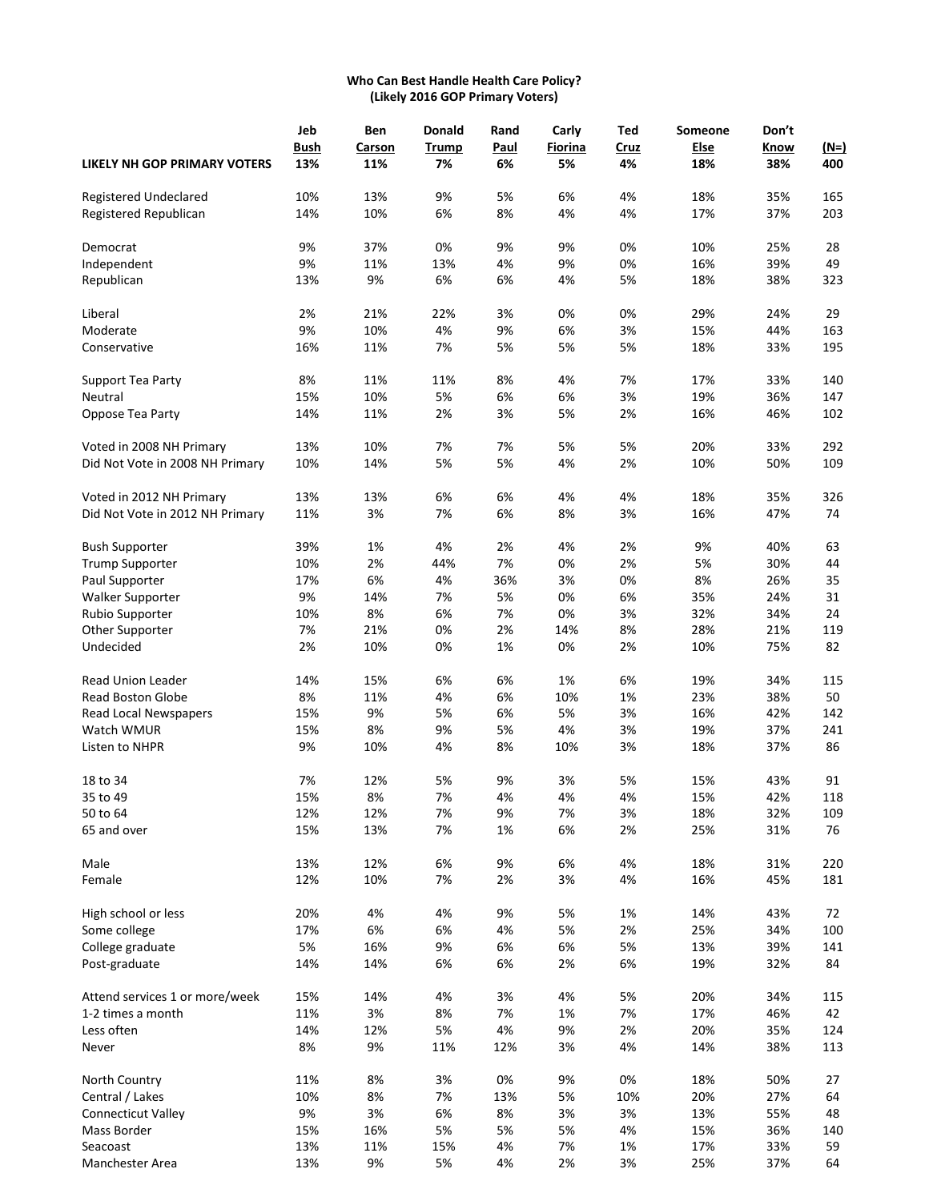**Who Can Best Handle Health Care Policy?**
**(Likely 2016 GOP Primary Voters)**

| | Jeb Bush | Ben Carson | Donald Trump | Rand Paul | Carly Fiorina | Ted Cruz | Someone Else | Don't Know | (N=) |
|---|---|---|---|---|---|---|---|---|---|
| **LIKELY NH GOP PRIMARY VOTERS** | **13%** | **11%** | **7%** | **6%** | **5%** | **4%** | **18%** | **38%** | **400** |
| Registered Undeclared | 10% | 13% | 9% | 5% | 6% | 4% | 18% | 35% | 165 |
| Registered Republican | 14% | 10% | 6% | 8% | 4% | 4% | 17% | 37% | 203 |
| Democrat | 9% | 37% | 0% | 9% | 9% | 0% | 10% | 25% | 28 |
| Independent | 9% | 11% | 13% | 4% | 9% | 0% | 16% | 39% | 49 |
| Republican | 13% | 9% | 6% | 6% | 4% | 5% | 18% | 38% | 323 |
| Liberal | 2% | 21% | 22% | 3% | 0% | 0% | 29% | 24% | 29 |
| Moderate | 9% | 10% | 4% | 9% | 6% | 3% | 15% | 44% | 163 |
| Conservative | 16% | 11% | 7% | 5% | 5% | 5% | 18% | 33% | 195 |
| Support Tea Party | 8% | 11% | 11% | 8% | 4% | 7% | 17% | 33% | 140 |
| Neutral | 15% | 10% | 5% | 6% | 6% | 3% | 19% | 36% | 147 |
| Oppose Tea Party | 14% | 11% | 2% | 3% | 5% | 2% | 16% | 46% | 102 |
| Voted in 2008 NH Primary | 13% | 10% | 7% | 7% | 5% | 5% | 20% | 33% | 292 |
| Did Not Vote in 2008 NH Primary | 10% | 14% | 5% | 5% | 4% | 2% | 10% | 50% | 109 |
| Voted in 2012 NH Primary | 13% | 13% | 6% | 6% | 4% | 4% | 18% | 35% | 326 |
| Did Not Vote in 2012 NH Primary | 11% | 3% | 7% | 6% | 8% | 3% | 16% | 47% | 74 |
| Bush Supporter | 39% | 1% | 4% | 2% | 4% | 2% | 9% | 40% | 63 |
| Trump Supporter | 10% | 2% | 44% | 7% | 0% | 2% | 5% | 30% | 44 |
| Paul Supporter | 17% | 6% | 4% | 36% | 3% | 0% | 8% | 26% | 35 |
| Walker Supporter | 9% | 14% | 7% | 5% | 0% | 6% | 35% | 24% | 31 |
| Rubio Supporter | 10% | 8% | 6% | 7% | 0% | 3% | 32% | 34% | 24 |
| Other Supporter | 7% | 21% | 0% | 2% | 14% | 8% | 28% | 21% | 119 |
| Undecided | 2% | 10% | 0% | 1% | 0% | 2% | 10% | 75% | 82 |
| Read Union Leader | 14% | 15% | 6% | 6% | 1% | 6% | 19% | 34% | 115 |
| Read Boston Globe | 8% | 11% | 4% | 6% | 10% | 1% | 23% | 38% | 50 |
| Read Local Newspapers | 15% | 9% | 5% | 6% | 5% | 3% | 16% | 42% | 142 |
| Watch WMUR | 15% | 8% | 9% | 5% | 4% | 3% | 19% | 37% | 241 |
| Listen to NHPR | 9% | 10% | 4% | 8% | 10% | 3% | 18% | 37% | 86 |
| 18 to 34 | 7% | 12% | 5% | 9% | 3% | 5% | 15% | 43% | 91 |
| 35 to 49 | 15% | 8% | 7% | 4% | 4% | 4% | 15% | 42% | 118 |
| 50 to 64 | 12% | 12% | 7% | 9% | 7% | 3% | 18% | 32% | 109 |
| 65 and over | 15% | 13% | 7% | 1% | 6% | 2% | 25% | 31% | 76 |
| Male | 13% | 12% | 6% | 9% | 6% | 4% | 18% | 31% | 220 |
| Female | 12% | 10% | 7% | 2% | 3% | 4% | 16% | 45% | 181 |
| High school or less | 20% | 4% | 4% | 9% | 5% | 1% | 14% | 43% | 72 |
| Some college | 17% | 6% | 6% | 4% | 5% | 2% | 25% | 34% | 100 |
| College graduate | 5% | 16% | 9% | 6% | 6% | 5% | 13% | 39% | 141 |
| Post-graduate | 14% | 14% | 6% | 6% | 2% | 6% | 19% | 32% | 84 |
| Attend services 1 or more/week | 15% | 14% | 4% | 3% | 4% | 5% | 20% | 34% | 115 |
| 1-2 times a month | 11% | 3% | 8% | 7% | 1% | 7% | 17% | 46% | 42 |
| Less often | 14% | 12% | 5% | 4% | 9% | 2% | 20% | 35% | 124 |
| Never | 8% | 9% | 11% | 12% | 3% | 4% | 14% | 38% | 113 |
| North Country | 11% | 8% | 3% | 0% | 9% | 0% | 18% | 50% | 27 |
| Central / Lakes | 10% | 8% | 7% | 13% | 5% | 10% | 20% | 27% | 64 |
| Connecticut Valley | 9% | 3% | 6% | 8% | 3% | 3% | 13% | 55% | 48 |
| Mass Border | 15% | 16% | 5% | 5% | 5% | 4% | 15% | 36% | 140 |
| Seacoast | 13% | 11% | 15% | 4% | 7% | 1% | 17% | 33% | 59 |
| Manchester Area | 13% | 9% | 5% | 4% | 2% | 3% | 25% | 37% | 64 |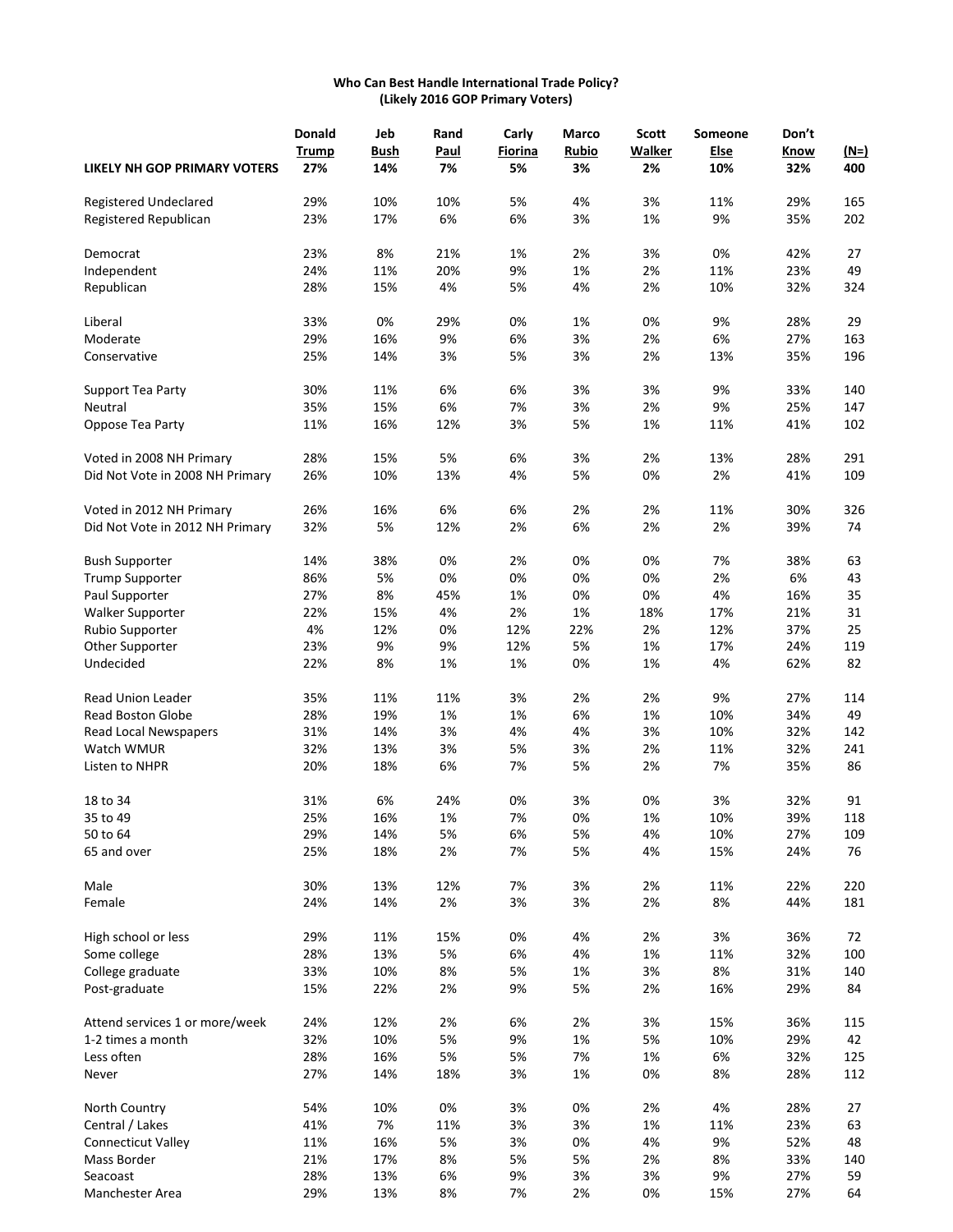**Who Can Best Handle International Trade Policy?**
**(Likely 2016 GOP Primary Voters)**

| LIKELY NH GOP PRIMARY VOTERS | Donald Trump 27% | Jeb Bush 14% | Rand Paul 7% | Carly Fiorina 5% | Marco Rubio 3% | Scott Walker 2% | Someone Else 10% | Don't Know 32% | (N=) 400 |
|---|---|---|---|---|---|---|---|---|---|
| Registered Undeclared | 29% | 10% | 10% | 5% | 4% | 3% | 11% | 29% | 165 |
| Registered Republican | 23% | 17% | 6% | 6% | 3% | 1% | 9% | 35% | 202 |
| Democrat | 23% | 8% | 21% | 1% | 2% | 3% | 0% | 42% | 27 |
| Independent | 24% | 11% | 20% | 9% | 1% | 2% | 11% | 23% | 49 |
| Republican | 28% | 15% | 4% | 5% | 4% | 2% | 10% | 32% | 324 |
| Liberal | 33% | 0% | 29% | 0% | 1% | 0% | 9% | 28% | 29 |
| Moderate | 29% | 16% | 9% | 6% | 3% | 2% | 6% | 27% | 163 |
| Conservative | 25% | 14% | 3% | 5% | 3% | 2% | 13% | 35% | 196 |
| Support Tea Party | 30% | 11% | 6% | 6% | 3% | 3% | 9% | 33% | 140 |
| Neutral | 35% | 15% | 6% | 7% | 3% | 2% | 9% | 25% | 147 |
| Oppose Tea Party | 11% | 16% | 12% | 3% | 5% | 1% | 11% | 41% | 102 |
| Voted in 2008 NH Primary | 28% | 15% | 5% | 6% | 3% | 2% | 13% | 28% | 291 |
| Did Not Vote in 2008 NH Primary | 26% | 10% | 13% | 4% | 5% | 0% | 2% | 41% | 109 |
| Voted in 2012 NH Primary | 26% | 16% | 6% | 6% | 2% | 2% | 11% | 30% | 326 |
| Did Not Vote in 2012 NH Primary | 32% | 5% | 12% | 2% | 6% | 2% | 2% | 39% | 74 |
| Bush Supporter | 14% | 38% | 0% | 2% | 0% | 0% | 7% | 38% | 63 |
| Trump Supporter | 86% | 5% | 0% | 0% | 0% | 0% | 2% | 6% | 43 |
| Paul Supporter | 27% | 8% | 45% | 1% | 0% | 0% | 4% | 16% | 35 |
| Walker Supporter | 22% | 15% | 4% | 2% | 1% | 18% | 17% | 21% | 31 |
| Rubio Supporter | 4% | 12% | 0% | 12% | 22% | 2% | 12% | 37% | 25 |
| Other Supporter | 23% | 9% | 9% | 12% | 5% | 1% | 17% | 24% | 119 |
| Undecided | 22% | 8% | 1% | 1% | 0% | 1% | 4% | 62% | 82 |
| Read Union Leader | 35% | 11% | 11% | 3% | 2% | 2% | 9% | 27% | 114 |
| Read Boston Globe | 28% | 19% | 1% | 1% | 6% | 1% | 10% | 34% | 49 |
| Read Local Newspapers | 31% | 14% | 3% | 4% | 4% | 3% | 10% | 32% | 142 |
| Watch WMUR | 32% | 13% | 3% | 5% | 3% | 2% | 11% | 32% | 241 |
| Listen to NHPR | 20% | 18% | 6% | 7% | 5% | 2% | 7% | 35% | 86 |
| 18 to 34 | 31% | 6% | 24% | 0% | 3% | 0% | 3% | 32% | 91 |
| 35 to 49 | 25% | 16% | 1% | 7% | 0% | 1% | 10% | 39% | 118 |
| 50 to 64 | 29% | 14% | 5% | 6% | 5% | 4% | 10% | 27% | 109 |
| 65 and over | 25% | 18% | 2% | 7% | 5% | 4% | 15% | 24% | 76 |
| Male | 30% | 13% | 12% | 7% | 3% | 2% | 11% | 22% | 220 |
| Female | 24% | 14% | 2% | 3% | 3% | 2% | 8% | 44% | 181 |
| High school or less | 29% | 11% | 15% | 0% | 4% | 2% | 3% | 36% | 72 |
| Some college | 28% | 13% | 5% | 6% | 4% | 1% | 11% | 32% | 100 |
| College graduate | 33% | 10% | 8% | 5% | 1% | 3% | 8% | 31% | 140 |
| Post-graduate | 15% | 22% | 2% | 9% | 5% | 2% | 16% | 29% | 84 |
| Attend services 1 or more/week | 24% | 12% | 2% | 6% | 2% | 3% | 15% | 36% | 115 |
| 1-2 times a month | 32% | 10% | 5% | 9% | 1% | 5% | 10% | 29% | 42 |
| Less often | 28% | 16% | 5% | 5% | 7% | 1% | 6% | 32% | 125 |
| Never | 27% | 14% | 18% | 3% | 1% | 0% | 8% | 28% | 112 |
| North Country | 54% | 10% | 0% | 3% | 0% | 2% | 4% | 28% | 27 |
| Central / Lakes | 41% | 7% | 11% | 3% | 3% | 1% | 11% | 23% | 63 |
| Connecticut Valley | 11% | 16% | 5% | 3% | 0% | 4% | 9% | 52% | 48 |
| Mass Border | 21% | 17% | 8% | 5% | 5% | 2% | 8% | 33% | 140 |
| Seacoast | 28% | 13% | 6% | 9% | 3% | 3% | 9% | 27% | 59 |
| Manchester Area | 29% | 13% | 8% | 7% | 2% | 0% | 15% | 27% | 64 |